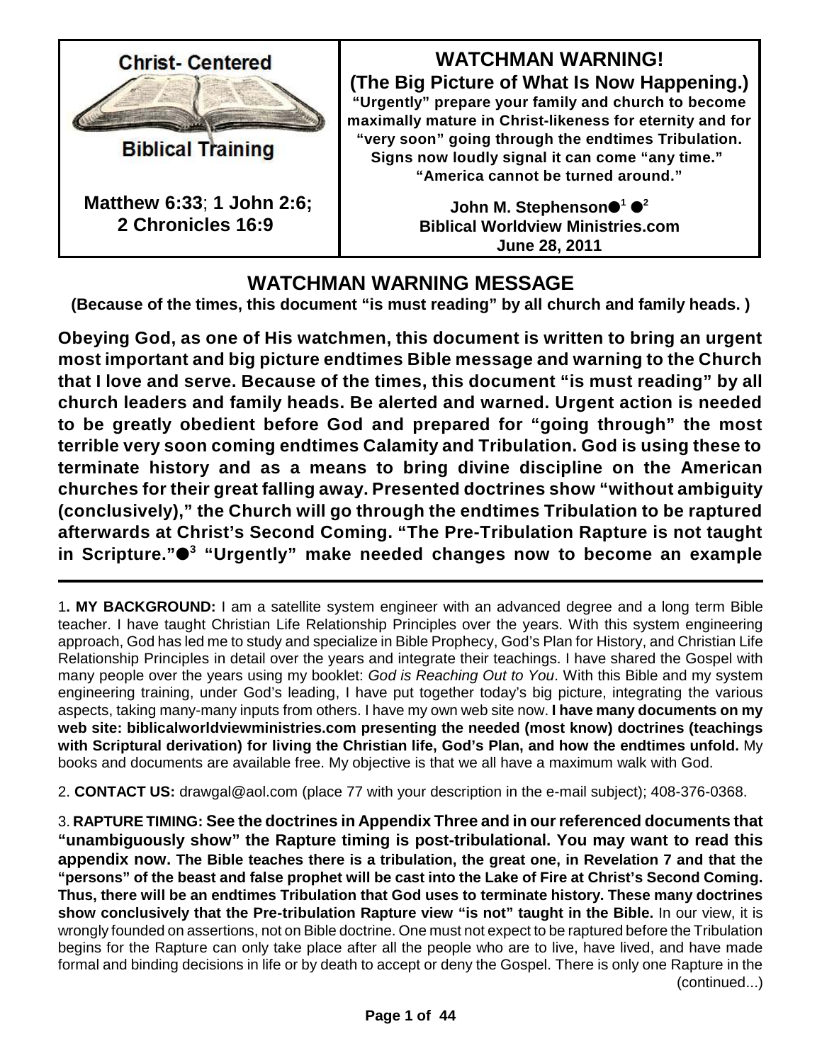| Christ- Centered<br>Biblical Training<br><br>**Matthew 6:33**; **1 John 2:6; 2 Chronicles 16:9** | **WATCHMAN WARNING!**<br>**(The Big Picture of What Is Now Happening.)**<br>**"Urgently" prepare your family and church to become maximally mature in Christ-likeness for eternity and for "very soon" going through the endtimes Tribulation. Signs now loudly signal it can come "any time." "America cannot be turned around."**<br><br>**John M. Stephenson●[1] ●[2]**<br>**Biblical Worldview Ministries.com**<br>**June 28, 2011** |
|---|---|

## WATCHMAN WARNING MESSAGE

**(Because of the times, this document "is must reading" by all church and family heads. )**

**Obeying God, as one of His watchmen, this document is written to bring an urgent most important and big picture endtimes Bible message and warning to the Church that I love and serve. Because of the times, this document "is must reading" by all church leaders and family heads. Be alerted and warned. Urgent action is needed to be greatly obedient before God and prepared for "going through" the most terrible very soon coming endtimes Calamity and Tribulation. God is using these to terminate history and as a means to bring divine discipline on the American churches for their great falling away. Presented doctrines show "without ambiguity (conclusively)," the Church will go through the endtimes Tribulation to be raptured afterwards at Christ's Second Coming. "The Pre-Tribulation Rapture is not taught in Scripture."●[3] "Urgently" make needed changes now to become an example**

---

1**. MY BACKGROUND:** I am a satellite system engineer with an advanced degree and a long term Bible teacher. I have taught Christian Life Relationship Principles over the years. With this system engineering approach, God has led me to study and specialize in Bible Prophecy, God's Plan for History, and Christian Life Relationship Principles in detail over the years and integrate their teachings. I have shared the Gospel with many people over the years using my booklet: *God is Reaching Out to You*. With this Bible and my system engineering training, under God's leading, I have put together today's big picture, integrating the various aspects, taking many-many inputs from others. I have my own web site now. **I have many documents on my web site: biblicalworldviewministries.com presenting the needed (most know) doctrines (teachings with Scriptural derivation) for living the Christian life, God's Plan, and how the endtimes unfold.** My books and documents are available free. My objective is that we all have a maximum walk with God.

2. **CONTACT US:** drawgal@aol.com (place 77 with your description in the e-mail subject); 408-376-0368.

3. **RAPTURE TIMING: See the doctrines in Appendix Three and in our referenced documents that "unambiguously show" the Rapture timing is post-tribulational. You may want to read this appendix now. The Bible teaches there is a tribulation, the great one, in Revelation 7 and that the "persons" of the beast and false prophet will be cast into the Lake of Fire at Christ's Second Coming. Thus, there will be an endtimes Tribulation that God uses to terminate history. These many doctrines show conclusively that the Pre-tribulation Rapture view "is not" taught in the Bible.** In our view, it is wrongly founded on assertions, not on Bible doctrine. One must not expect to be raptured before the Tribulation begins for the Rapture can only take place after all the people who are to live, have lived, and have made formal and binding decisions in life or by death to accept or deny the Gospel. There is only one Rapture in the (continued...)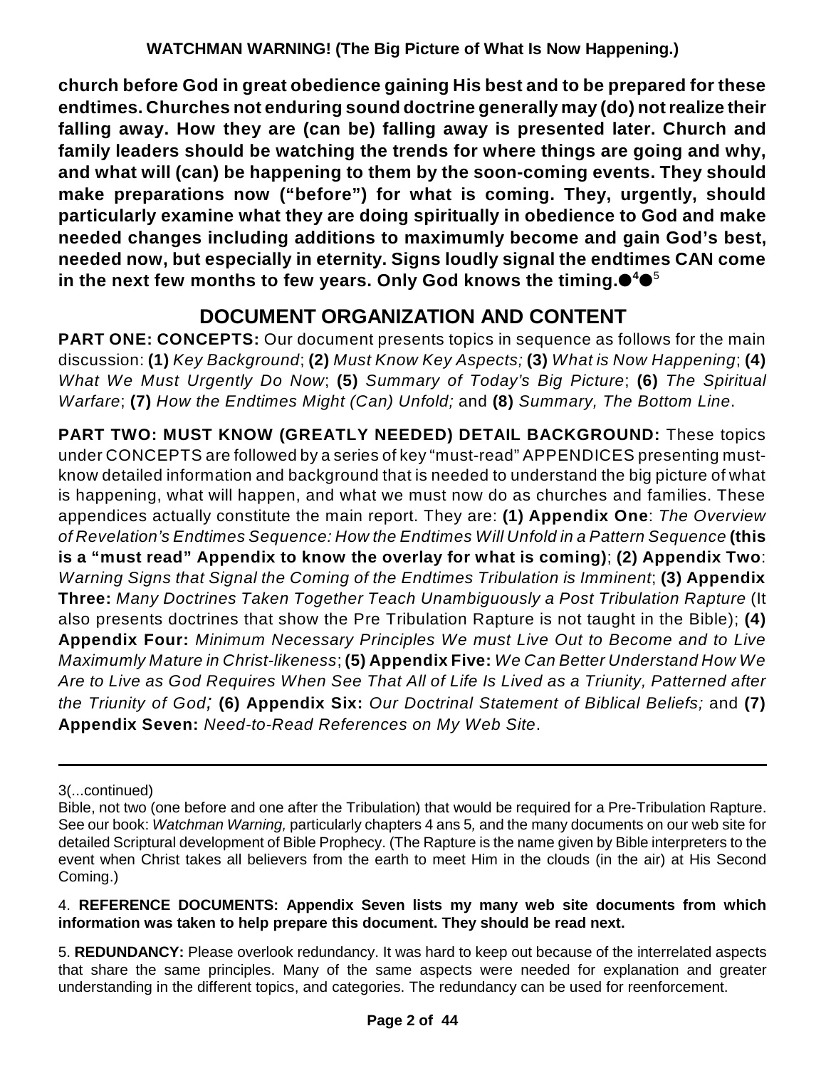**church before God in great obedience gaining His best and to be prepared for these endtimes. Churches not enduring sound doctrine generally may (do) not realize their falling away. How they are (can be) falling away is presented later. Church and family leaders should be watching the trends for where things are going and why, and what will (can) be happening to them by the soon-coming events. They should make preparations now ("before") for what is coming. They, urgently, should particularly examine what they are doing spiritually in obedience to God and make needed changes including additions to maximumly become and gain God's best, needed now, but especially in eternity. Signs loudly signal the endtimes CAN come in the next few months to few years. Only God knows the timing.**●[4]●[5]

## DOCUMENT ORGANIZATION AND CONTENT

**PART ONE: CONCEPTS:** Our document presents topics in sequence as follows for the main discussion: **(1)** *Key Background*; **(2)** *Must Know Key Aspects;* **(3)** *What is Now Happening*; **(4)** *What We Must Urgently Do Now*; **(5)** *Summary of Today's Big Picture*; **(6)** *The Spiritual Warfare*; **(7)** *How the Endtimes Might (Can) Unfold;* and **(8)** *Summary, The Bottom Line*.

**PART TWO: MUST KNOW (GREATLY NEEDED) DETAIL BACKGROUND:** These topics under CONCEPTS are followed by a series of key "must-read" APPENDICES presenting must-know detailed information and background that is needed to understand the big picture of what is happening, what will happen, and what we must now do as churches and families. These appendices actually constitute the main report. They are: **(1) Appendix One**: *The Overview of Revelation's Endtimes Sequence: How the Endtimes Will Unfold in a Pattern Sequence* **(this is a "must read" Appendix to know the overlay for what is coming)**; **(2) Appendix Two**: *Warning Signs that Signal the Coming of the Endtimes Tribulation is Imminent*; **(3) Appendix Three:** *Many Doctrines Taken Together Teach Unambiguously a Post Tribulation Rapture* (It also presents doctrines that show the Pre Tribulation Rapture is not taught in the Bible); **(4) Appendix Four:** *Minimum Necessary Principles We must Live Out to Become and to Live Maximumly Mature in Christ-likeness*; **(5) Appendix Five:** *We Can Better Understand How We Are to Live as God Requires When See That All of Life Is Lived as a Triunity, Patterned after the Triunity of God;* **(6) Appendix Six:** *Our Doctrinal Statement of Biblical Beliefs;* and **(7) Appendix Seven:** *Need-to-Read References on My Web Site*.

---

3(...continued)

Bible, not two (one before and one after the Tribulation) that would be required for a Pre-Tribulation Rapture. See our book: *Watchman Warning,* particularly chapters 4 ans 5*,* and the many documents on our web site for detailed Scriptural development of Bible Prophecy. (The Rapture is the name given by Bible interpreters to the event when Christ takes all believers from the earth to meet Him in the clouds (in the air) at His Second Coming.)

4. **REFERENCE DOCUMENTS: Appendix Seven lists my many web site documents from which information was taken to help prepare this document. They should be read next.**

5. **REDUNDANCY:** Please overlook redundancy. It was hard to keep out because of the interrelated aspects that share the same principles. Many of the same aspects were needed for explanation and greater understanding in the different topics, and categories. The redundancy can be used for reenforcement.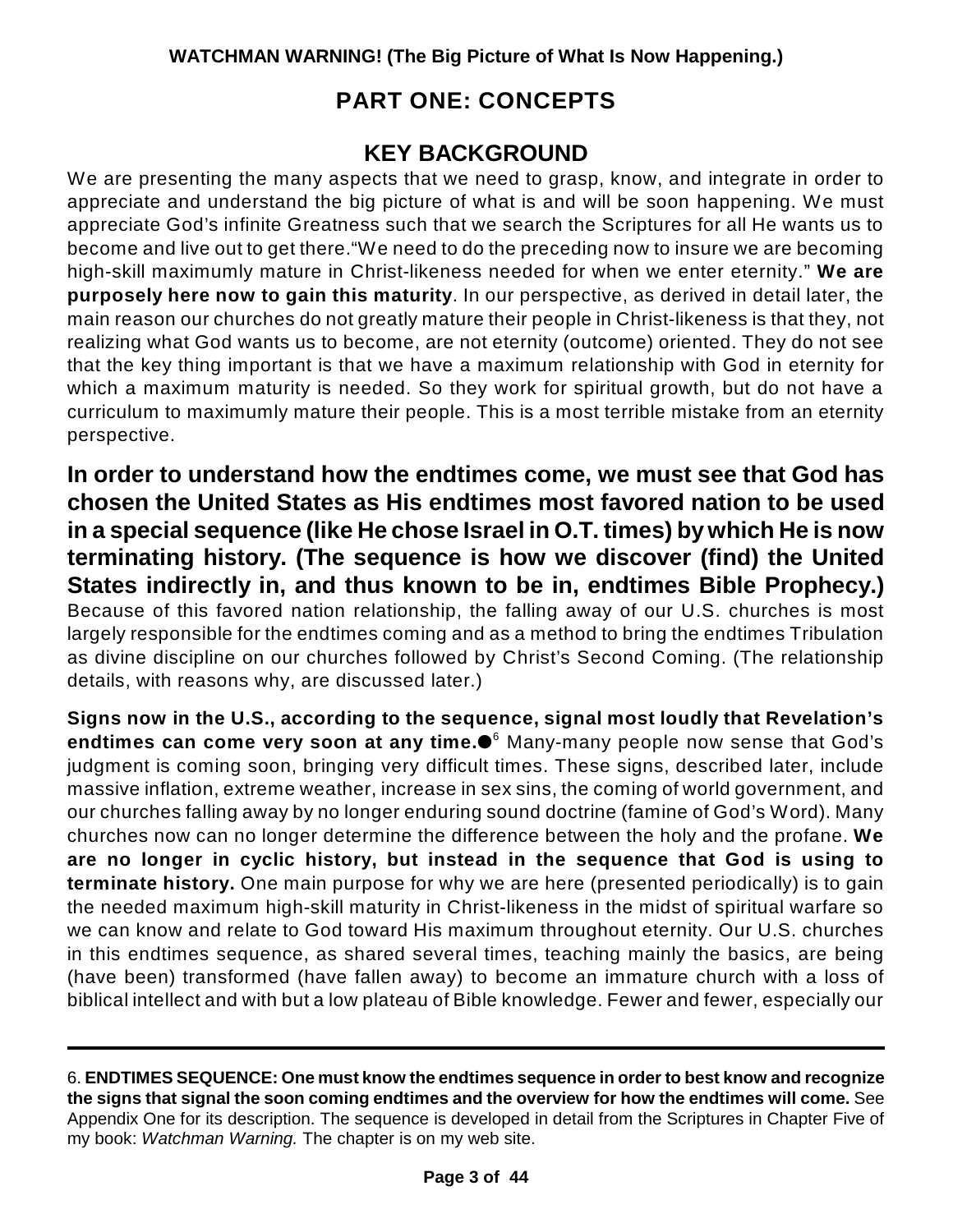## PART ONE: CONCEPTS

### KEY BACKGROUND

We are presenting the many aspects that we need to grasp, know, and integrate in order to appreciate and understand the big picture of what is and will be soon happening. We must appreciate God's infinite Greatness such that we search the Scriptures for all He wants us to become and live out to get there."We need to do the preceding now to insure we are becoming high-skill maximumly mature in Christ-likeness needed for when we enter eternity." **We are purposely here now to gain this maturity**. In our perspective, as derived in detail later, the main reason our churches do not greatly mature their people in Christ-likeness is that they, not realizing what God wants us to become, are not eternity (outcome) oriented. They do not see that the key thing important is that we have a maximum relationship with God in eternity for which a maximum maturity is needed. So they work for spiritual growth, but do not have a curriculum to maximumly mature their people. This is a most terrible mistake from an eternity perspective.

**In order to understand how the endtimes come, we must see that God has chosen the United States as His endtimes most favored nation to be used in a special sequence (like He chose Israel in O.T. times) by which He is now terminating history. (The sequence is how we discover (find) the United States indirectly in, and thus known to be in, endtimes Bible Prophecy.)** Because of this favored nation relationship, the falling away of our U.S. churches is most largely responsible for the endtimes coming and as a method to bring the endtimes Tribulation as divine discipline on our churches followed by Christ's Second Coming. (The relationship details, with reasons why, are discussed later.)

**Signs now in the U.S., according to the sequence, signal most loudly that Revelation's endtimes can come very soon at any time.**●[6] Many-many people now sense that God's judgment is coming soon, bringing very difficult times. These signs, described later, include massive inflation, extreme weather, increase in sex sins, the coming of world government, and our churches falling away by no longer enduring sound doctrine (famine of God's Word). Many churches now can no longer determine the difference between the holy and the profane. **We are no longer in cyclic history, but instead in the sequence that God is using to terminate history.** One main purpose for why we are here (presented periodically) is to gain the needed maximum high-skill maturity in Christ-likeness in the midst of spiritual warfare so we can know and relate to God toward His maximum throughout eternity. Our U.S. churches in this endtimes sequence, as shared several times, teaching mainly the basics, are being (have been) transformed (have fallen away) to become an immature church with a loss of biblical intellect and with but a low plateau of Bible knowledge. Fewer and fewer, especially our

---

6. **ENDTIMES SEQUENCE: One must know the endtimes sequence in order to best know and recognize the signs that signal the soon coming endtimes and the overview for how the endtimes will come.** See Appendix One for its description. The sequence is developed in detail from the Scriptures in Chapter Five of my book: *Watchman Warning.* The chapter is on my web site.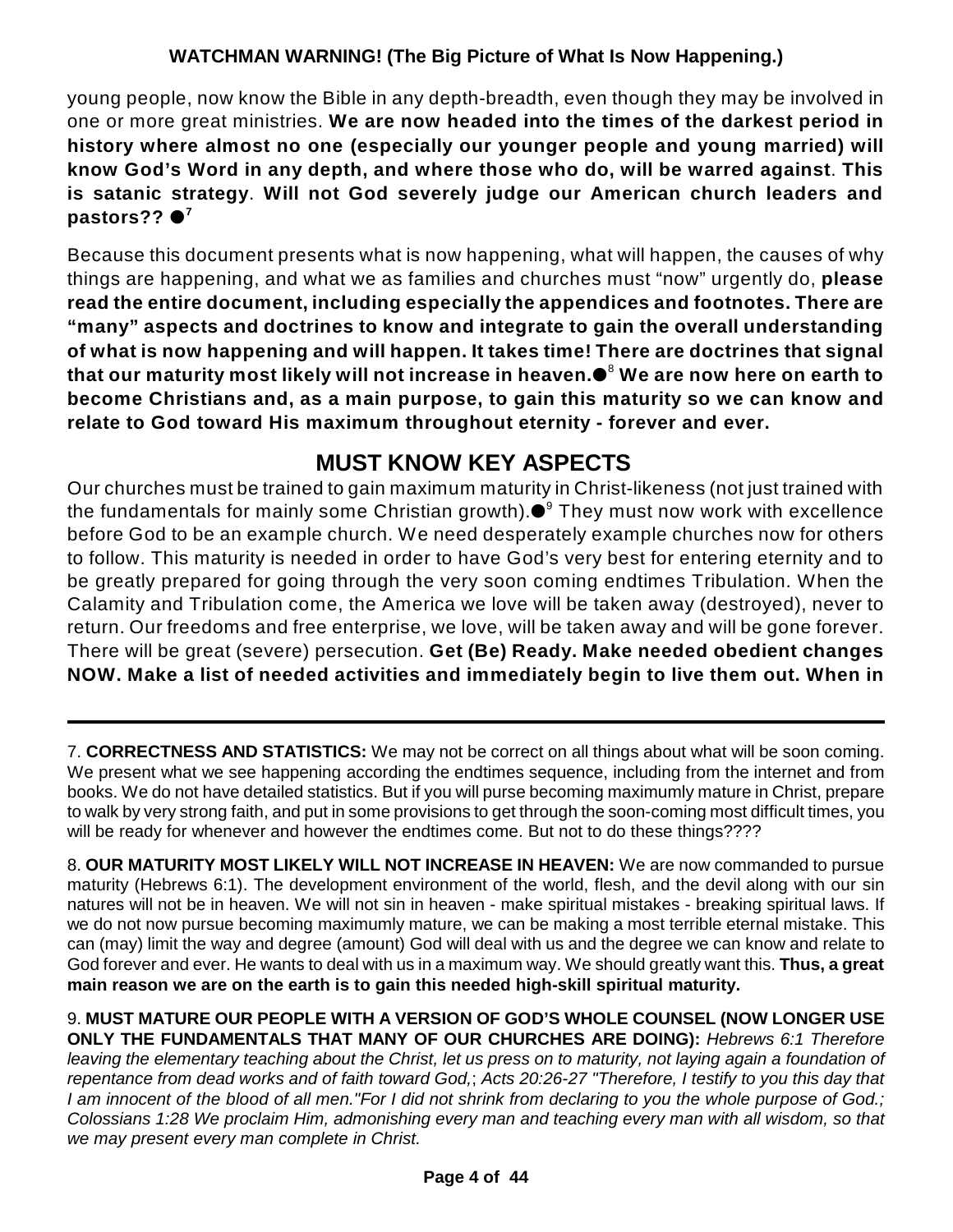young people, now know the Bible in any depth-breadth, even though they may be involved in one or more great ministries. **We are now headed into the times of the darkest period in history where almost no one (especially our younger people and young married) will know God's Word in any depth, and where those who do, will be warred against**. **This is satanic strategy**. **Will not God severely judge our American church leaders and pastors?? ●[7]**

Because this document presents what is now happening, what will happen, the causes of why things are happening, and what we as families and churches must "now" urgently do, **please read the entire document, including especially the appendices and footnotes. There are "many" aspects and doctrines to know and integrate to gain the overall understanding of what is now happening and will happen. It takes time! There are doctrines that signal that our maturity most likely will not increase in heaven.●[8] We are now here on earth to become Christians and, as a main purpose, to gain this maturity so we can know and relate to God toward His maximum throughout eternity - forever and ever.**

## MUST KNOW KEY ASPECTS

Our churches must be trained to gain maximum maturity in Christ-likeness (not just trained with the fundamentals for mainly some Christian growth).●[9] They must now work with excellence before God to be an example church. We need desperately example churches now for others to follow. This maturity is needed in order to have God's very best for entering eternity and to be greatly prepared for going through the very soon coming endtimes Tribulation. When the Calamity and Tribulation come, the America we love will be taken away (destroyed), never to return. Our freedoms and free enterprise, we love, will be taken away and will be gone forever. There will be great (severe) persecution. **Get (Be) Ready. Make needed obedient changes NOW. Make a list of needed activities and immediately begin to live them out. When in**

---

7. **CORRECTNESS AND STATISTICS:** We may not be correct on all things about what will be soon coming. We present what we see happening according the endtimes sequence, including from the internet and from books. We do not have detailed statistics. But if you will purse becoming maximumly mature in Christ, prepare to walk by very strong faith, and put in some provisions to get through the soon-coming most difficult times, you will be ready for whenever and however the endtimes come. But not to do these things????

8. **OUR MATURITY MOST LIKELY WILL NOT INCREASE IN HEAVEN:** We are now commanded to pursue maturity (Hebrews 6:1). The development environment of the world, flesh, and the devil along with our sin natures will not be in heaven. We will not sin in heaven - make spiritual mistakes - breaking spiritual laws. If we do not now pursue becoming maximumly mature, we can be making a most terrible eternal mistake. This can (may) limit the way and degree (amount) God will deal with us and the degree we can know and relate to God forever and ever. He wants to deal with us in a maximum way. We should greatly want this. **Thus, a great main reason we are on the earth is to gain this needed high-skill spiritual maturity.**

9. **MUST MATURE OUR PEOPLE WITH A VERSION OF GOD'S WHOLE COUNSEL (NOW LONGER USE ONLY THE FUNDAMENTALS THAT MANY OF OUR CHURCHES ARE DOING):** *Hebrews 6:1 Therefore leaving the elementary teaching about the Christ, let us press on to maturity, not laying again a foundation of repentance from dead works and of faith toward God,*; *Acts 20:26-27 "Therefore, I testify to you this day that I am innocent of the blood of all men."For I did not shrink from declaring to you the whole purpose of God.; Colossians 1:28 We proclaim Him, admonishing every man and teaching every man with all wisdom, so that we may present every man complete in Christ.*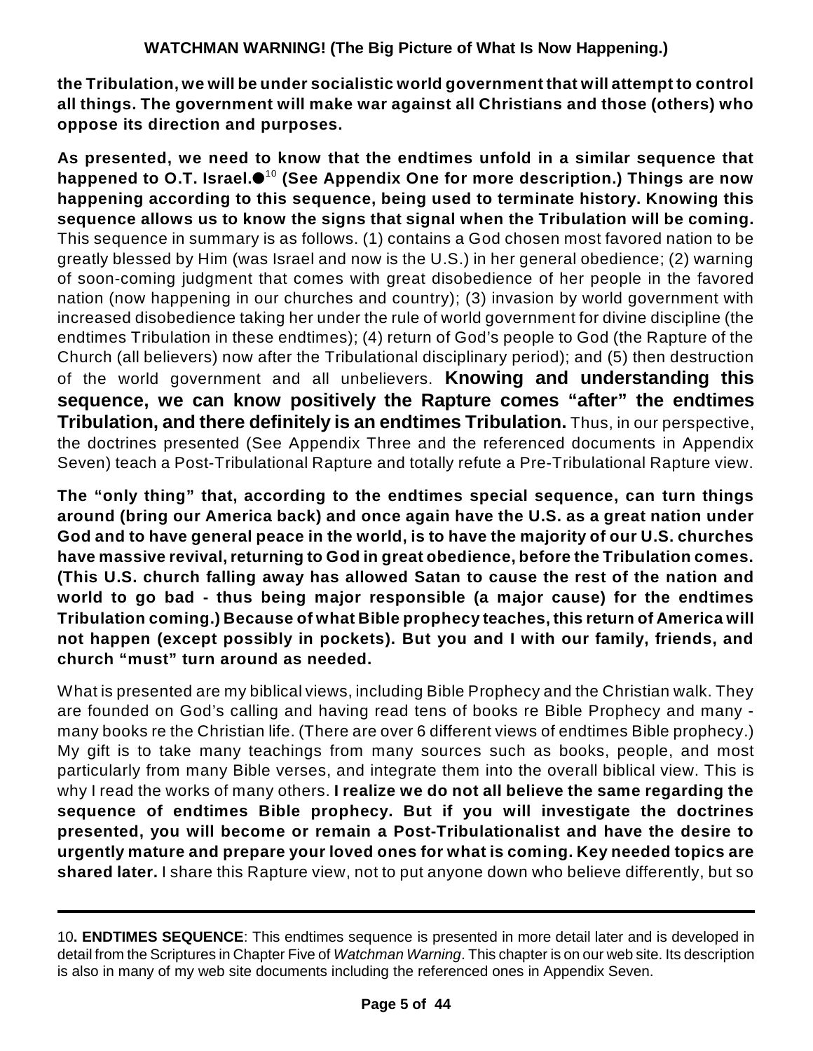**the Tribulation, we will be under socialistic world government that will attempt to control all things. The government will make war against all Christians and those (others) who oppose its direction and purposes.**

**As presented, we need to know that the endtimes unfold in a similar sequence that happened to O.T. Israel.●[10] (See Appendix One for more description.) Things are now happening according to this sequence, being used to terminate history. Knowing this sequence allows us to know the signs that signal when the Tribulation will be coming.** This sequence in summary is as follows. (1) contains a God chosen most favored nation to be greatly blessed by Him (was Israel and now is the U.S.) in her general obedience; (2) warning of soon-coming judgment that comes with great disobedience of her people in the favored nation (now happening in our churches and country); (3) invasion by world government with increased disobedience taking her under the rule of world government for divine discipline (the endtimes Tribulation in these endtimes); (4) return of God's people to God (the Rapture of the Church (all believers) now after the Tribulational disciplinary period); and (5) then destruction of the world government and all unbelievers. **Knowing and understanding this sequence, we can know positively the Rapture comes "after" the endtimes Tribulation, and there definitely is an endtimes Tribulation.** Thus, in our perspective, the doctrines presented (See Appendix Three and the referenced documents in Appendix Seven) teach a Post-Tribulational Rapture and totally refute a Pre-Tribulational Rapture view.

**The "only thing" that, according to the endtimes special sequence, can turn things around (bring our America back) and once again have the U.S. as a great nation under God and to have general peace in the world, is to have the majority of our U.S. churches have massive revival, returning to God in great obedience, before the Tribulation comes. (This U.S. church falling away has allowed Satan to cause the rest of the nation and world to go bad - thus being major responsible (a major cause) for the endtimes Tribulation coming.) Because of what Bible prophecy teaches, this return of America will not happen (except possibly in pockets). But you and I with our family, friends, and church "must" turn around as needed.**

What is presented are my biblical views, including Bible Prophecy and the Christian walk. They are founded on God's calling and having read tens of books re Bible Prophecy and many - many books re the Christian life. (There are over 6 different views of endtimes Bible prophecy.) My gift is to take many teachings from many sources such as books, people, and most particularly from many Bible verses, and integrate them into the overall biblical view. This is why I read the works of many others. **I realize we do not all believe the same regarding the sequence of endtimes Bible prophecy. But if you will investigate the doctrines presented, you will become or remain a Post-Tribulationalist and have the desire to urgently mature and prepare your loved ones for what is coming. Key needed topics are shared later.** I share this Rapture view, not to put anyone down who believe differently, but so

---

10**. ENDTIMES SEQUENCE**: This endtimes sequence is presented in more detail later and is developed in detail from the Scriptures in Chapter Five of *Watchman Warning*. This chapter is on our web site. Its description is also in many of my web site documents including the referenced ones in Appendix Seven.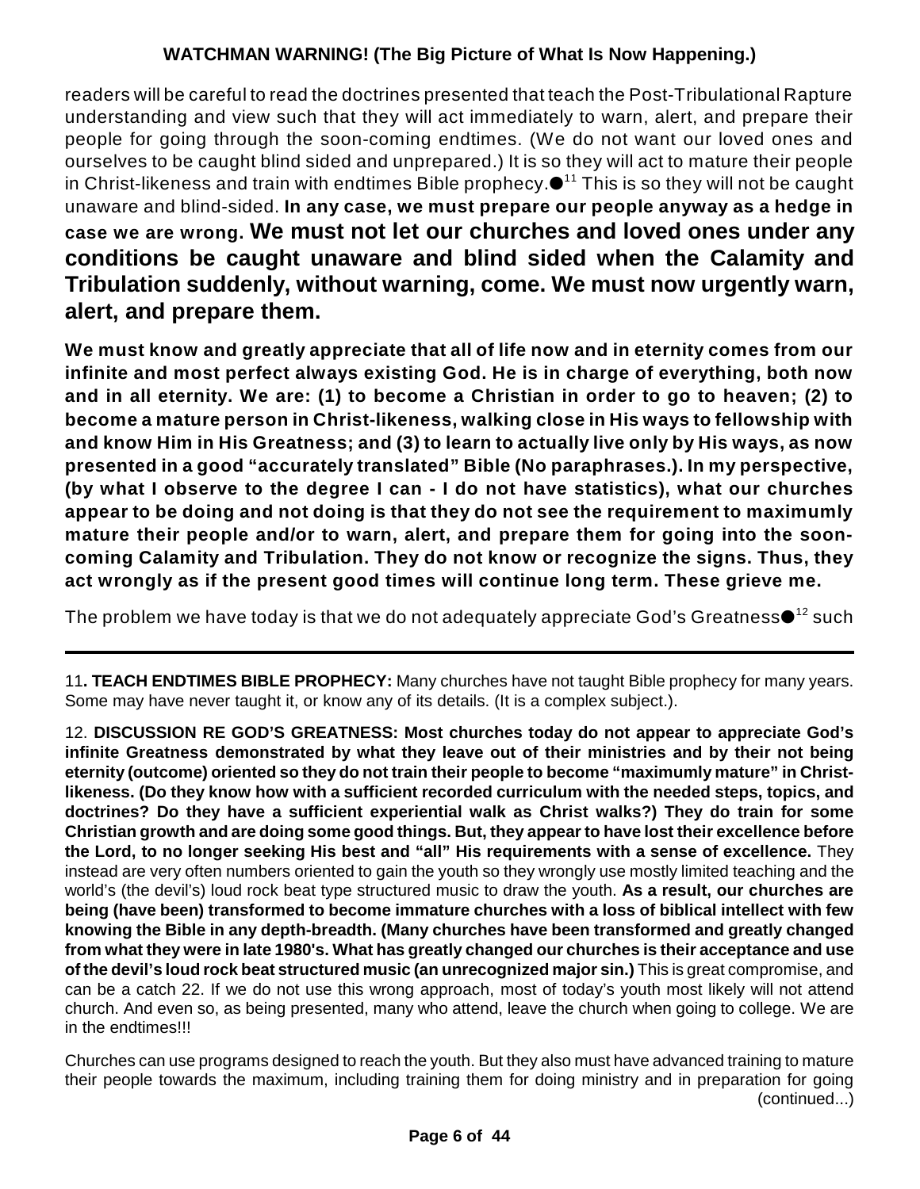readers will be careful to read the doctrines presented that teach the Post-Tribulational Rapture understanding and view such that they will act immediately to warn, alert, and prepare their people for going through the soon-coming endtimes. (We do not want our loved ones and ourselves to be caught blind sided and unprepared.) It is so they will act to mature their people in Christ-likeness and train with endtimes Bible prophecy.●[11] This is so they will not be caught unaware and blind-sided. **In any case, we must prepare our people anyway as a hedge in case we are wrong. We must not let our churches and loved ones under any conditions be caught unaware and blind sided when the Calamity and Tribulation suddenly, without warning, come. We must now urgently warn, alert, and prepare them.**

**We must know and greatly appreciate that all of life now and in eternity comes from our infinite and most perfect always existing God. He is in charge of everything, both now and in all eternity. We are: (1) to become a Christian in order to go to heaven; (2) to become a mature person in Christ-likeness, walking close in His ways to fellowship with and know Him in His Greatness; and (3) to learn to actually live only by His ways, as now presented in a good "accurately translated" Bible (No paraphrases.). In my perspective, (by what I observe to the degree I can - I do not have statistics), what our churches appear to be doing and not doing is that they do not see the requirement to maximumly mature their people and/or to warn, alert, and prepare them for going into the soon-coming Calamity and Tribulation. They do not know or recognize the signs. Thus, they act wrongly as if the present good times will continue long term. These grieve me.**

The problem we have today is that we do not adequately appreciate God's Greatness●[12] such

---

11**. TEACH ENDTIMES BIBLE PROPHECY:** Many churches have not taught Bible prophecy for many years. Some may have never taught it, or know any of its details. (It is a complex subject.).

12. **DISCUSSION RE GOD'S GREATNESS: Most churches today do not appear to appreciate God's infinite Greatness demonstrated by what they leave out of their ministries and by their not being eternity (outcome) oriented so they do not train their people to become "maximumly mature" in Christ-likeness. (Do they know how with a sufficient recorded curriculum with the needed steps, topics, and doctrines? Do they have a sufficient experiential walk as Christ walks?) They do train for some Christian growth and are doing some good things. But, they appear to have lost their excellence before the Lord, to no longer seeking His best and "all" His requirements with a sense of excellence.** They instead are very often numbers oriented to gain the youth so they wrongly use mostly limited teaching and the world's (the devil's) loud rock beat type structured music to draw the youth. **As a result, our churches are being (have been) transformed to become immature churches with a loss of biblical intellect with few knowing the Bible in any depth-breadth. (Many churches have been transformed and greatly changed from what they were in late 1980's. What has greatly changed our churches is their acceptance and use of the devil's loud rock beat structured music (an unrecognized major sin.)** This is great compromise, and can be a catch 22. If we do not use this wrong approach, most of today's youth most likely will not attend church. And even so, as being presented, many who attend, leave the church when going to college. We are in the endtimes!!!

Churches can use programs designed to reach the youth. But they also must have advanced training to mature their people towards the maximum, including training them for doing ministry and in preparation for going (continued...)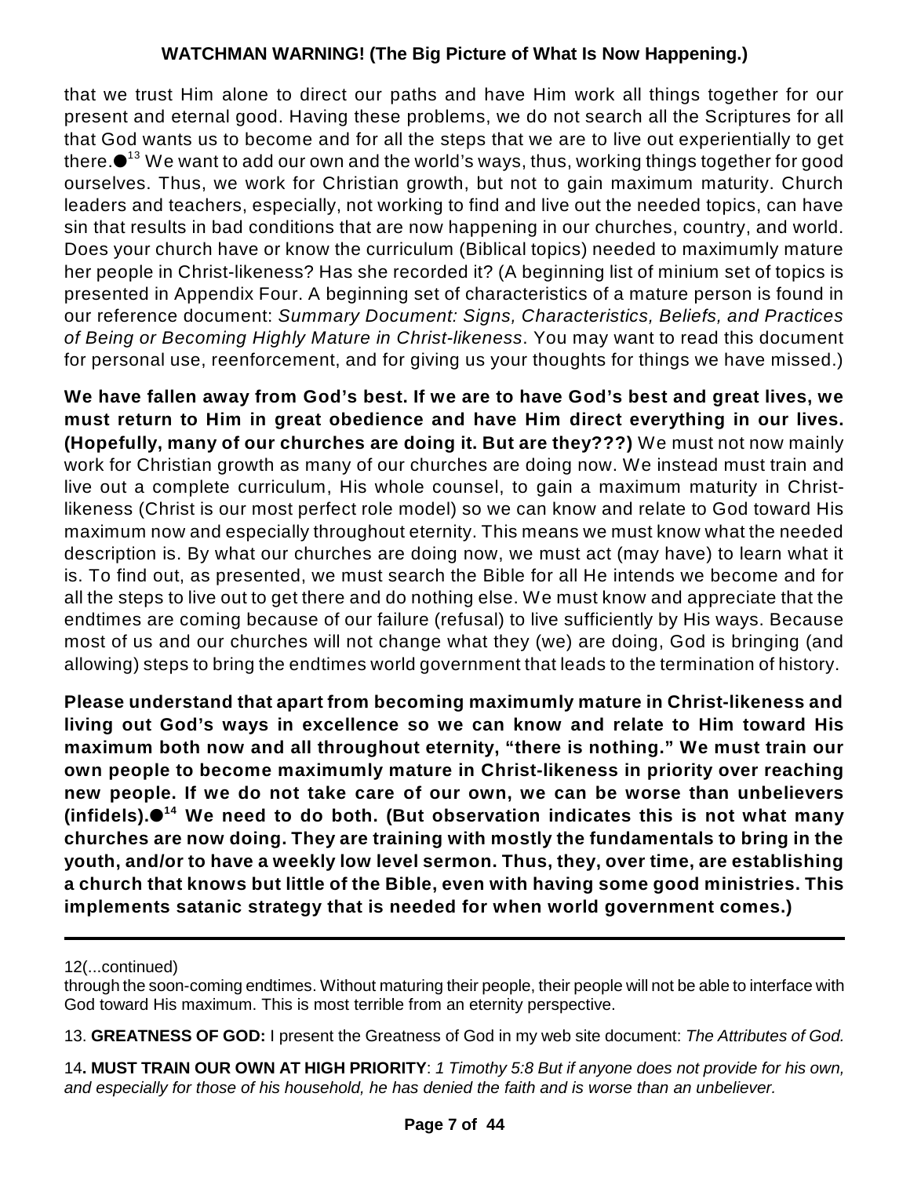that we trust Him alone to direct our paths and have Him work all things together for our present and eternal good. Having these problems, we do not search all the Scriptures for all that God wants us to become and for all the steps that we are to live out experientially to get there.●[13] We want to add our own and the world's ways, thus, working things together for good ourselves. Thus, we work for Christian growth, but not to gain maximum maturity. Church leaders and teachers, especially, not working to find and live out the needed topics, can have sin that results in bad conditions that are now happening in our churches, country, and world. Does your church have or know the curriculum (Biblical topics) needed to maximumly mature her people in Christ-likeness? Has she recorded it? (A beginning list of minium set of topics is presented in Appendix Four. A beginning set of characteristics of a mature person is found in our reference document: *Summary Document: Signs, Characteristics, Beliefs, and Practices of Being or Becoming Highly Mature in Christ-likeness*. You may want to read this document for personal use, reenforcement, and for giving us your thoughts for things we have missed.)

**We have fallen away from God's best. If we are to have God's best and great lives, we must return to Him in great obedience and have Him direct everything in our lives. (Hopefully, many of our churches are doing it. But are they???)** We must not now mainly work for Christian growth as many of our churches are doing now. We instead must train and live out a complete curriculum, His whole counsel, to gain a maximum maturity in Christ-likeness (Christ is our most perfect role model) so we can know and relate to God toward His maximum now and especially throughout eternity. This means we must know what the needed description is. By what our churches are doing now, we must act (may have) to learn what it is. To find out, as presented, we must search the Bible for all He intends we become and for all the steps to live out to get there and do nothing else. We must know and appreciate that the endtimes are coming because of our failure (refusal) to live sufficiently by His ways. Because most of us and our churches will not change what they (we) are doing, God is bringing (and allowing) steps to bring the endtimes world government that leads to the termination of history.

**Please understand that apart from becoming maximumly mature in Christ-likeness and living out God's ways in excellence so we can know and relate to Him toward His maximum both now and all throughout eternity, "there is nothing." We must train our own people to become maximumly mature in Christ-likeness in priority over reaching new people. If we do not take care of our own, we can be worse than unbelievers (infidels).●[14] We need to do both. (But observation indicates this is not what many churches are now doing. They are training with mostly the fundamentals to bring in the youth, and/or to have a weekly low level sermon. Thus, they, over time, are establishing a church that knows but little of the Bible, even with having some good ministries. This implements satanic strategy that is needed for when world government comes.)**

---

12(...continued)

through the soon-coming endtimes. Without maturing their people, their people will not be able to interface with God toward His maximum. This is most terrible from an eternity perspective.

13. **GREATNESS OF GOD:** I present the Greatness of God in my web site document: *The Attributes of God.*

14**. MUST TRAIN OUR OWN AT HIGH PRIORITY**: *1 Timothy 5:8 But if anyone does not provide for his own, and especially for those of his household, he has denied the faith and is worse than an unbeliever.*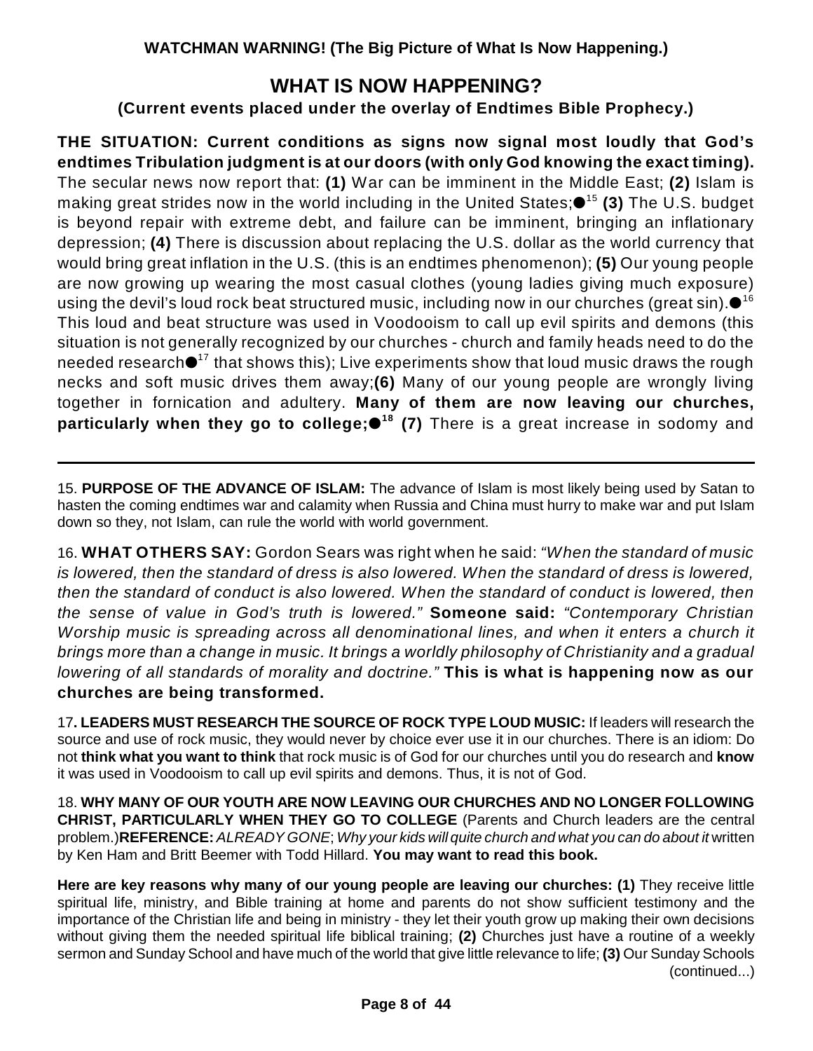## WHAT IS NOW HAPPENING?

**(Current events placed under the overlay of Endtimes Bible Prophecy.)**

**THE SITUATION: Current conditions as signs now signal most loudly that God's endtimes Tribulation judgment is at our doors (with only God knowing the exact timing).** The secular news now report that: **(1)** War can be imminent in the Middle East; **(2)** Islam is making great strides now in the world including in the United States;●[15] **(3)** The U.S. budget is beyond repair with extreme debt, and failure can be imminent, bringing an inflationary depression; **(4)** There is discussion about replacing the U.S. dollar as the world currency that would bring great inflation in the U.S. (this is an endtimes phenomenon); **(5)** Our young people are now growing up wearing the most casual clothes (young ladies giving much exposure) using the devil's loud rock beat structured music, including now in our churches (great sin).●[16] This loud and beat structure was used in Voodooism to call up evil spirits and demons (this situation is not generally recognized by our churches - church and family heads need to do the needed research●[17] that shows this); Live experiments show that loud music draws the rough necks and soft music drives them away;**(6)** Many of our young people are wrongly living together in fornication and adultery. **Many of them are now leaving our churches, particularly when they go to college;●[18]** **(7)** There is a great increase in sodomy and

---

15. **PURPOSE OF THE ADVANCE OF ISLAM:** The advance of Islam is most likely being used by Satan to hasten the coming endtimes war and calamity when Russia and China must hurry to make war and put Islam down so they, not Islam, can rule the world with world government.

16. **WHAT OTHERS SAY:** Gordon Sears was right when he said: *"When the standard of music is lowered, then the standard of dress is also lowered. When the standard of dress is lowered, then the standard of conduct is also lowered. When the standard of conduct is lowered, then the sense of value in God's truth is lowered."* **Someone said:** *"Contemporary Christian Worship music is spreading across all denominational lines, and when it enters a church it brings more than a change in music. It brings a worldly philosophy of Christianity and a gradual lowering of all standards of morality and doctrine."* **This is what is happening now as our churches are being transformed.**

17**. LEADERS MUST RESEARCH THE SOURCE OF ROCK TYPE LOUD MUSIC:** If leaders will research the source and use of rock music, they would never by choice ever use it in our churches. There is an idiom: Do not **think what you want to think** that rock music is of God for our churches until you do research and **know** it was used in Voodooism to call up evil spirits and demons. Thus, it is not of God.

18. **WHY MANY OF OUR YOUTH ARE NOW LEAVING OUR CHURCHES AND NO LONGER FOLLOWING CHRIST, PARTICULARLY WHEN THEY GO TO COLLEGE** (Parents and Church leaders are the central problem.)**REFERENCE:** *ALREADY GONE*; *Why your kids will quite church and what you can do about it* written by Ken Ham and Britt Beemer with Todd Hillard. **You may want to read this book.**

**Here are key reasons why many of our young people are leaving our churches: (1)** They receive little spiritual life, ministry, and Bible training at home and parents do not show sufficient testimony and the importance of the Christian life and being in ministry - they let their youth grow up making their own decisions without giving them the needed spiritual life biblical training; **(2)** Churches just have a routine of a weekly sermon and Sunday School and have much of the world that give little relevance to life; **(3)** Our Sunday Schools (continued...)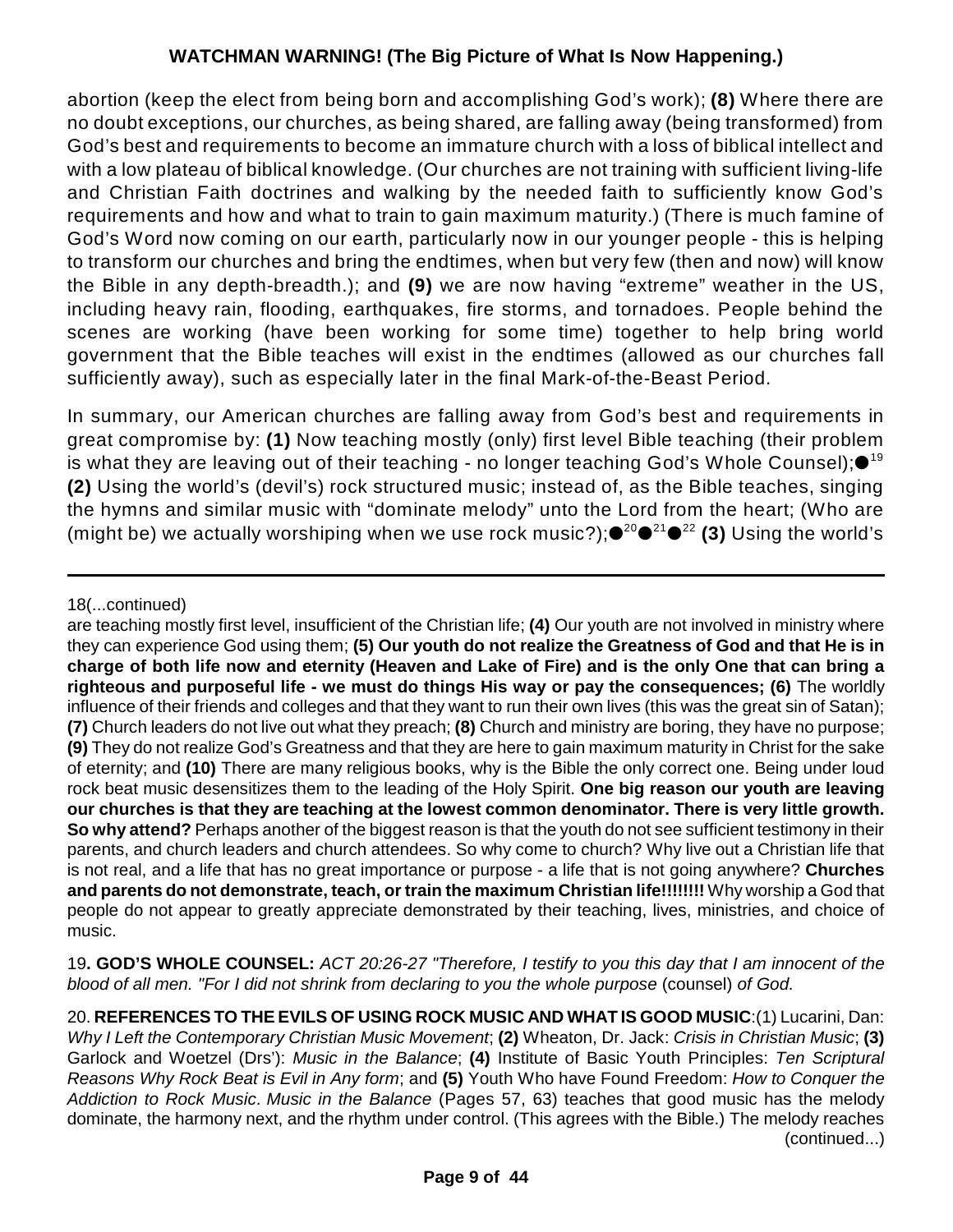abortion (keep the elect from being born and accomplishing God's work); **(8)** Where there are no doubt exceptions, our churches, as being shared, are falling away (being transformed) from God's best and requirements to become an immature church with a loss of biblical intellect and with a low plateau of biblical knowledge. (Our churches are not training with sufficient living-life and Christian Faith doctrines and walking by the needed faith to sufficiently know God's requirements and how and what to train to gain maximum maturity.) (There is much famine of God's Word now coming on our earth, particularly now in our younger people - this is helping to transform our churches and bring the endtimes, when but very few (then and now) will know the Bible in any depth-breadth.); and **(9)** we are now having "extreme" weather in the US, including heavy rain, flooding, earthquakes, fire storms, and tornadoes. People behind the scenes are working (have been working for some time) together to help bring world government that the Bible teaches will exist in the endtimes (allowed as our churches fall sufficiently away), such as especially later in the final Mark-of-the-Beast Period.

In summary, our American churches are falling away from God's best and requirements in great compromise by: **(1)** Now teaching mostly (only) first level Bible teaching (their problem is what they are leaving out of their teaching - no longer teaching God's Whole Counsel);●[19] **(2)** Using the world's (devil's) rock structured music; instead of, as the Bible teaches, singing the hymns and similar music with "dominate melody" unto the Lord from the heart; (Who are (might be) we actually worshiping when we use rock music?);●[20]●[21]●[22] **(3)** Using the world's

---

18(...continued)

are teaching mostly first level, insufficient of the Christian life; **(4)** Our youth are not involved in ministry where they can experience God using them; **(5) Our youth do not realize the Greatness of God and that He is in charge of both life now and eternity (Heaven and Lake of Fire) and is the only One that can bring a righteous and purposeful life - we must do things His way or pay the consequences; (6)** The worldly influence of their friends and colleges and that they want to run their own lives (this was the great sin of Satan); **(7)** Church leaders do not live out what they preach; **(8)** Church and ministry are boring, they have no purpose; **(9)** They do not realize God's Greatness and that they are here to gain maximum maturity in Christ for the sake of eternity; and **(10)** There are many religious books, why is the Bible the only correct one. Being under loud rock beat music desensitizes them to the leading of the Holy Spirit. **One big reason our youth are leaving our churches is that they are teaching at the lowest common denominator. There is very little growth. So why attend?** Perhaps another of the biggest reason is that the youth do not see sufficient testimony in their parents, and church leaders and church attendees. So why come to church? Why live out a Christian life that is not real, and a life that has no great importance or purpose - a life that is not going anywhere? **Churches and parents do not demonstrate, teach, or train the maximum Christian life!!!!!!!!** Why worship a God that people do not appear to greatly appreciate demonstrated by their teaching, lives, ministries, and choice of music.

19**. GOD'S WHOLE COUNSEL:** *ACT 20:26-27 "Therefore, I testify to you this day that I am innocent of the blood of all men. "For I did not shrink from declaring to you the whole purpose* (counsel) *of God.*

20. **REFERENCES TO THE EVILS OF USING ROCK MUSIC AND WHAT IS GOOD MUSIC**:(1) Lucarini, Dan: *Why I Left the Contemporary Christian Music Movement*; **(2)** Wheaton, Dr. Jack: *Crisis in Christian Music*; **(3)** Garlock and Woetzel (Drs'): *Music in the Balance*; **(4)** Institute of Basic Youth Principles: *Ten Scriptural Reasons Why Rock Beat is Evil in Any form*; and **(5)** Youth Who have Found Freedom: *How to Conquer the Addiction to Rock Music*. *Music in the Balance* (Pages 57, 63) teaches that good music has the melody dominate, the harmony next, and the rhythm under control. (This agrees with the Bible.) The melody reaches (continued...)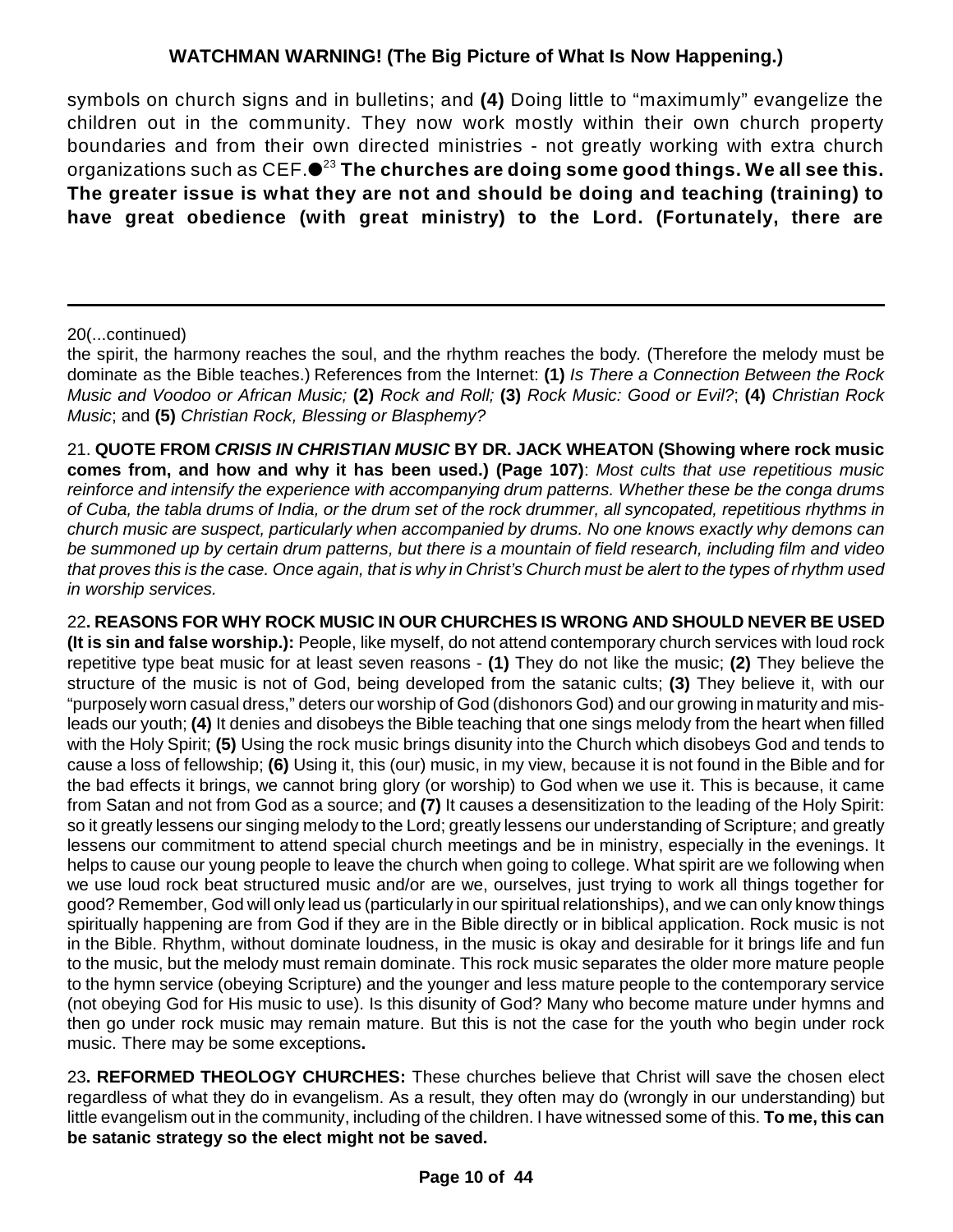symbols on church signs and in bulletins; and **(4)** Doing little to "maximumly" evangelize the children out in the community. They now work mostly within their own church property boundaries and from their own directed ministries - not greatly working with extra church organizations such as CEF.●[23] **The churches are doing some good things. We all see this. The greater issue is what they are not and should be doing and teaching (training) to have great obedience (with great ministry) to the Lord. (Fortunately, there are**

---

20(...continued)

the spirit, the harmony reaches the soul, and the rhythm reaches the body. (Therefore the melody must be dominate as the Bible teaches.) References from the Internet: **(1)** *Is There a Connection Between the Rock Music and Voodoo or African Music;* **(2)** *Rock and Roll;* **(3)** *Rock Music: Good or Evil?*; **(4)** *Christian Rock Music*; and **(5)** *Christian Rock, Blessing or Blasphemy?*

21. **QUOTE FROM *CRISIS IN CHRISTIAN MUSIC* BY DR. JACK WHEATON (Showing where rock music comes from, and how and why it has been used.) (Page 107)**: *Most cults that use repetitious music reinforce and intensify the experience with accompanying drum patterns. Whether these be the conga drums of Cuba, the tabla drums of India, or the drum set of the rock drummer, all syncopated, repetitious rhythms in church music are suspect, particularly when accompanied by drums. No one knows exactly why demons can be summoned up by certain drum patterns, but there is a mountain of field research, including film and video that proves this is the case. Once again, that is why in Christ's Church must be alert to the types of rhythm used in worship services.*

22**. REASONS FOR WHY ROCK MUSIC IN OUR CHURCHES IS WRONG AND SHOULD NEVER BE USED (It is sin and false worship.):** People, like myself, do not attend contemporary church services with loud rock repetitive type beat music for at least seven reasons - **(1)** They do not like the music; **(2)** They believe the structure of the music is not of God, being developed from the satanic cults; **(3)** They believe it, with our "purposely worn casual dress," deters our worship of God (dishonors God) and our growing in maturity and misleads our youth; **(4)** It denies and disobeys the Bible teaching that one sings melody from the heart when filled with the Holy Spirit; **(5)** Using the rock music brings disunity into the Church which disobeys God and tends to cause a loss of fellowship; **(6)** Using it, this (our) music, in my view, because it is not found in the Bible and for the bad effects it brings, we cannot bring glory (or worship) to God when we use it. This is because, it came from Satan and not from God as a source; and **(7)** It causes a desensitization to the leading of the Holy Spirit: so it greatly lessens our singing melody to the Lord; greatly lessens our understanding of Scripture; and greatly lessens our commitment to attend special church meetings and be in ministry, especially in the evenings. It helps to cause our young people to leave the church when going to college. What spirit are we following when we use loud rock beat structured music and/or are we, ourselves, just trying to work all things together for good? Remember, God will only lead us (particularly in our spiritual relationships), and we can only know things spiritually happening are from God if they are in the Bible directly or in biblical application. Rock music is not in the Bible. Rhythm, without dominate loudness, in the music is okay and desirable for it brings life and fun to the music, but the melody must remain dominate. This rock music separates the older more mature people to the hymn service (obeying Scripture) and the younger and less mature people to the contemporary service (not obeying God for His music to use). Is this disunity of God? Many who become mature under hymns and then go under rock music may remain mature. But this is not the case for the youth who begin under rock music. There may be some exceptions**.**

23**. REFORMED THEOLOGY CHURCHES:** These churches believe that Christ will save the chosen elect regardless of what they do in evangelism. As a result, they often may do (wrongly in our understanding) but little evangelism out in the community, including of the children. I have witnessed some of this. **To me, this can be satanic strategy so the elect might not be saved.**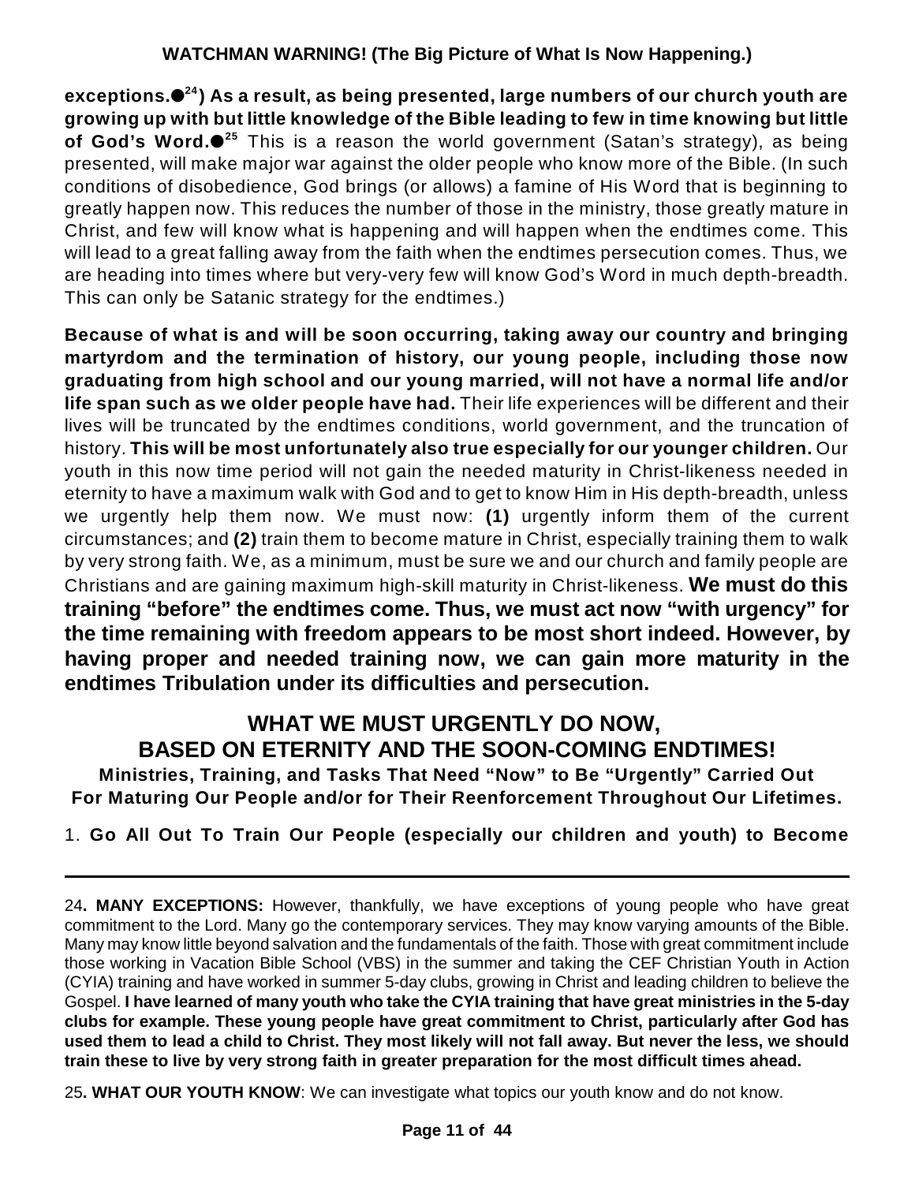**exceptions.●[24]) As a result, as being presented, large numbers of our church youth are growing up with but little knowledge of the Bible leading to few in time knowing but little of God's Word.●[25]** This is a reason the world government (Satan's strategy), as being presented, will make major war against the older people who know more of the Bible. (In such conditions of disobedience, God brings (or allows) a famine of His Word that is beginning to greatly happen now. This reduces the number of those in the ministry, those greatly mature in Christ, and few will know what is happening and will happen when the endtimes come. This will lead to a great falling away from the faith when the endtimes persecution comes. Thus, we are heading into times where but very-very few will know God's Word in much depth-breadth. This can only be Satanic strategy for the endtimes.)

**Because of what is and will be soon occurring, taking away our country and bringing martyrdom and the termination of history, our young people, including those now graduating from high school and our young married, will not have a normal life and/or life span such as we older people have had.** Their life experiences will be different and their lives will be truncated by the endtimes conditions, world government, and the truncation of history. **This will be most unfortunately also true especially for our younger children.** Our youth in this now time period will not gain the needed maturity in Christ-likeness needed in eternity to have a maximum walk with God and to get to know Him in His depth-breadth, unless we urgently help them now. We must now: **(1)** urgently inform them of the current circumstances; and **(2)** train them to become mature in Christ, especially training them to walk by very strong faith. We, as a minimum, must be sure we and our church and family people are Christians and are gaining maximum high-skill maturity in Christ-likeness. **We must do this training "before" the endtimes come. Thus, we must act now "with urgency" for the time remaining with freedom appears to be most short indeed. However, by having proper and needed training now, we can gain more maturity in the endtimes Tribulation under its difficulties and persecution.**

## WHAT WE MUST URGENTLY DO NOW, BASED ON ETERNITY AND THE SOON-COMING ENDTIMES!

**Ministries, Training, and Tasks That Need "Now" to Be "Urgently" Carried Out For Maturing Our People and/or for Their Reenforcement Throughout Our Lifetimes.**

1. **Go All Out To Train Our People (especially our children and youth) to Become**

---

24**. MANY EXCEPTIONS:** However, thankfully, we have exceptions of young people who have great commitment to the Lord. Many go the contemporary services. They may know varying amounts of the Bible. Many may know little beyond salvation and the fundamentals of the faith. Those with great commitment include those working in Vacation Bible School (VBS) in the summer and taking the CEF Christian Youth in Action (CYIA) training and have worked in summer 5-day clubs, growing in Christ and leading children to believe the Gospel. **I have learned of many youth who take the CYIA training that have great ministries in the 5-day clubs for example. These young people have great commitment to Christ, particularly after God has used them to lead a child to Christ. They most likely will not fall away. But never the less, we should train these to live by very strong faith in greater preparation for the most difficult times ahead.**

25**. WHAT OUR YOUTH KNOW**: We can investigate what topics our youth know and do not know.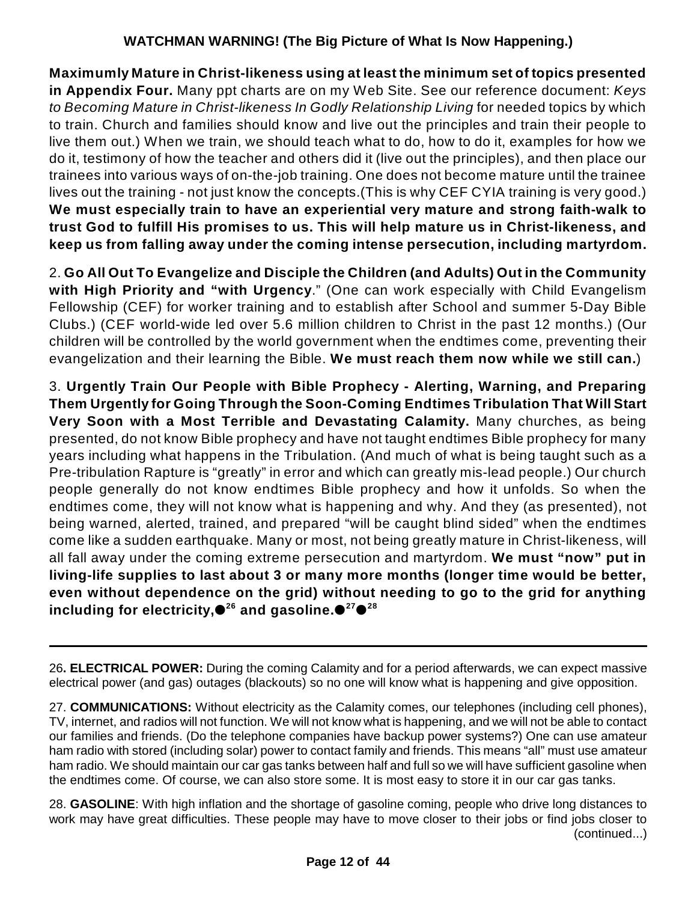**Maximumly Mature in Christ-likeness using at least the minimum set of topics presented in Appendix Four.** Many ppt charts are on my Web Site. See our reference document: *Keys to Becoming Mature in Christ-likeness In Godly Relationship Living* for needed topics by which to train. Church and families should know and live out the principles and train their people to live them out.) When we train, we should teach what to do, how to do it, examples for how we do it, testimony of how the teacher and others did it (live out the principles), and then place our trainees into various ways of on-the-job training. One does not become mature until the trainee lives out the training - not just know the concepts.(This is why CEF CYIA training is very good.) **We must especially train to have an experiential very mature and strong faith-walk to trust God to fulfill His promises to us. This will help mature us in Christ-likeness, and keep us from falling away under the coming intense persecution, including martyrdom.**

2. **Go All Out To Evangelize and Disciple the Children (and Adults) Out in the Community with High Priority and "with Urgency**." (One can work especially with Child Evangelism Fellowship (CEF) for worker training and to establish after School and summer 5-Day Bible Clubs.) (CEF world-wide led over 5.6 million children to Christ in the past 12 months.) (Our children will be controlled by the world government when the endtimes come, preventing their evangelization and their learning the Bible. **We must reach them now while we still can.**)

3. **Urgently Train Our People with Bible Prophecy - Alerting, Warning, and Preparing Them Urgently for Going Through the Soon-Coming Endtimes Tribulation That Will Start Very Soon with a Most Terrible and Devastating Calamity.** Many churches, as being presented, do not know Bible prophecy and have not taught endtimes Bible prophecy for many years including what happens in the Tribulation. (And much of what is being taught such as a Pre-tribulation Rapture is "greatly" in error and which can greatly mis-lead people.) Our church people generally do not know endtimes Bible prophecy and how it unfolds. So when the endtimes come, they will not know what is happening and why. And they (as presented), not being warned, alerted, trained, and prepared "will be caught blind sided" when the endtimes come like a sudden earthquake. Many or most, not being greatly mature in Christ-likeness, will all fall away under the coming extreme persecution and martyrdom. **We must "now" put in living-life supplies to last about 3 or many more months (longer time would be better, even without dependence on the grid) without needing to go to the grid for anything including for electricity,●[26] and gasoline.●[27]●[28]**

---

26**. ELECTRICAL POWER:** During the coming Calamity and for a period afterwards, we can expect massive electrical power (and gas) outages (blackouts) so no one will know what is happening and give opposition.

27. **COMMUNICATIONS:** Without electricity as the Calamity comes, our telephones (including cell phones), TV, internet, and radios will not function. We will not know what is happening, and we will not be able to contact our families and friends. (Do the telephone companies have backup power systems?) One can use amateur ham radio with stored (including solar) power to contact family and friends. This means "all" must use amateur ham radio. We should maintain our car gas tanks between half and full so we will have sufficient gasoline when the endtimes come. Of course, we can also store some. It is most easy to store it in our car gas tanks.

28. **GASOLINE**: With high inflation and the shortage of gasoline coming, people who drive long distances to work may have great difficulties. These people may have to move closer to their jobs or find jobs closer to (continued...)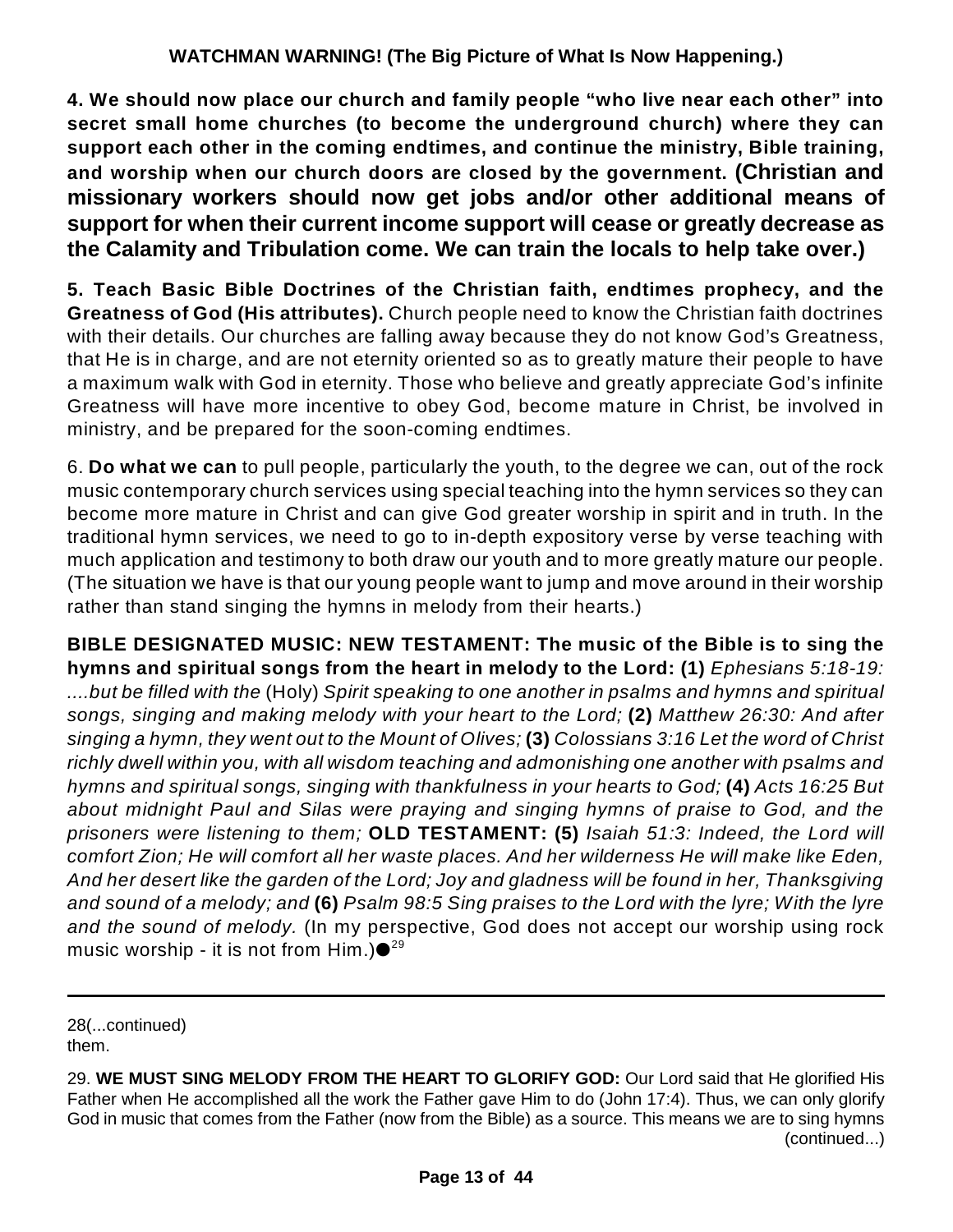**4. We should now place our church and family people "who live near each other" into secret small home churches (to become the underground church) where they can support each other in the coming endtimes, and continue the ministry, Bible training, and worship when our church doors are closed by the government. (Christian and missionary workers should now get jobs and/or other additional means of support for when their current income support will cease or greatly decrease as the Calamity and Tribulation come. We can train the locals to help take over.)**

**5. Teach Basic Bible Doctrines of the Christian faith, endtimes prophecy, and the Greatness of God (His attributes).** Church people need to know the Christian faith doctrines with their details. Our churches are falling away because they do not know God's Greatness, that He is in charge, and are not eternity oriented so as to greatly mature their people to have a maximum walk with God in eternity. Those who believe and greatly appreciate God's infinite Greatness will have more incentive to obey God, become mature in Christ, be involved in ministry, and be prepared for the soon-coming endtimes.

6. **Do what we can** to pull people, particularly the youth, to the degree we can, out of the rock music contemporary church services using special teaching into the hymn services so they can become more mature in Christ and can give God greater worship in spirit and in truth. In the traditional hymn services, we need to go to in-depth expository verse by verse teaching with much application and testimony to both draw our youth and to more greatly mature our people. (The situation we have is that our young people want to jump and move around in their worship rather than stand singing the hymns in melody from their hearts.)

**BIBLE DESIGNATED MUSIC: NEW TESTAMENT: The music of the Bible is to sing the hymns and spiritual songs from the heart in melody to the Lord: (1)** *Ephesians 5:18-19: ....but be filled with the* (Holy) *Spirit speaking to one another in psalms and hymns and spiritual songs, singing and making melody with your heart to the Lord;* **(2)** *Matthew 26:30: And after singing a hymn, they went out to the Mount of Olives;* **(3)** *Colossians 3:16 Let the word of Christ richly dwell within you, with all wisdom teaching and admonishing one another with psalms and hymns and spiritual songs, singing with thankfulness in your hearts to God;* **(4)** *Acts 16:25 But about midnight Paul and Silas were praying and singing hymns of praise to God, and the prisoners were listening to them;* **OLD TESTAMENT: (5)** *Isaiah 51:3: Indeed, the Lord will comfort Zion; He will comfort all her waste places. And her wilderness He will make like Eden, And her desert like the garden of the Lord; Joy and gladness will be found in her, Thanksgiving and sound of a melody; and* **(6)** *Psalm 98:5 Sing praises to the Lord with the lyre; With the lyre and the sound of melody.* (In my perspective, God does not accept our worship using rock music worship - it is not from Him.)●[29]

---

28(...continued)
them.

29. **WE MUST SING MELODY FROM THE HEART TO GLORIFY GOD:** Our Lord said that He glorified His Father when He accomplished all the work the Father gave Him to do (John 17:4). Thus, we can only glorify God in music that comes from the Father (now from the Bible) as a source. This means we are to sing hymns (continued...)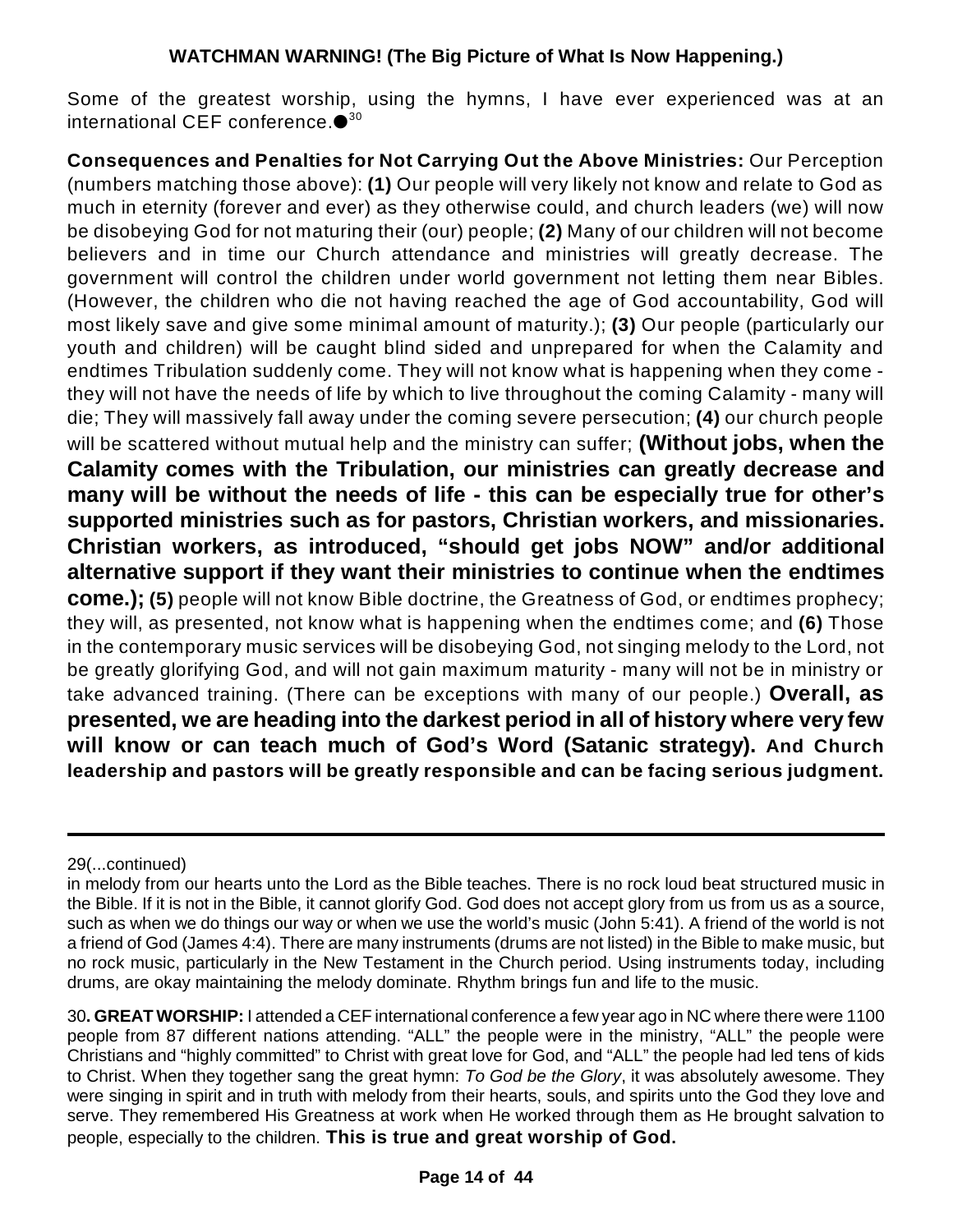Some of the greatest worship, using the hymns, I have ever experienced was at an international CEF conference.●[30]

**Consequences and Penalties for Not Carrying Out the Above Ministries:** Our Perception (numbers matching those above): **(1)** Our people will very likely not know and relate to God as much in eternity (forever and ever) as they otherwise could, and church leaders (we) will now be disobeying God for not maturing their (our) people; **(2)** Many of our children will not become believers and in time our Church attendance and ministries will greatly decrease. The government will control the children under world government not letting them near Bibles. (However, the children who die not having reached the age of God accountability, God will most likely save and give some minimal amount of maturity.); **(3)** Our people (particularly our youth and children) will be caught blind sided and unprepared for when the Calamity and endtimes Tribulation suddenly come. They will not know what is happening when they come - they will not have the needs of life by which to live throughout the coming Calamity - many will die; They will massively fall away under the coming severe persecution; **(4)** our church people will be scattered without mutual help and the ministry can suffer; **(Without jobs, when the Calamity comes with the Tribulation, our ministries can greatly decrease and many will be without the needs of life - this can be especially true for other's supported ministries such as for pastors, Christian workers, and missionaries. Christian workers, as introduced, "should get jobs NOW" and/or additional alternative support if they want their ministries to continue when the endtimes come.); (5)** people will not know Bible doctrine, the Greatness of God, or endtimes prophecy; they will, as presented, not know what is happening when the endtimes come; and **(6)** Those in the contemporary music services will be disobeying God, not singing melody to the Lord, not be greatly glorifying God, and will not gain maximum maturity - many will not be in ministry or take advanced training. (There can be exceptions with many of our people.) **Overall, as presented, we are heading into the darkest period in all of history where very few will know or can teach much of God's Word (Satanic strategy). And Church leadership and pastors will be greatly responsible and can be facing serious judgment.**

---

29(...continued)

in melody from our hearts unto the Lord as the Bible teaches. There is no rock loud beat structured music in the Bible. If it is not in the Bible, it cannot glorify God. God does not accept glory from us from us as a source, such as when we do things our way or when we use the world's music (John 5:41). A friend of the world is not a friend of God (James 4:4). There are many instruments (drums are not listed) in the Bible to make music, but no rock music, particularly in the New Testament in the Church period. Using instruments today, including drums, are okay maintaining the melody dominate. Rhythm brings fun and life to the music.

30**. GREAT WORSHIP:** I attended a CEF international conference a few year ago in NC where there were 1100 people from 87 different nations attending. "ALL" the people were in the ministry, "ALL" the people were Christians and "highly committed" to Christ with great love for God, and "ALL" the people had led tens of kids to Christ. When they together sang the great hymn: *To God be the Glory*, it was absolutely awesome. They were singing in spirit and in truth with melody from their hearts, souls, and spirits unto the God they love and serve. They remembered His Greatness at work when He worked through them as He brought salvation to people, especially to the children. **This is true and great worship of God.**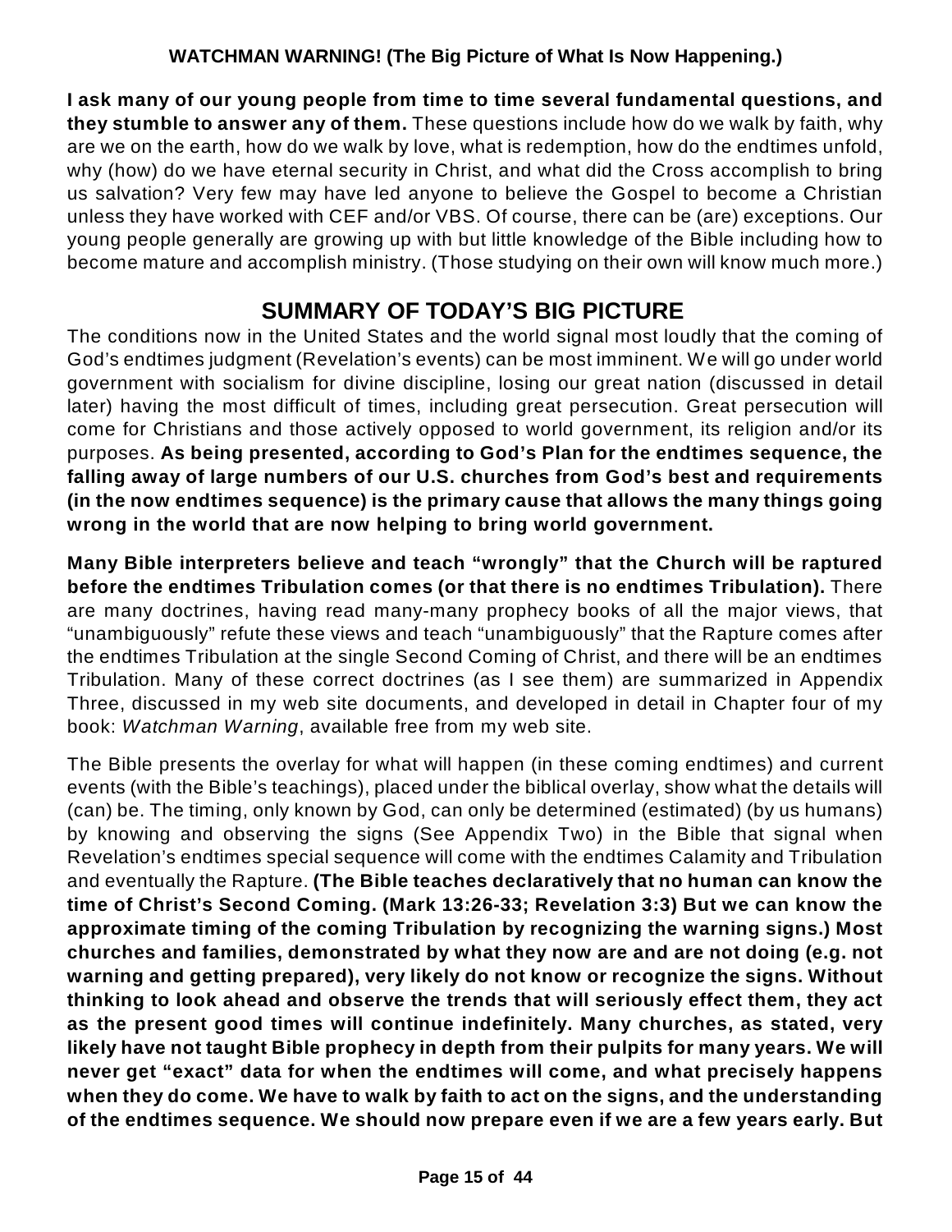**WATCHMAN WARNING! (The Big Picture of What Is Now Happening.)**

**I ask many of our young people from time to time several fundamental questions, and they stumble to answer any of them.** These questions include how do we walk by faith, why are we on the earth, how do we walk by love, what is redemption, how do the endtimes unfold, why (how) do we have eternal security in Christ, and what did the Cross accomplish to bring us salvation? Very few may have led anyone to believe the Gospel to become a Christian unless they have worked with CEF and/or VBS. Of course, there can be (are) exceptions. Our young people generally are growing up with but little knowledge of the Bible including how to become mature and accomplish ministry. (Those studying on their own will know much more.)

## SUMMARY OF TODAY'S BIG PICTURE

The conditions now in the United States and the world signal most loudly that the coming of God's endtimes judgment (Revelation's events) can be most imminent. We will go under world government with socialism for divine discipline, losing our great nation (discussed in detail later) having the most difficult of times, including great persecution. Great persecution will come for Christians and those actively opposed to world government, its religion and/or its purposes. **As being presented, according to God's Plan for the endtimes sequence, the falling away of large numbers of our U.S. churches from God's best and requirements (in the now endtimes sequence) is the primary cause that allows the many things going wrong in the world that are now helping to bring world government.**

**Many Bible interpreters believe and teach "wrongly" that the Church will be raptured before the endtimes Tribulation comes (or that there is no endtimes Tribulation).** There are many doctrines, having read many-many prophecy books of all the major views, that "unambiguously" refute these views and teach "unambiguously" that the Rapture comes after the endtimes Tribulation at the single Second Coming of Christ, and there will be an endtimes Tribulation. Many of these correct doctrines (as I see them) are summarized in Appendix Three, discussed in my web site documents, and developed in detail in Chapter four of my book: *Watchman Warning*, available free from my web site.

The Bible presents the overlay for what will happen (in these coming endtimes) and current events (with the Bible's teachings), placed under the biblical overlay, show what the details will (can) be. The timing, only known by God, can only be determined (estimated) (by us humans) by knowing and observing the signs (See Appendix Two) in the Bible that signal when Revelation's endtimes special sequence will come with the endtimes Calamity and Tribulation and eventually the Rapture. **(The Bible teaches declaratively that no human can know the time of Christ's Second Coming. (Mark 13:26-33; Revelation 3:3) But we can know the approximate timing of the coming Tribulation by recognizing the warning signs.) Most churches and families, demonstrated by what they now are and are not doing (e.g. not warning and getting prepared), very likely do not know or recognize the signs. Without thinking to look ahead and observe the trends that will seriously effect them, they act as the present good times will continue indefinitely. Many churches, as stated, very likely have not taught Bible prophecy in depth from their pulpits for many years. We will never get "exact" data for when the endtimes will come, and what precisely happens when they do come. We have to walk by faith to act on the signs, and the understanding of the endtimes sequence. We should now prepare even if we are a few years early. But**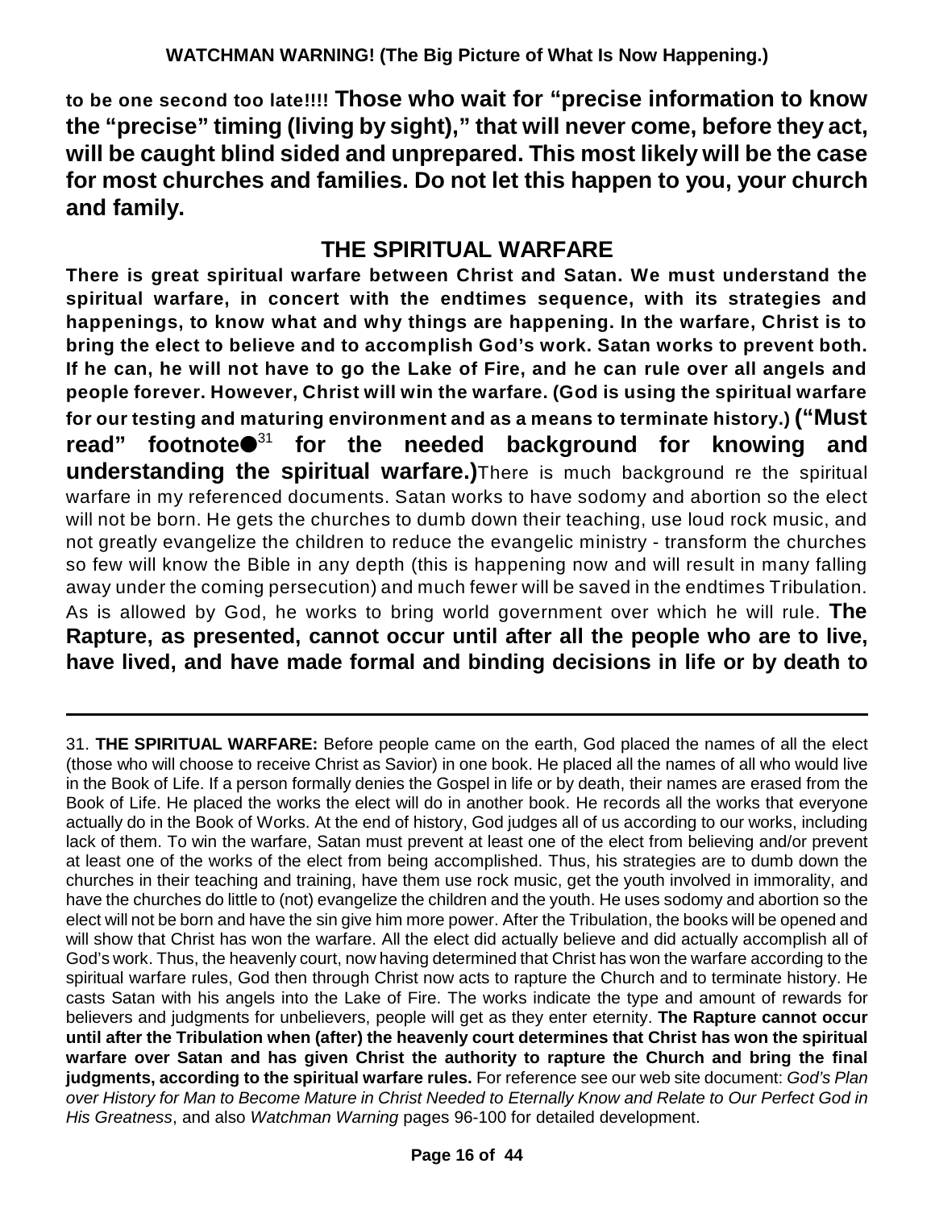**to be one second too late!!!! Those who wait for "precise information to know the "precise" timing (living by sight)," that will never come, before they act, will be caught blind sided and unprepared. This most likely will be the case for most churches and families. Do not let this happen to you, your church and family.**

## THE SPIRITUAL WARFARE

**There is great spiritual warfare between Christ and Satan. We must understand the spiritual warfare, in concert with the endtimes sequence, with its strategies and happenings, to know what and why things are happening. In the warfare, Christ is to bring the elect to believe and to accomplish God's work. Satan works to prevent both. If he can, he will not have to go the Lake of Fire, and he can rule over all angels and people forever. However, Christ will win the warfare. (God is using the spiritual warfare for our testing and maturing environment and as a means to terminate history.) ("Must read" footnote●[31] for the needed background for knowing and understanding the spiritual warfare.)** There is much background re the spiritual warfare in my referenced documents. Satan works to have sodomy and abortion so the elect will not be born. He gets the churches to dumb down their teaching, use loud rock music, and not greatly evangelize the children to reduce the evangelic ministry - transform the churches so few will know the Bible in any depth (this is happening now and will result in many falling away under the coming persecution) and much fewer will be saved in the endtimes Tribulation. As is allowed by God, he works to bring world government over which he will rule. **The Rapture, as presented, cannot occur until after all the people who are to live, have lived, and have made formal and binding decisions in life or by death to**

---

31. **THE SPIRITUAL WARFARE:** Before people came on the earth, God placed the names of all the elect (those who will choose to receive Christ as Savior) in one book. He placed all the names of all who would live in the Book of Life. If a person formally denies the Gospel in life or by death, their names are erased from the Book of Life. He placed the works the elect will do in another book. He records all the works that everyone actually do in the Book of Works. At the end of history, God judges all of us according to our works, including lack of them. To win the warfare, Satan must prevent at least one of the elect from believing and/or prevent at least one of the works of the elect from being accomplished. Thus, his strategies are to dumb down the churches in their teaching and training, have them use rock music, get the youth involved in immorality, and have the churches do little to (not) evangelize the children and the youth. He uses sodomy and abortion so the elect will not be born and have the sin give him more power. After the Tribulation, the books will be opened and will show that Christ has won the warfare. All the elect did actually believe and did actually accomplish all of God's work. Thus, the heavenly court, now having determined that Christ has won the warfare according to the spiritual warfare rules, God then through Christ now acts to rapture the Church and to terminate history. He casts Satan with his angels into the Lake of Fire. The works indicate the type and amount of rewards for believers and judgments for unbelievers, people will get as they enter eternity. **The Rapture cannot occur until after the Tribulation when (after) the heavenly court determines that Christ has won the spiritual warfare over Satan and has given Christ the authority to rapture the Church and bring the final judgments, according to the spiritual warfare rules.** For reference see our web site document: *God's Plan over History for Man to Become Mature in Christ Needed to Eternally Know and Relate to Our Perfect God in His Greatness*, and also *Watchman Warning* pages 96-100 for detailed development.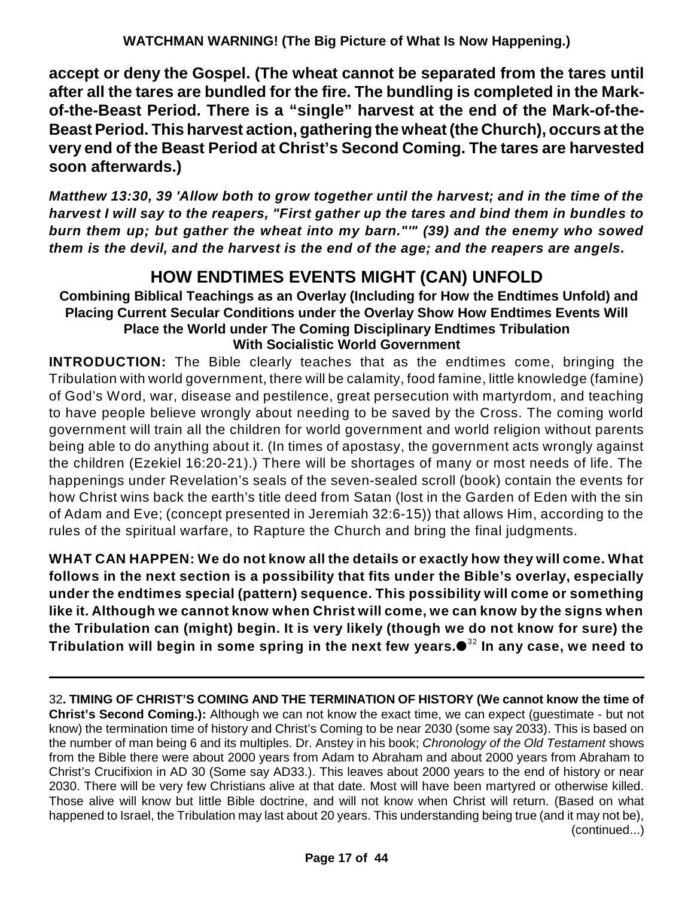**accept or deny the Gospel. (The wheat cannot be separated from the tares until after all the tares are bundled for the fire. The bundling is completed in the Mark-of-the-Beast Period. There is a "single" harvest at the end of the Mark-of-the-Beast Period. This harvest action, gathering the wheat (the Church), occurs at the very end of the Beast Period at Christ's Second Coming. The tares are harvested soon afterwards.)**

***Matthew 13:30, 39 'Allow both to grow together until the harvest; and in the time of the harvest I will say to the reapers, "First gather up the tares and bind them in bundles to burn them up; but gather the wheat into my barn."'" (39) and the enemy who sowed them is the devil, and the harvest is the end of the age; and the reapers are angels.***

## HOW ENDTIMES EVENTS MIGHT (CAN) UNFOLD

### Combining Biblical Teachings as an Overlay (Including for How the Endtimes Unfold) and Placing Current Secular Conditions under the Overlay Show How Endtimes Events Will Place the World under The Coming Disciplinary Endtimes Tribulation With Socialistic World Government

**INTRODUCTION:** The Bible clearly teaches that as the endtimes come, bringing the Tribulation with world government, there will be calamity, food famine, little knowledge (famine) of God's Word, war, disease and pestilence, great persecution with martyrdom, and teaching to have people believe wrongly about needing to be saved by the Cross. The coming world government will train all the children for world government and world religion without parents being able to do anything about it. (In times of apostasy, the government acts wrongly against the children (Ezekiel 16:20-21).) There will be shortages of many or most needs of life. The happenings under Revelation's seals of the seven-sealed scroll (book) contain the events for how Christ wins back the earth's title deed from Satan (lost in the Garden of Eden with the sin of Adam and Eve; (concept presented in Jeremiah 32:6-15)) that allows Him, according to the rules of the spiritual warfare, to Rapture the Church and bring the final judgments.

**WHAT CAN HAPPEN: We do not know all the details or exactly how they will come. What follows in the next section is a possibility that fits under the Bible's overlay, especially under the endtimes special (pattern) sequence. This possibility will come or something like it. Although we cannot know when Christ will come, we can know by the signs when the Tribulation can (might) begin. It is very likely (though we do not know for sure) the Tribulation will begin in some spring in the next few years.●[32] In any case, we need to**

---

32**. TIMING OF CHRIST'S COMING AND THE TERMINATION OF HISTORY (We cannot know the time of Christ's Second Coming.):** Although we can not know the exact time, we can expect (guestimate - but not know) the termination time of history and Christ's Coming to be near 2030 (some say 2033). This is based on the number of man being 6 and its multiples. Dr. Anstey in his book; *Chronology of the Old Testament* shows from the Bible there were about 2000 years from Adam to Abraham and about 2000 years from Abraham to Christ's Crucifixion in AD 30 (Some say AD33.). This leaves about 2000 years to the end of history or near 2030. There will be very few Christians alive at that date. Most will have been martyred or otherwise killed. Those alive will know but little Bible doctrine, and will not know when Christ will return. (Based on what happened to Israel, the Tribulation may last about 20 years. This understanding being true (and it may not be), (continued...)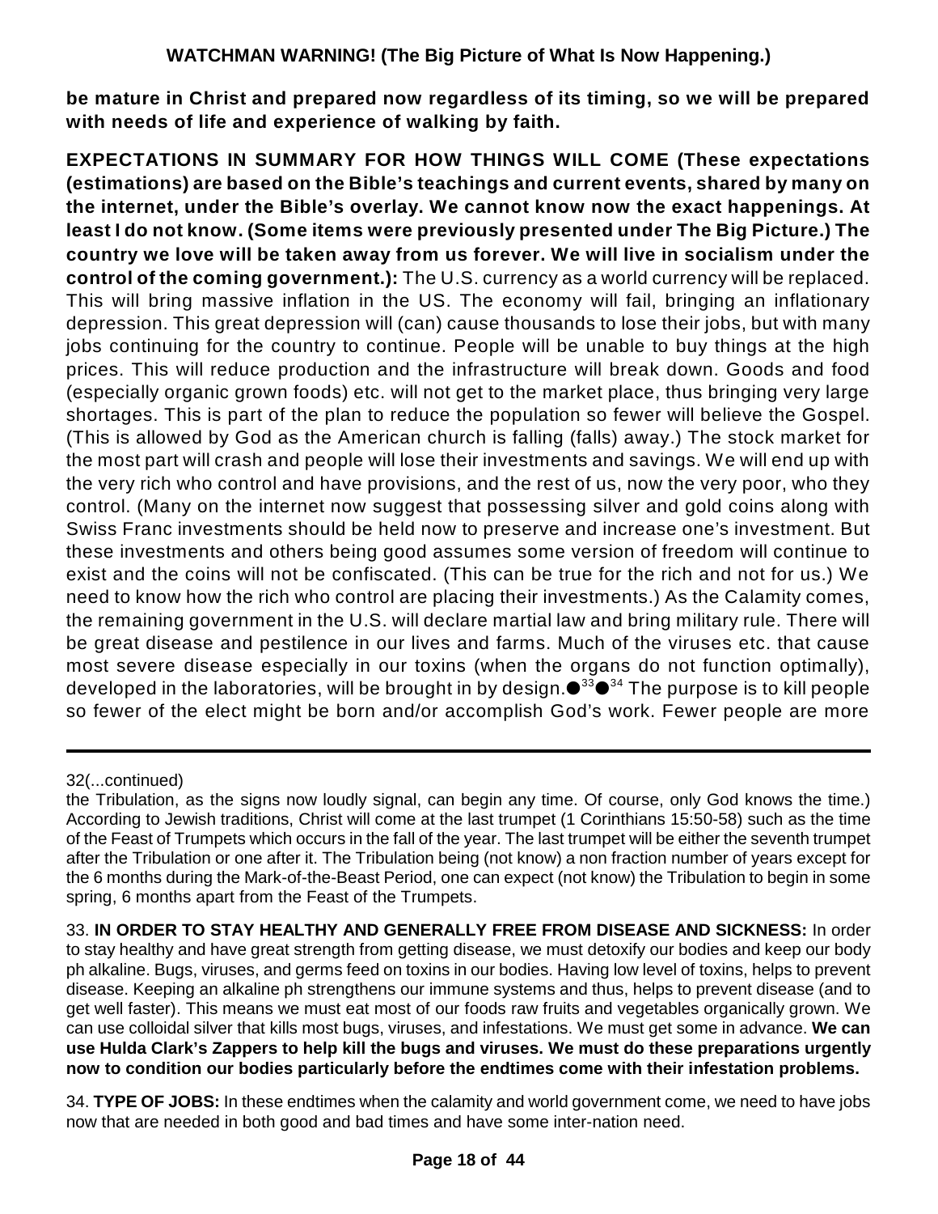**be mature in Christ and prepared now regardless of its timing, so we will be prepared with needs of life and experience of walking by faith.**

**EXPECTATIONS IN SUMMARY FOR HOW THINGS WILL COME (These expectations (estimations) are based on the Bible's teachings and current events, shared by many on the internet, under the Bible's overlay. We cannot know now the exact happenings. At least I do not know. (Some items were previously presented under The Big Picture.) The country we love will be taken away from us forever. We will live in socialism under the control of the coming government.):** The U.S. currency as a world currency will be replaced. This will bring massive inflation in the US. The economy will fail, bringing an inflationary depression. This great depression will (can) cause thousands to lose their jobs, but with many jobs continuing for the country to continue. People will be unable to buy things at the high prices. This will reduce production and the infrastructure will break down. Goods and food (especially organic grown foods) etc. will not get to the market place, thus bringing very large shortages. This is part of the plan to reduce the population so fewer will believe the Gospel. (This is allowed by God as the American church is falling (falls) away.) The stock market for the most part will crash and people will lose their investments and savings. We will end up with the very rich who control and have provisions, and the rest of us, now the very poor, who they control. (Many on the internet now suggest that possessing silver and gold coins along with Swiss Franc investments should be held now to preserve and increase one's investment. But these investments and others being good assumes some version of freedom will continue to exist and the coins will not be confiscated. (This can be true for the rich and not for us.) We need to know how the rich who control are placing their investments.) As the Calamity comes, the remaining government in the U.S. will declare martial law and bring military rule. There will be great disease and pestilence in our lives and farms. Much of the viruses etc. that cause most severe disease especially in our toxins (when the organs do not function optimally), developed in the laboratories, will be brought in by design.●[33]●[34] The purpose is to kill people so fewer of the elect might be born and/or accomplish God's work. Fewer people are more

---

32(...continued)

the Tribulation, as the signs now loudly signal, can begin any time. Of course, only God knows the time.) According to Jewish traditions, Christ will come at the last trumpet (1 Corinthians 15:50-58) such as the time of the Feast of Trumpets which occurs in the fall of the year. The last trumpet will be either the seventh trumpet after the Tribulation or one after it. The Tribulation being (not know) a non fraction number of years except for the 6 months during the Mark-of-the-Beast Period, one can expect (not know) the Tribulation to begin in some spring, 6 months apart from the Feast of the Trumpets.

33. **IN ORDER TO STAY HEALTHY AND GENERALLY FREE FROM DISEASE AND SICKNESS:** In order to stay healthy and have great strength from getting disease, we must detoxify our bodies and keep our body ph alkaline. Bugs, viruses, and germs feed on toxins in our bodies. Having low level of toxins, helps to prevent disease. Keeping an alkaline ph strengthens our immune systems and thus, helps to prevent disease (and to get well faster). This means we must eat most of our foods raw fruits and vegetables organically grown. We can use colloidal silver that kills most bugs, viruses, and infestations. We must get some in advance. **We can use Hulda Clark's Zappers to help kill the bugs and viruses. We must do these preparations urgently now to condition our bodies particularly before the endtimes come with their infestation problems.**

34. **TYPE OF JOBS:** In these endtimes when the calamity and world government come, we need to have jobs now that are needed in both good and bad times and have some inter-nation need.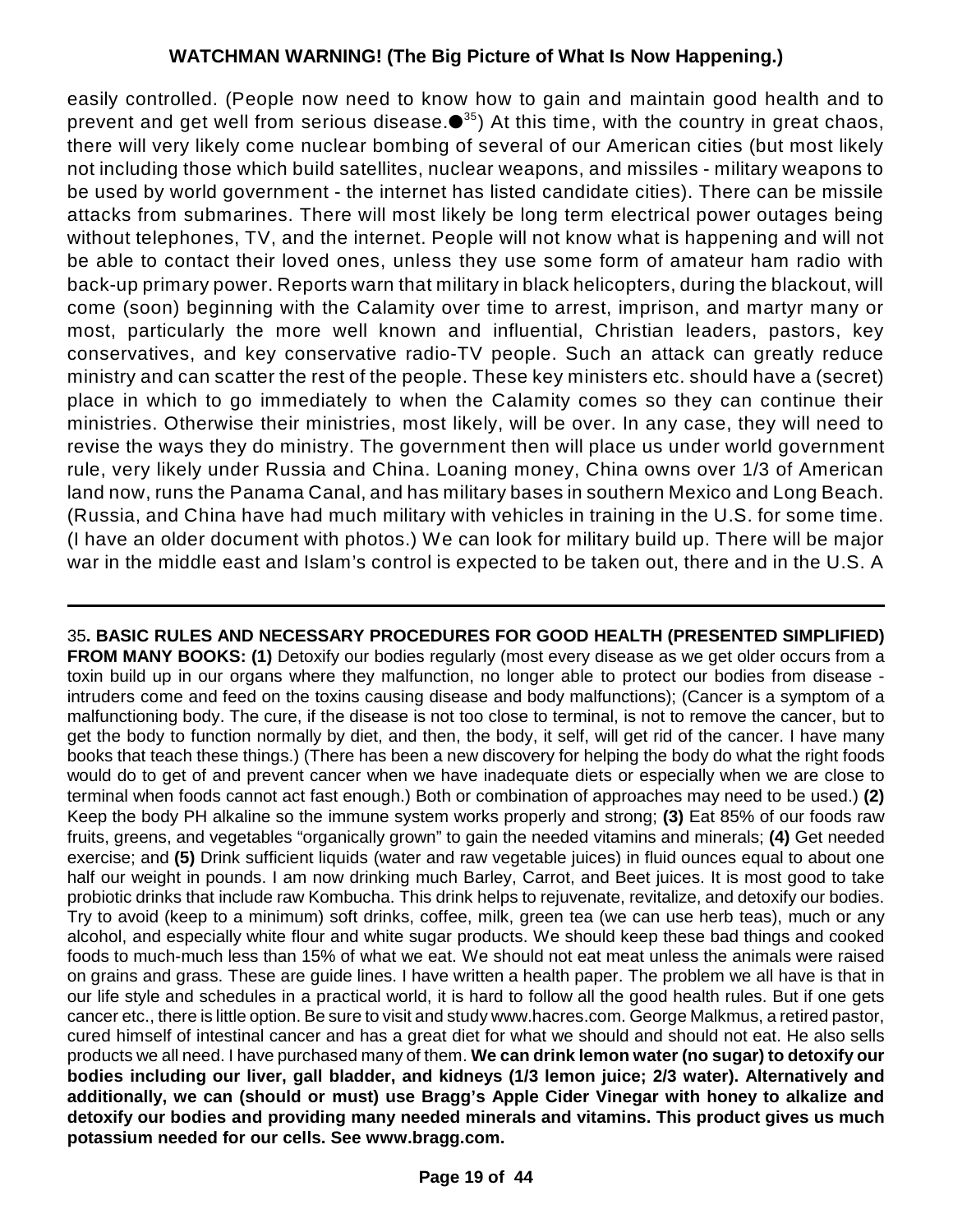easily controlled. (People now need to know how to gain and maintain good health and to prevent and get well from serious disease.●[35]) At this time, with the country in great chaos, there will very likely come nuclear bombing of several of our American cities (but most likely not including those which build satellites, nuclear weapons, and missiles - military weapons to be used by world government - the internet has listed candidate cities). There can be missile attacks from submarines. There will most likely be long term electrical power outages being without telephones, TV, and the internet. People will not know what is happening and will not be able to contact their loved ones, unless they use some form of amateur ham radio with back-up primary power. Reports warn that military in black helicopters, during the blackout, will come (soon) beginning with the Calamity over time to arrest, imprison, and martyr many or most, particularly the more well known and influential, Christian leaders, pastors, key conservatives, and key conservative radio-TV people. Such an attack can greatly reduce ministry and can scatter the rest of the people. These key ministers etc. should have a (secret) place in which to go immediately to when the Calamity comes so they can continue their ministries. Otherwise their ministries, most likely, will be over. In any case, they will need to revise the ways they do ministry. The government then will place us under world government rule, very likely under Russia and China. Loaning money, China owns over 1/3 of American land now, runs the Panama Canal, and has military bases in southern Mexico and Long Beach. (Russia, and China have had much military with vehicles in training in the U.S. for some time. (I have an older document with photos.) We can look for military build up. There will be major war in the middle east and Islam's control is expected to be taken out, there and in the U.S. A

---

35**. BASIC RULES AND NECESSARY PROCEDURES FOR GOOD HEALTH (PRESENTED SIMPLIFIED) FROM MANY BOOKS: (1)** Detoxify our bodies regularly (most every disease as we get older occurs from a toxin build up in our organs where they malfunction, no longer able to protect our bodies from disease - intruders come and feed on the toxins causing disease and body malfunctions); (Cancer is a symptom of a malfunctioning body. The cure, if the disease is not too close to terminal, is not to remove the cancer, but to get the body to function normally by diet, and then, the body, it self, will get rid of the cancer. I have many books that teach these things.) (There has been a new discovery for helping the body do what the right foods would do to get of and prevent cancer when we have inadequate diets or especially when we are close to terminal when foods cannot act fast enough.) Both or combination of approaches may need to be used.) **(2)** Keep the body PH alkaline so the immune system works properly and strong; **(3)** Eat 85% of our foods raw fruits, greens, and vegetables "organically grown" to gain the needed vitamins and minerals; **(4)** Get needed exercise; and **(5)** Drink sufficient liquids (water and raw vegetable juices) in fluid ounces equal to about one half our weight in pounds. I am now drinking much Barley, Carrot, and Beet juices. It is most good to take probiotic drinks that include raw Kombucha. This drink helps to rejuvenate, revitalize, and detoxify our bodies. Try to avoid (keep to a minimum) soft drinks, coffee, milk, green tea (we can use herb teas), much or any alcohol, and especially white flour and white sugar products. We should keep these bad things and cooked foods to much-much less than 15% of what we eat. We should not eat meat unless the animals were raised on grains and grass. These are guide lines. I have written a health paper. The problem we all have is that in our life style and schedules in a practical world, it is hard to follow all the good health rules. But if one gets cancer etc., there is little option. Be sure to visit and study www.hacres.com. George Malkmus, a retired pastor, cured himself of intestinal cancer and has a great diet for what we should and should not eat. He also sells products we all need. I have purchased many of them. **We can drink lemon water (no sugar) to detoxify our bodies including our liver, gall bladder, and kidneys (1/3 lemon juice; 2/3 water). Alternatively and additionally, we can (should or must) use Bragg's Apple Cider Vinegar with honey to alkalize and detoxify our bodies and providing many needed minerals and vitamins. This product gives us much potassium needed for our cells. See www.bragg.com.**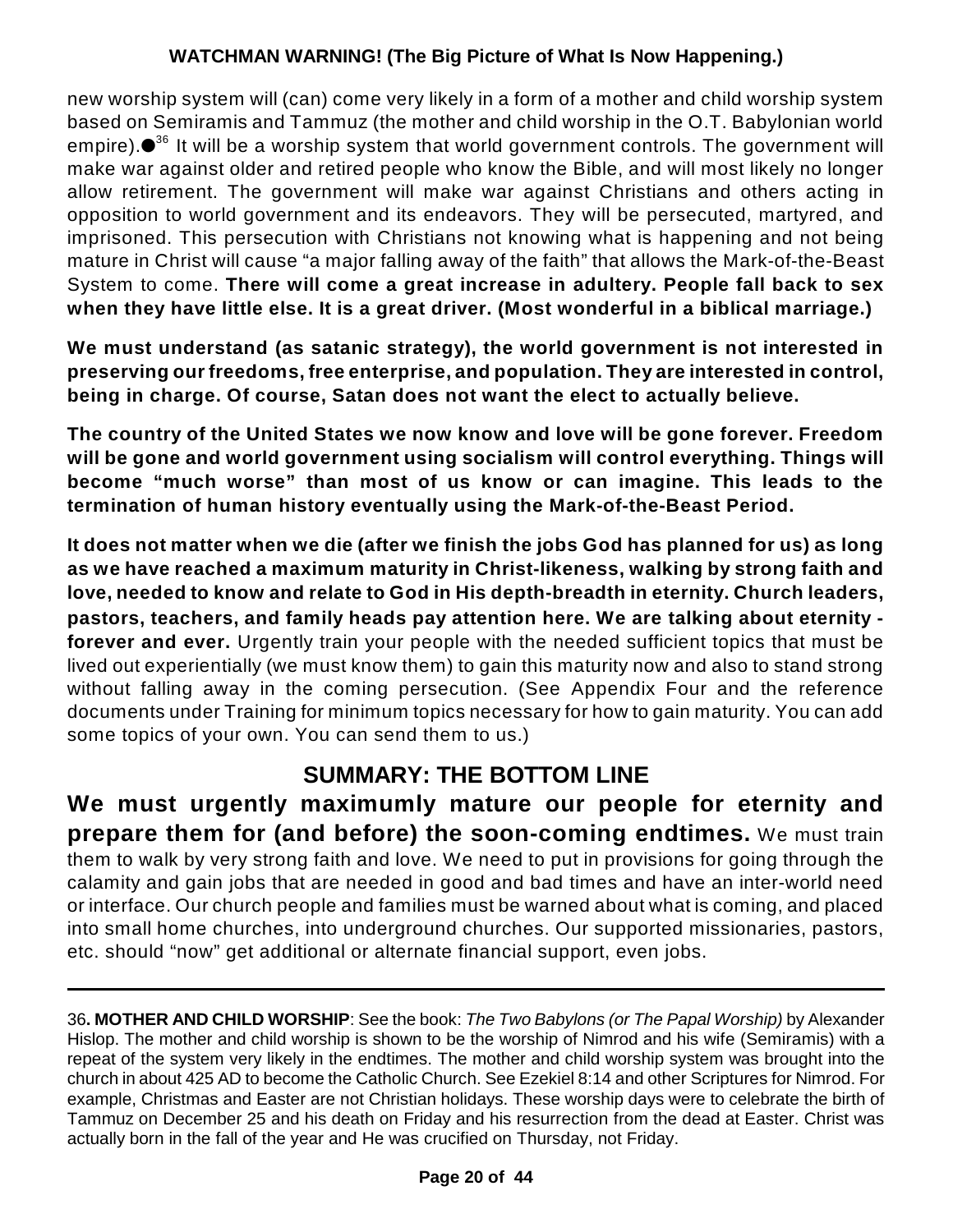new worship system will (can) come very likely in a form of a mother and child worship system based on Semiramis and Tammuz (the mother and child worship in the O.T. Babylonian world empire).●[36] It will be a worship system that world government controls. The government will make war against older and retired people who know the Bible, and will most likely no longer allow retirement. The government will make war against Christians and others acting in opposition to world government and its endeavors. They will be persecuted, martyred, and imprisoned. This persecution with Christians not knowing what is happening and not being mature in Christ will cause "a major falling away of the faith" that allows the Mark-of-the-Beast System to come. **There will come a great increase in adultery. People fall back to sex when they have little else. It is a great driver. (Most wonderful in a biblical marriage.)**

**We must understand (as satanic strategy), the world government is not interested in preserving our freedoms, free enterprise, and population. They are interested in control, being in charge. Of course, Satan does not want the elect to actually believe.**

**The country of the United States we now know and love will be gone forever. Freedom will be gone and world government using socialism will control everything. Things will become "much worse" than most of us know or can imagine. This leads to the termination of human history eventually using the Mark-of-the-Beast Period.**

**It does not matter when we die (after we finish the jobs God has planned for us) as long as we have reached a maximum maturity in Christ-likeness, walking by strong faith and love, needed to know and relate to God in His depth-breadth in eternity. Church leaders, pastors, teachers, and family heads pay attention here. We are talking about eternity - forever and ever.** Urgently train your people with the needed sufficient topics that must be lived out experientially (we must know them) to gain this maturity now and also to stand strong without falling away in the coming persecution. (See Appendix Four and the reference documents under Training for minimum topics necessary for how to gain maturity. You can add some topics of your own. You can send them to us.)

## SUMMARY: THE BOTTOM LINE

**We must urgently maximumly mature our people for eternity and prepare them for (and before) the soon-coming endtimes.** We must train them to walk by very strong faith and love. We need to put in provisions for going through the calamity and gain jobs that are needed in good and bad times and have an inter-world need or interface. Our church people and families must be warned about what is coming, and placed into small home churches, into underground churches. Our supported missionaries, pastors, etc. should "now" get additional or alternate financial support, even jobs.

---

36**. MOTHER AND CHILD WORSHIP**: See the book: *The Two Babylons (or The Papal Worship)* by Alexander Hislop. The mother and child worship is shown to be the worship of Nimrod and his wife (Semiramis) with a repeat of the system very likely in the endtimes. The mother and child worship system was brought into the church in about 425 AD to become the Catholic Church. See Ezekiel 8:14 and other Scriptures for Nimrod. For example, Christmas and Easter are not Christian holidays. These worship days were to celebrate the birth of Tammuz on December 25 and his death on Friday and his resurrection from the dead at Easter. Christ was actually born in the fall of the year and He was crucified on Thursday, not Friday.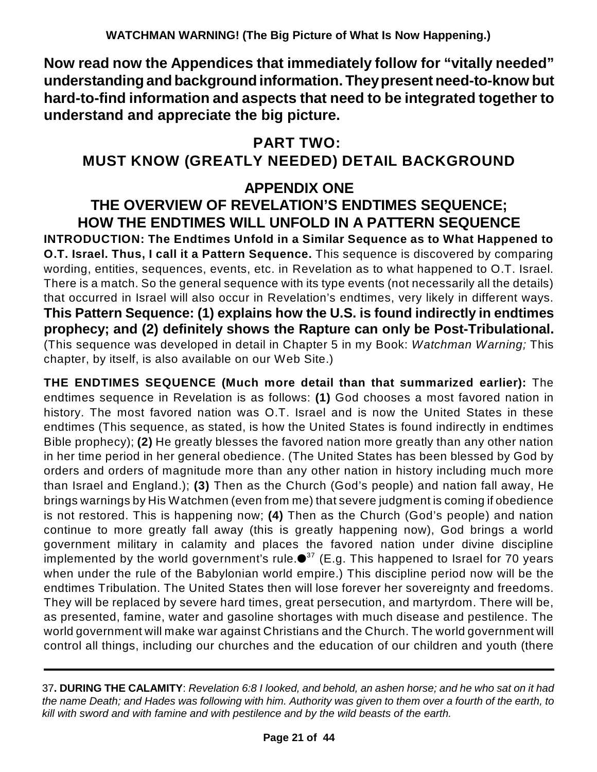**Now read now the Appendices that immediately follow for "vitally needed" understanding and background information. They present need-to-know but hard-to-find information and aspects that need to be integrated together to understand and appreciate the big picture.**

# PART TWO: MUST KNOW (GREATLY NEEDED) DETAIL BACKGROUND

## APPENDIX ONE
## THE OVERVIEW OF REVELATION'S ENDTIMES SEQUENCE; HOW THE ENDTIMES WILL UNFOLD IN A PATTERN SEQUENCE

**INTRODUCTION: The Endtimes Unfold in a Similar Sequence as to What Happened to O.T. Israel. Thus, I call it a Pattern Sequence.** This sequence is discovered by comparing wording, entities, sequences, events, etc. in Revelation as to what happened to O.T. Israel. There is a match. So the general sequence with its type events (not necessarily all the details) that occurred in Israel will also occur in Revelation's endtimes, very likely in different ways. **This Pattern Sequence: (1) explains how the U.S. is found indirectly in endtimes prophecy; and (2) definitely shows the Rapture can only be Post-Tribulational.** (This sequence was developed in detail in Chapter 5 in my Book: *Watchman Warning;* This chapter, by itself, is also available on our Web Site.)

**THE ENDTIMES SEQUENCE (Much more detail than that summarized earlier):** The endtimes sequence in Revelation is as follows: **(1)** God chooses a most favored nation in history. The most favored nation was O.T. Israel and is now the United States in these endtimes (This sequence, as stated, is how the United States is found indirectly in endtimes Bible prophecy); **(2)** He greatly blesses the favored nation more greatly than any other nation in her time period in her general obedience. (The United States has been blessed by God by orders and orders of magnitude more than any other nation in history including much more than Israel and England.); **(3)** Then as the Church (God's people) and nation fall away, He brings warnings by His Watchmen (even from me) that severe judgment is coming if obedience is not restored. This is happening now; **(4)** Then as the Church (God's people) and nation continue to more greatly fall away (this is greatly happening now), God brings a world government military in calamity and places the favored nation under divine discipline implemented by the world government's rule.●[37] (E.g. This happened to Israel for 70 years when under the rule of the Babylonian world empire.) This discipline period now will be the endtimes Tribulation. The United States then will lose forever her sovereignty and freedoms. They will be replaced by severe hard times, great persecution, and martyrdom. There will be, as presented, famine, water and gasoline shortages with much disease and pestilence. The world government will make war against Christians and the Church. The world government will control all things, including our churches and the education of our children and youth (there

---

37**. DURING THE CALAMITY**: *Revelation 6:8 I looked, and behold, an ashen horse; and he who sat on it had the name Death; and Hades was following with him. Authority was given to them over a fourth of the earth, to kill with sword and with famine and with pestilence and by the wild beasts of the earth.*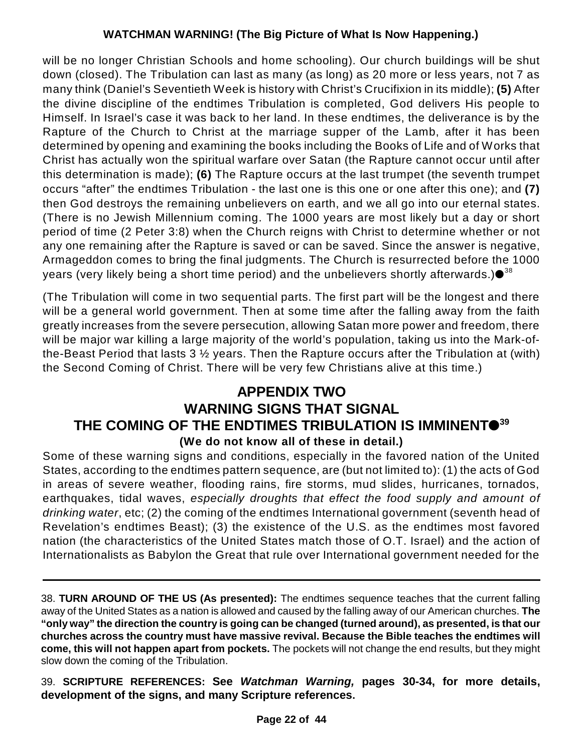will be no longer Christian Schools and home schooling). Our church buildings will be shut down (closed). The Tribulation can last as many (as long) as 20 more or less years, not 7 as many think (Daniel's Seventieth Week is history with Christ's Crucifixion in its middle); **(5)** After the divine discipline of the endtimes Tribulation is completed, God delivers His people to Himself. In Israel's case it was back to her land. In these endtimes, the deliverance is by the Rapture of the Church to Christ at the marriage supper of the Lamb, after it has been determined by opening and examining the books including the Books of Life and of Works that Christ has actually won the spiritual warfare over Satan (the Rapture cannot occur until after this determination is made); **(6)** The Rapture occurs at the last trumpet (the seventh trumpet occurs "after" the endtimes Tribulation - the last one is this one or one after this one); and **(7)** then God destroys the remaining unbelievers on earth, and we all go into our eternal states. (There is no Jewish Millennium coming. The 1000 years are most likely but a day or short period of time (2 Peter 3:8) when the Church reigns with Christ to determine whether or not any one remaining after the Rapture is saved or can be saved. Since the answer is negative, Armageddon comes to bring the final judgments. The Church is resurrected before the 1000 years (very likely being a short time period) and the unbelievers shortly afterwards.)● [38]

(The Tribulation will come in two sequential parts. The first part will be the longest and there will be a general world government. Then at some time after the falling away from the faith greatly increases from the severe persecution, allowing Satan more power and freedom, there will be major war killing a large majority of the world's population, taking us into the Mark-of-the-Beast Period that lasts 3 ½ years. Then the Rapture occurs after the Tribulation at (with) the Second Coming of Christ. There will be very few Christians alive at this time.)

## APPENDIX TWO
## WARNING SIGNS THAT SIGNAL THE COMING OF THE ENDTIMES TRIBULATION IS IMMINENT● [39]

**(We do not know all of these in detail.)**

Some of these warning signs and conditions, especially in the favored nation of the United States, according to the endtimes pattern sequence, are (but not limited to): (1) the acts of God in areas of severe weather, flooding rains, fire storms, mud slides, hurricanes, tornados, earthquakes, tidal waves, *especially droughts that effect the food supply and amount of drinking water*, etc; (2) the coming of the endtimes International government (seventh head of Revelation's endtimes Beast); (3) the existence of the U.S. as the endtimes most favored nation (the characteristics of the United States match those of O.T. Israel) and the action of Internationalists as Babylon the Great that rule over International government needed for the

---

38. **TURN AROUND OF THE US (As presented):** The endtimes sequence teaches that the current falling away of the United States as a nation is allowed and caused by the falling away of our American churches. **The "only way" the direction the country is going can be changed (turned around), as presented, is that our churches across the country must have massive revival. Because the Bible teaches the endtimes will come, this will not happen apart from pockets.** The pockets will not change the end results, but they might slow down the coming of the Tribulation.

39. **SCRIPTURE REFERENCES: See *Watchman Warning,* pages 30-34, for more details, development of the signs, and many Scripture references.**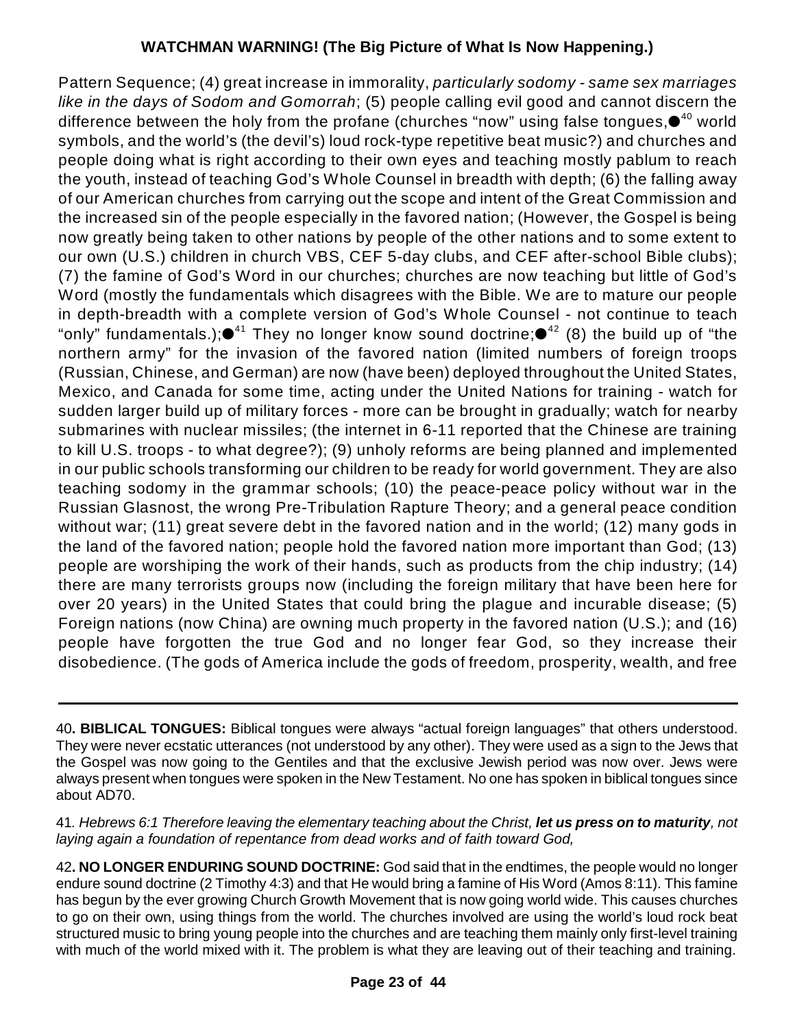Pattern Sequence; (4) great increase in immorality, *particularly sodomy - same sex marriages like in the days of Sodom and Gomorrah*; (5) people calling evil good and cannot discern the difference between the holy from the profane (churches "now" using false tongues,●[40] world symbols, and the world's (the devil's) loud rock-type repetitive beat music?) and churches and people doing what is right according to their own eyes and teaching mostly pablum to reach the youth, instead of teaching God's Whole Counsel in breadth with depth; (6) the falling away of our American churches from carrying out the scope and intent of the Great Commission and the increased sin of the people especially in the favored nation; (However, the Gospel is being now greatly being taken to other nations by people of the other nations and to some extent to our own (U.S.) children in church VBS, CEF 5-day clubs, and CEF after-school Bible clubs); (7) the famine of God's Word in our churches; churches are now teaching but little of God's Word (mostly the fundamentals which disagrees with the Bible. We are to mature our people in depth-breadth with a complete version of God's Whole Counsel - not continue to teach "only" fundamentals.);●[41] They no longer know sound doctrine;●[42] (8) the build up of "the northern army" for the invasion of the favored nation (limited numbers of foreign troops (Russian, Chinese, and German) are now (have been) deployed throughout the United States, Mexico, and Canada for some time, acting under the United Nations for training - watch for sudden larger build up of military forces - more can be brought in gradually; watch for nearby submarines with nuclear missiles; (the internet in 6-11 reported that the Chinese are training to kill U.S. troops - to what degree?); (9) unholy reforms are being planned and implemented in our public schools transforming our children to be ready for world government. They are also teaching sodomy in the grammar schools; (10) the peace-peace policy without war in the Russian Glasnost, the wrong Pre-Tribulation Rapture Theory; and a general peace condition without war; (11) great severe debt in the favored nation and in the world; (12) many gods in the land of the favored nation; people hold the favored nation more important than God; (13) people are worshiping the work of their hands, such as products from the chip industry; (14) there are many terrorists groups now (including the foreign military that have been here for over 20 years) in the United States that could bring the plague and incurable disease; (5) Foreign nations (now China) are owning much property in the favored nation (U.S.); and (16) people have forgotten the true God and no longer fear God, so they increase their disobedience. (The gods of America include the gods of freedom, prosperity, wealth, and free

---

40**. BIBLICAL TONGUES:** Biblical tongues were always "actual foreign languages" that others understood. They were never ecstatic utterances (not understood by any other). They were used as a sign to the Jews that the Gospel was now going to the Gentiles and that the exclusive Jewish period was now over. Jews were always present when tongues were spoken in the New Testament. No one has spoken in biblical tongues since about AD70.

41*. Hebrews 6:1 Therefore leaving the elementary teaching about the Christ, **let us press on to maturity**, not laying again a foundation of repentance from dead works and of faith toward God,*

42**. NO LONGER ENDURING SOUND DOCTRINE:** God said that in the endtimes, the people would no longer endure sound doctrine (2 Timothy 4:3) and that He would bring a famine of His Word (Amos 8:11). This famine has begun by the ever growing Church Growth Movement that is now going world wide. This causes churches to go on their own, using things from the world. The churches involved are using the world's loud rock beat structured music to bring young people into the churches and are teaching them mainly only first-level training with much of the world mixed with it. The problem is what they are leaving out of their teaching and training.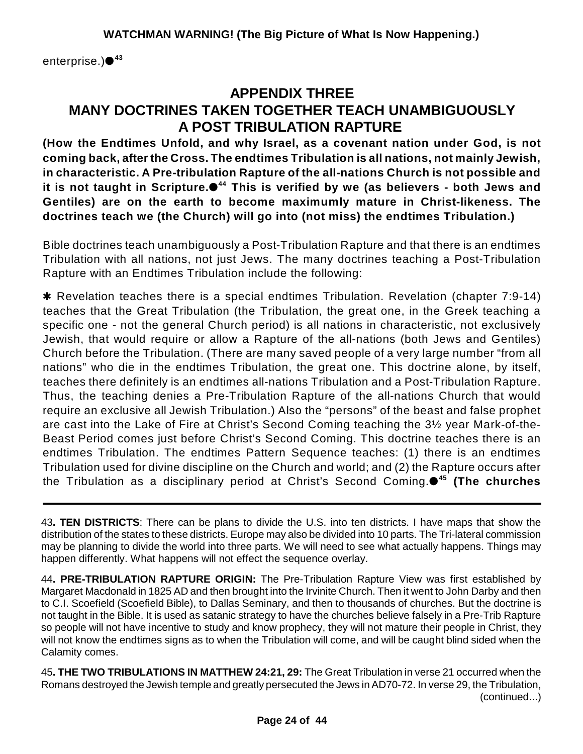enterprise.)●[43]

## APPENDIX THREE
## MANY DOCTRINES TAKEN TOGETHER TEACH UNAMBIGUOUSLY A POST TRIBULATION RAPTURE

**(How the Endtimes Unfold, and why Israel, as a covenant nation under God, is not coming back, after the Cross. The endtimes Tribulation is all nations, not mainly Jewish, in characteristic. A Pre-tribulation Rapture of the all-nations Church is not possible and it is not taught in Scripture.●[44] This is verified by we (as believers - both Jews and Gentiles) are on the earth to become maximumly mature in Christ-likeness. The doctrines teach we (the Church) will go into (not miss) the endtimes Tribulation.)**

Bible doctrines teach unambiguously a Post-Tribulation Rapture and that there is an endtimes Tribulation with all nations, not just Jews. The many doctrines teaching a Post-Tribulation Rapture with an Endtimes Tribulation include the following:

✱ Revelation teaches there is a special endtimes Tribulation. Revelation (chapter 7:9-14) teaches that the Great Tribulation (the Tribulation, the great one, in the Greek teaching a specific one - not the general Church period) is all nations in characteristic, not exclusively Jewish, that would require or allow a Rapture of the all-nations (both Jews and Gentiles) Church before the Tribulation. (There are many saved people of a very large number "from all nations" who die in the endtimes Tribulation, the great one. This doctrine alone, by itself, teaches there definitely is an endtimes all-nations Tribulation and a Post-Tribulation Rapture. Thus, the teaching denies a Pre-Tribulation Rapture of the all-nations Church that would require an exclusive all Jewish Tribulation.) Also the "persons" of the beast and false prophet are cast into the Lake of Fire at Christ's Second Coming teaching the 3½ year Mark-of-the-Beast Period comes just before Christ's Second Coming. This doctrine teaches there is an endtimes Tribulation. The endtimes Pattern Sequence teaches: (1) there is an endtimes Tribulation used for divine discipline on the Church and world; and (2) the Rapture occurs after the Tribulation as a disciplinary period at Christ's Second Coming.●[45] **(The churches**

---

43**. TEN DISTRICTS**: There can be plans to divide the U.S. into ten districts. I have maps that show the distribution of the states to these districts. Europe may also be divided into 10 parts. The Tri-lateral commission may be planning to divide the world into three parts. We will need to see what actually happens. Things may happen differently. What happens will not effect the sequence overlay.

44**. PRE-TRIBULATION RAPTURE ORIGIN:** The Pre-Tribulation Rapture View was first established by Margaret Macdonald in 1825 AD and then brought into the Irvinite Church. Then it went to John Darby and then to C.I. Scoefield (Scoefield Bible), to Dallas Seminary, and then to thousands of churches. But the doctrine is not taught in the Bible. It is used as satanic strategy to have the churches believe falsely in a Pre-Trib Rapture so people will not have incentive to study and know prophecy, they will not mature their people in Christ, they will not know the endtimes signs as to when the Tribulation will come, and will be caught blind sided when the Calamity comes.

45**. THE TWO TRIBULATIONS IN MATTHEW 24:21, 29:** The Great Tribulation in verse 21 occurred when the Romans destroyed the Jewish temple and greatly persecuted the Jews in AD70-72. In verse 29, the Tribulation, (continued...)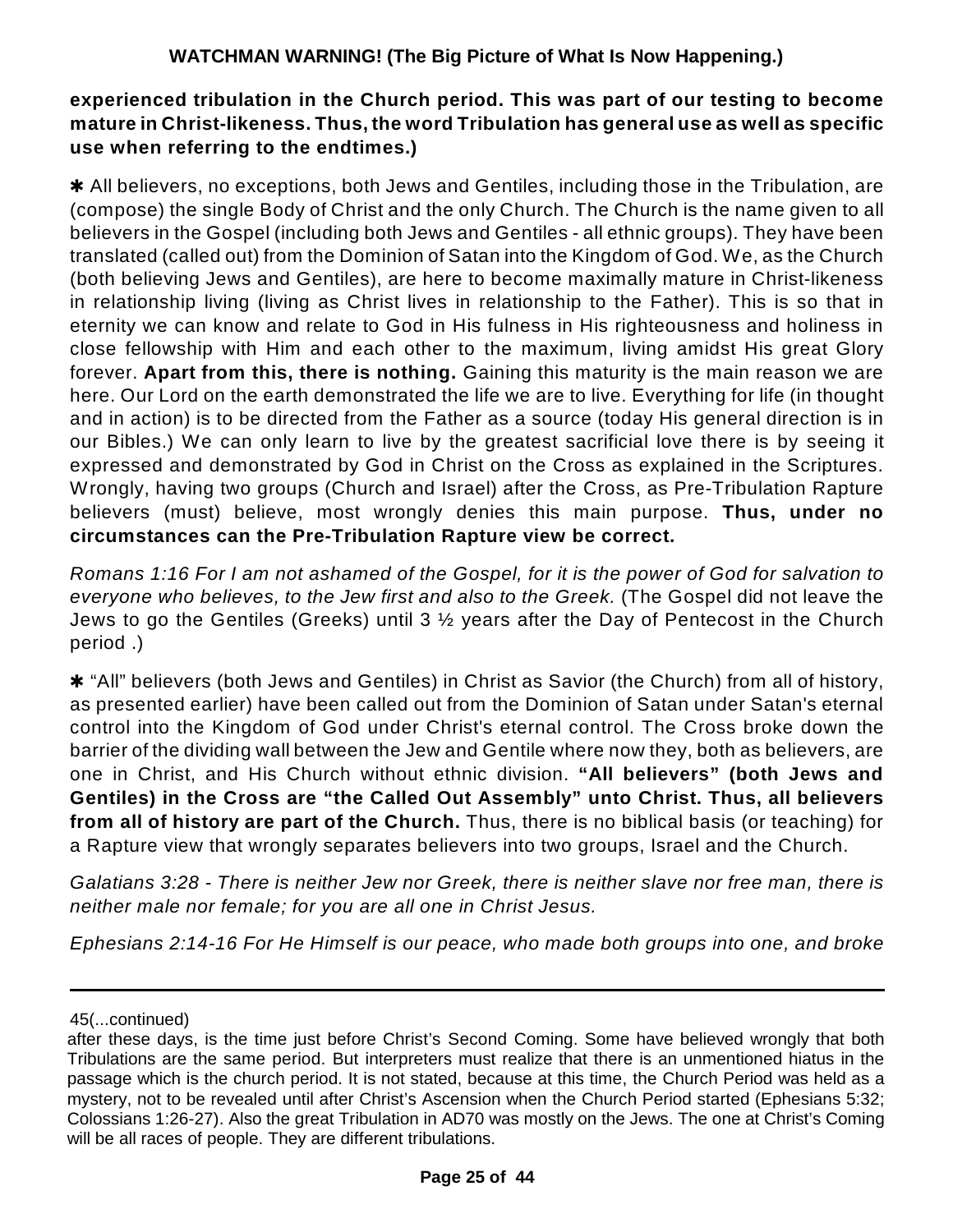**experienced tribulation in the Church period. This was part of our testing to become mature in Christ-likeness. Thus, the word Tribulation has general use as well as specific use when referring to the endtimes.)**

✱ All believers, no exceptions, both Jews and Gentiles, including those in the Tribulation, are (compose) the single Body of Christ and the only Church. The Church is the name given to all believers in the Gospel (including both Jews and Gentiles - all ethnic groups). They have been translated (called out) from the Dominion of Satan into the Kingdom of God. We, as the Church (both believing Jews and Gentiles), are here to become maximally mature in Christ-likeness in relationship living (living as Christ lives in relationship to the Father). This is so that in eternity we can know and relate to God in His fulness in His righteousness and holiness in close fellowship with Him and each other to the maximum, living amidst His great Glory forever. **Apart from this, there is nothing.** Gaining this maturity is the main reason we are here. Our Lord on the earth demonstrated the life we are to live. Everything for life (in thought and in action) is to be directed from the Father as a source (today His general direction is in our Bibles.) We can only learn to live by the greatest sacrificial love there is by seeing it expressed and demonstrated by God in Christ on the Cross as explained in the Scriptures. Wrongly, having two groups (Church and Israel) after the Cross, as Pre-Tribulation Rapture believers (must) believe, most wrongly denies this main purpose. **Thus, under no circumstances can the Pre-Tribulation Rapture view be correct.**

*Romans 1:16 For I am not ashamed of the Gospel, for it is the power of God for salvation to everyone who believes, to the Jew first and also to the Greek.* (The Gospel did not leave the Jews to go the Gentiles (Greeks) until 3 ½ years after the Day of Pentecost in the Church period .)

✱ "All" believers (both Jews and Gentiles) in Christ as Savior (the Church) from all of history, as presented earlier) have been called out from the Dominion of Satan under Satan's eternal control into the Kingdom of God under Christ's eternal control. The Cross broke down the barrier of the dividing wall between the Jew and Gentile where now they, both as believers, are one in Christ, and His Church without ethnic division. **"All believers" (both Jews and Gentiles) in the Cross are "the Called Out Assembly" unto Christ. Thus, all believers from all of history are part of the Church.** Thus, there is no biblical basis (or teaching) for a Rapture view that wrongly separates believers into two groups, Israel and the Church.

*Galatians 3:28 - There is neither Jew nor Greek, there is neither slave nor free man, there is neither male nor female; for you are all one in Christ Jesus.*

*Ephesians 2:14-16 For He Himself is our peace, who made both groups into one, and broke*

---

45(...continued)
after these days, is the time just before Christ's Second Coming. Some have believed wrongly that both Tribulations are the same period. But interpreters must realize that there is an unmentioned hiatus in the passage which is the church period. It is not stated, because at this time, the Church Period was held as a mystery, not to be revealed until after Christ's Ascension when the Church Period started (Ephesians 5:32; Colossians 1:26-27). Also the great Tribulation in AD70 was mostly on the Jews. The one at Christ's Coming will be all races of people. They are different tribulations.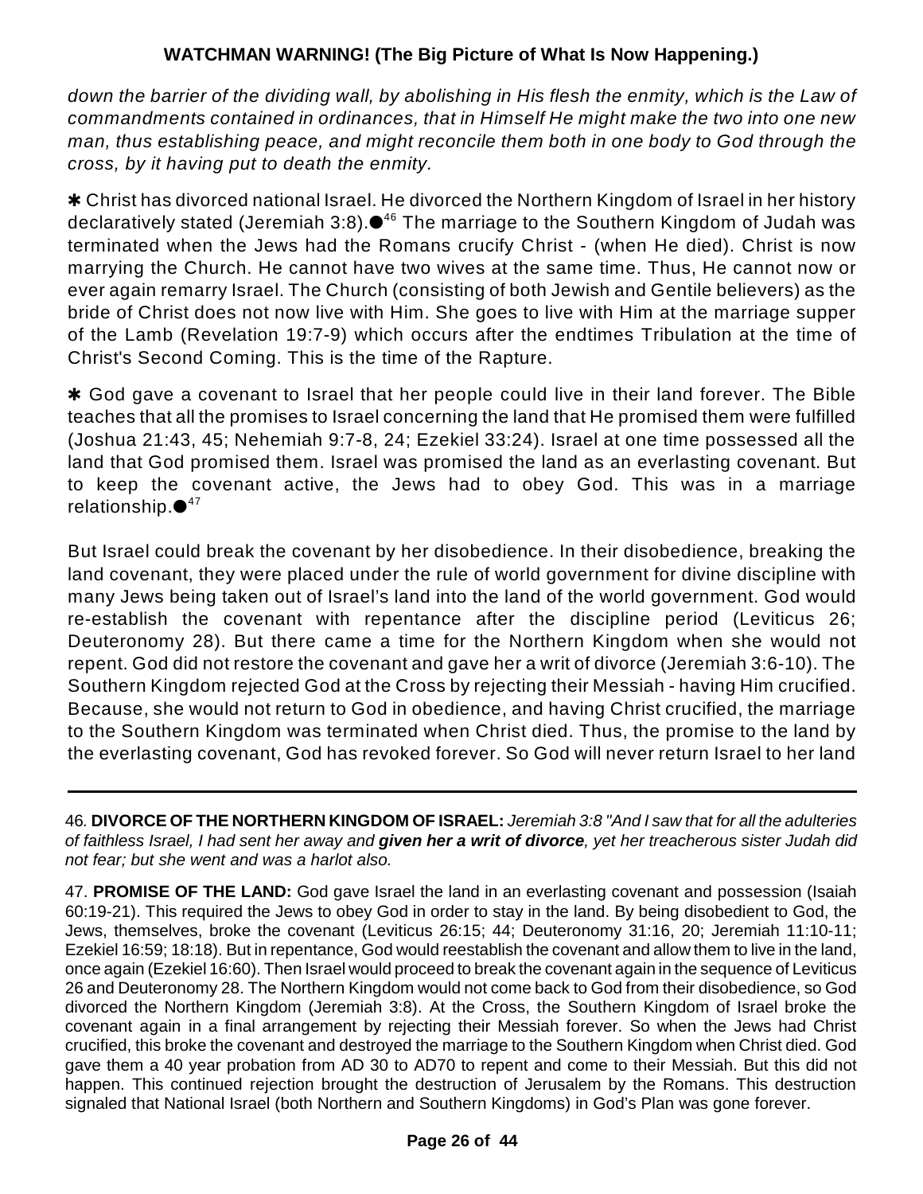*down the barrier of the dividing wall, by abolishing in His flesh the enmity, which is the Law of commandments contained in ordinances, that in Himself He might make the two into one new man, thus establishing peace, and might reconcile them both in one body to God through the cross, by it having put to death the enmity.*

✱ Christ has divorced national Israel. He divorced the Northern Kingdom of Israel in her history declaratively stated (Jeremiah 3:8).●[46] The marriage to the Southern Kingdom of Judah was terminated when the Jews had the Romans crucify Christ - (when He died). Christ is now marrying the Church. He cannot have two wives at the same time. Thus, He cannot now or ever again remarry Israel. The Church (consisting of both Jewish and Gentile believers) as the bride of Christ does not now live with Him. She goes to live with Him at the marriage supper of the Lamb (Revelation 19:7-9) which occurs after the endtimes Tribulation at the time of Christ's Second Coming. This is the time of the Rapture.

✱ God gave a covenant to Israel that her people could live in their land forever. The Bible teaches that all the promises to Israel concerning the land that He promised them were fulfilled (Joshua 21:43, 45; Nehemiah 9:7-8, 24; Ezekiel 33:24). Israel at one time possessed all the land that God promised them. Israel was promised the land as an everlasting covenant. But to keep the covenant active, the Jews had to obey God. This was in a marriage relationship.●[47]

But Israel could break the covenant by her disobedience. In their disobedience, breaking the land covenant, they were placed under the rule of world government for divine discipline with many Jews being taken out of Israel's land into the land of the world government. God would re-establish the covenant with repentance after the discipline period (Leviticus 26; Deuteronomy 28). But there came a time for the Northern Kingdom when she would not repent. God did not restore the covenant and gave her a writ of divorce (Jeremiah 3:6-10). The Southern Kingdom rejected God at the Cross by rejecting their Messiah - having Him crucified. Because, she would not return to God in obedience, and having Christ crucified, the marriage to the Southern Kingdom was terminated when Christ died. Thus, the promise to the land by the everlasting covenant, God has revoked forever. So God will never return Israel to her land

---

46. **DIVORCE OF THE NORTHERN KINGDOM OF ISRAEL:** *Jeremiah 3:8 "And I saw that for all the adulteries of faithless Israel, I had sent her away and **given her a writ of divorce**, yet her treacherous sister Judah did not fear; but she went and was a harlot also.*

47. **PROMISE OF THE LAND:** God gave Israel the land in an everlasting covenant and possession (Isaiah 60:19-21). This required the Jews to obey God in order to stay in the land. By being disobedient to God, the Jews, themselves, broke the covenant (Leviticus 26:15; 44; Deuteronomy 31:16, 20; Jeremiah 11:10-11; Ezekiel 16:59; 18:18). But in repentance, God would reestablish the covenant and allow them to live in the land, once again (Ezekiel 16:60). Then Israel would proceed to break the covenant again in the sequence of Leviticus 26 and Deuteronomy 28. The Northern Kingdom would not come back to God from their disobedience, so God divorced the Northern Kingdom (Jeremiah 3:8). At the Cross, the Southern Kingdom of Israel broke the covenant again in a final arrangement by rejecting their Messiah forever. So when the Jews had Christ crucified, this broke the covenant and destroyed the marriage to the Southern Kingdom when Christ died. God gave them a 40 year probation from AD 30 to AD70 to repent and come to their Messiah. But this did not happen. This continued rejection brought the destruction of Jerusalem by the Romans. This destruction signaled that National Israel (both Northern and Southern Kingdoms) in God's Plan was gone forever.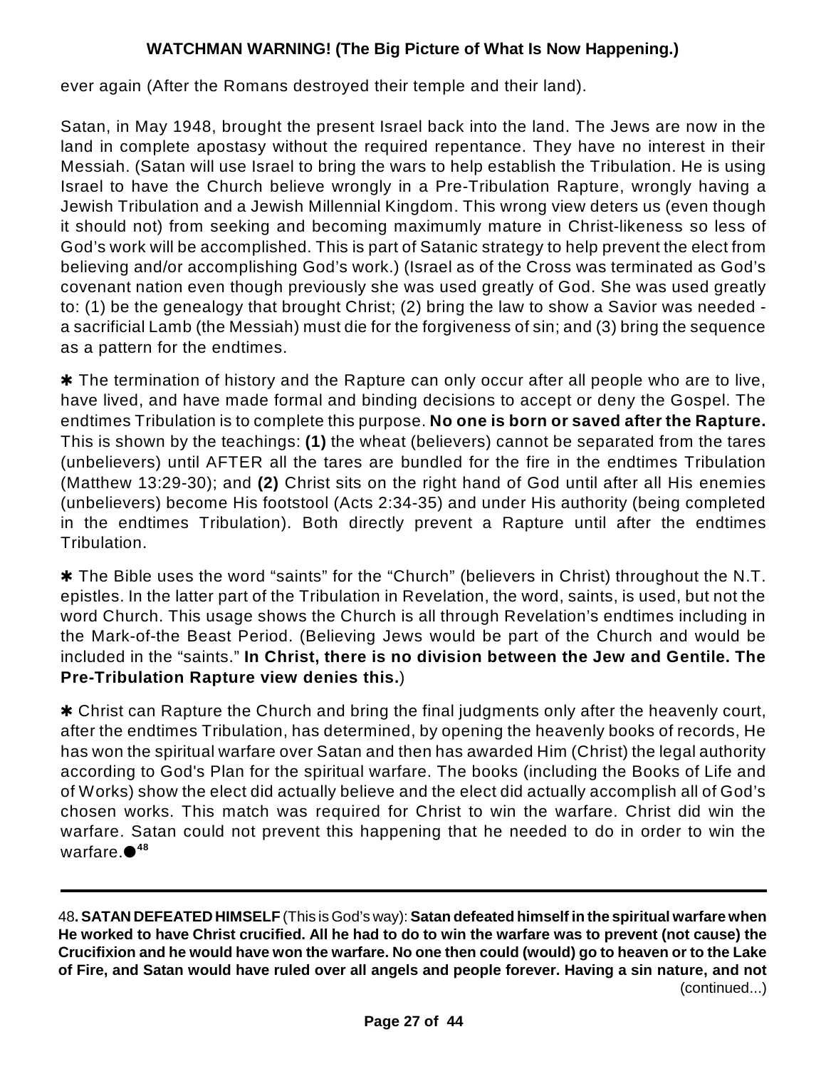ever again (After the Romans destroyed their temple and their land).

Satan, in May 1948, brought the present Israel back into the land. The Jews are now in the land in complete apostasy without the required repentance. They have no interest in their Messiah. (Satan will use Israel to bring the wars to help establish the Tribulation. He is using Israel to have the Church believe wrongly in a Pre-Tribulation Rapture, wrongly having a Jewish Tribulation and a Jewish Millennial Kingdom. This wrong view deters us (even though it should not) from seeking and becoming maximumly mature in Christ-likeness so less of God's work will be accomplished. This is part of Satanic strategy to help prevent the elect from believing and/or accomplishing God's work.) (Israel as of the Cross was terminated as God's covenant nation even though previously she was used greatly of God. She was used greatly to: (1) be the genealogy that brought Christ; (2) bring the law to show a Savior was needed - a sacrificial Lamb (the Messiah) must die for the forgiveness of sin; and (3) bring the sequence as a pattern for the endtimes.

✱ The termination of history and the Rapture can only occur after all people who are to live, have lived, and have made formal and binding decisions to accept or deny the Gospel. The endtimes Tribulation is to complete this purpose. **No one is born or saved after the Rapture.** This is shown by the teachings: **(1)** the wheat (believers) cannot be separated from the tares (unbelievers) until AFTER all the tares are bundled for the fire in the endtimes Tribulation (Matthew 13:29-30); and **(2)** Christ sits on the right hand of God until after all His enemies (unbelievers) become His footstool (Acts 2:34-35) and under His authority (being completed in the endtimes Tribulation). Both directly prevent a Rapture until after the endtimes Tribulation.

✱ The Bible uses the word "saints" for the "Church" (believers in Christ) throughout the N.T. epistles. In the latter part of the Tribulation in Revelation, the word, saints, is used, but not the word Church. This usage shows the Church is all through Revelation's endtimes including in the Mark-of-the Beast Period. (Believing Jews would be part of the Church and would be included in the "saints." **In Christ, there is no division between the Jew and Gentile. The Pre-Tribulation Rapture view denies this.**)

✱ Christ can Rapture the Church and bring the final judgments only after the heavenly court, after the endtimes Tribulation, has determined, by opening the heavenly books of records, He has won the spiritual warfare over Satan and then has awarded Him (Christ) the legal authority according to God's Plan for the spiritual warfare. The books (including the Books of Life and of Works) show the elect did actually believe and the elect did actually accomplish all of God's chosen works. This match was required for Christ to win the warfare. Christ did win the warfare. Satan could not prevent this happening that he needed to do in order to win the warfare.●[48]

---

48**. SATAN DEFEATED HIMSELF** (This is God's way): **Satan defeated himself in the spiritual warfare when He worked to have Christ crucified. All he had to do to win the warfare was to prevent (not cause) the Crucifixion and he would have won the warfare. No one then could (would) go to heaven or to the Lake of Fire, and Satan would have ruled over all angels and people forever. Having a sin nature, and not** (continued...)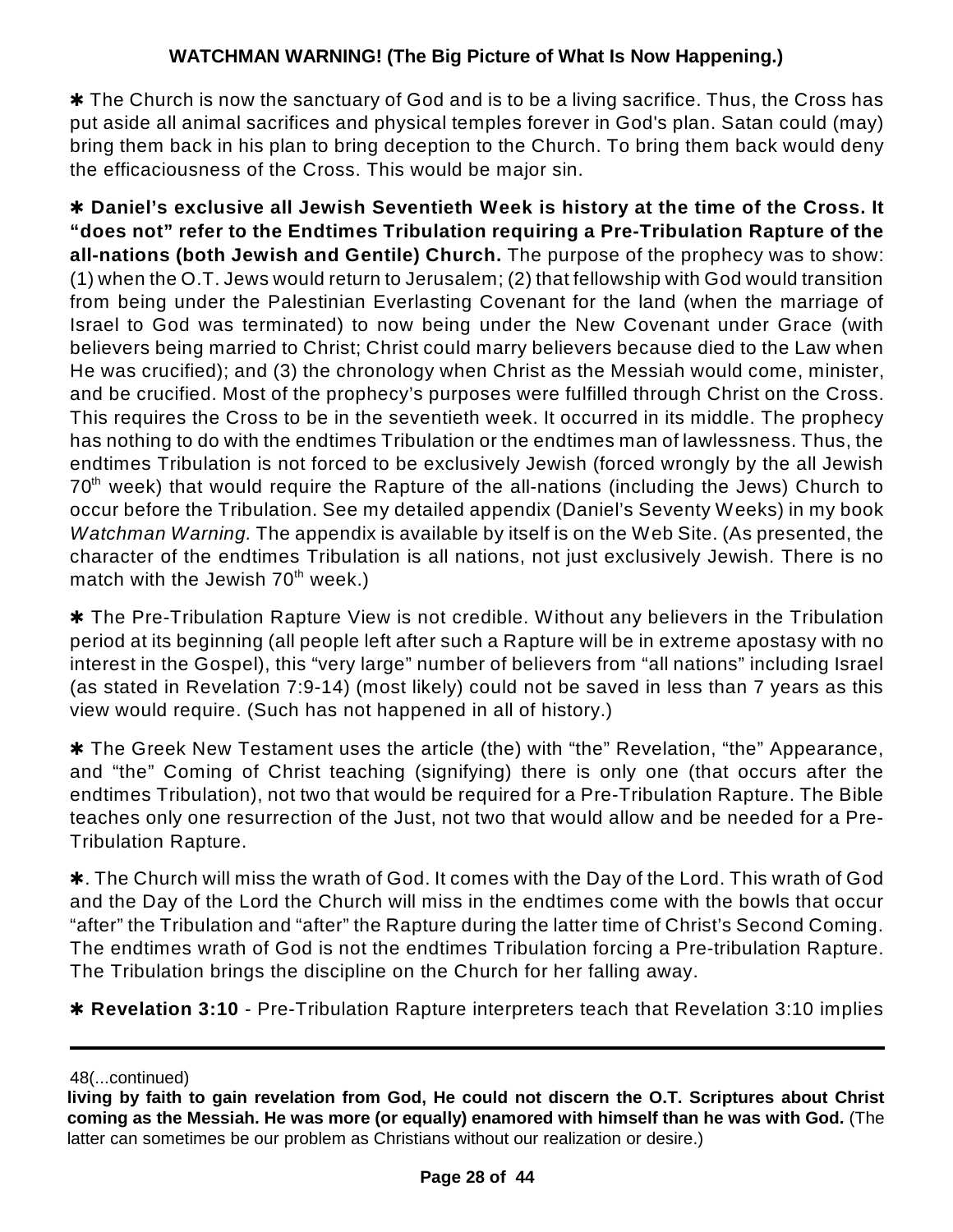**WATCHMAN WARNING! (The Big Picture of What Is Now Happening.)**

✱ The Church is now the sanctuary of God and is to be a living sacrifice. Thus, the Cross has put aside all animal sacrifices and physical temples forever in God's plan. Satan could (may) bring them back in his plan to bring deception to the Church. To bring them back would deny the efficaciousness of the Cross. This would be major sin.

✱ **Daniel's exclusive all Jewish Seventieth Week is history at the time of the Cross. It "does not" refer to the Endtimes Tribulation requiring a Pre-Tribulation Rapture of the all-nations (both Jewish and Gentile) Church.** The purpose of the prophecy was to show: (1) when the O.T. Jews would return to Jerusalem; (2) that fellowship with God would transition from being under the Palestinian Everlasting Covenant for the land (when the marriage of Israel to God was terminated) to now being under the New Covenant under Grace (with believers being married to Christ; Christ could marry believers because died to the Law when He was crucified); and (3) the chronology when Christ as the Messiah would come, minister, and be crucified. Most of the prophecy's purposes were fulfilled through Christ on the Cross. This requires the Cross to be in the seventieth week. It occurred in its middle. The prophecy has nothing to do with the endtimes Tribulation or the endtimes man of lawlessness. Thus, the endtimes Tribulation is not forced to be exclusively Jewish (forced wrongly by the all Jewish 70th week) that would require the Rapture of the all-nations (including the Jews) Church to occur before the Tribulation. See my detailed appendix (Daniel's Seventy Weeks) in my book *Watchman Warning.* The appendix is available by itself is on the Web Site. (As presented, the character of the endtimes Tribulation is all nations, not just exclusively Jewish. There is no match with the Jewish 70th week.)

✱ The Pre-Tribulation Rapture View is not credible. Without any believers in the Tribulation period at its beginning (all people left after such a Rapture will be in extreme apostasy with no interest in the Gospel), this "very large" number of believers from "all nations" including Israel (as stated in Revelation 7:9-14) (most likely) could not be saved in less than 7 years as this view would require. (Such has not happened in all of history.)

✱ The Greek New Testament uses the article (the) with "the" Revelation, "the" Appearance, and "the" Coming of Christ teaching (signifying) there is only one (that occurs after the endtimes Tribulation), not two that would be required for a Pre-Tribulation Rapture. The Bible teaches only one resurrection of the Just, not two that would allow and be needed for a Pre-Tribulation Rapture.

✱. The Church will miss the wrath of God. It comes with the Day of the Lord. This wrath of God and the Day of the Lord the Church will miss in the endtimes come with the bowls that occur "after" the Tribulation and "after" the Rapture during the latter time of Christ's Second Coming. The endtimes wrath of God is not the endtimes Tribulation forcing a Pre-tribulation Rapture. The Tribulation brings the discipline on the Church for her falling away.

✱ **Revelation 3:10** - Pre-Tribulation Rapture interpreters teach that Revelation 3:10 implies

---

48(...continued)
**living by faith to gain revelation from God, He could not discern the O.T. Scriptures about Christ coming as the Messiah. He was more (or equally) enamored with himself than he was with God.** (The latter can sometimes be our problem as Christians without our realization or desire.)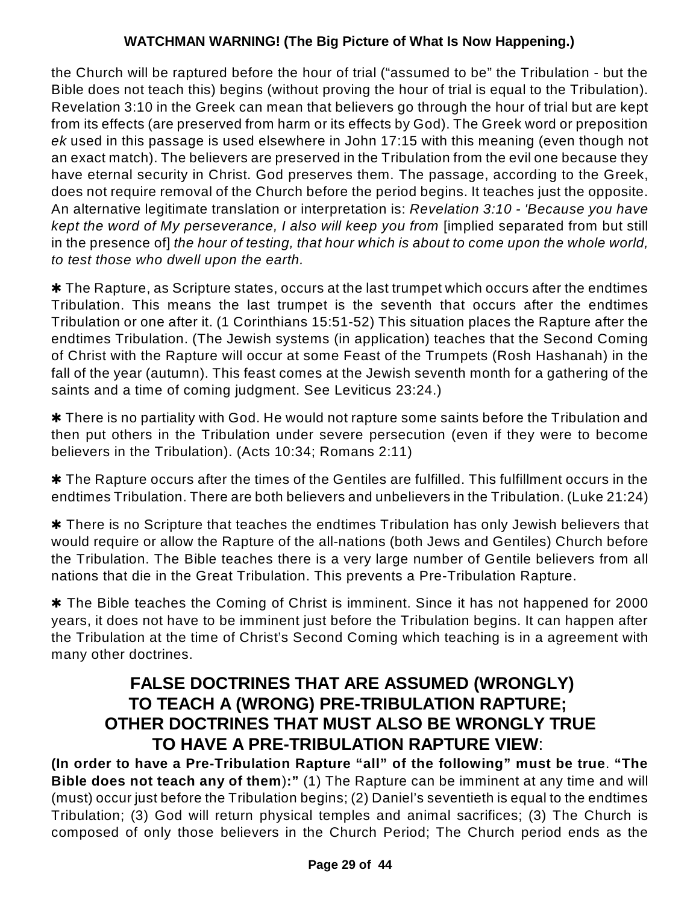the Church will be raptured before the hour of trial ("assumed to be" the Tribulation - but the Bible does not teach this) begins (without proving the hour of trial is equal to the Tribulation). Revelation 3:10 in the Greek can mean that believers go through the hour of trial but are kept from its effects (are preserved from harm or its effects by God). The Greek word or preposition *ek* used in this passage is used elsewhere in John 17:15 with this meaning (even though not an exact match). The believers are preserved in the Tribulation from the evil one because they have eternal security in Christ. God preserves them. The passage, according to the Greek, does not require removal of the Church before the period begins. It teaches just the opposite. An alternative legitimate translation or interpretation is: *Revelation 3:10 - 'Because you have kept the word of My perseverance, I also will keep you from* [implied separated from but still in the presence of] *the hour of testing, that hour which is about to come upon the whole world, to test those who dwell upon the earth.*

✱ The Rapture, as Scripture states, occurs at the last trumpet which occurs after the endtimes Tribulation. This means the last trumpet is the seventh that occurs after the endtimes Tribulation or one after it. (1 Corinthians 15:51-52) This situation places the Rapture after the endtimes Tribulation. (The Jewish systems (in application) teaches that the Second Coming of Christ with the Rapture will occur at some Feast of the Trumpets (Rosh Hashanah) in the fall of the year (autumn). This feast comes at the Jewish seventh month for a gathering of the saints and a time of coming judgment. See Leviticus 23:24.)

✱ There is no partiality with God. He would not rapture some saints before the Tribulation and then put others in the Tribulation under severe persecution (even if they were to become believers in the Tribulation). (Acts 10:34; Romans 2:11)

✱ The Rapture occurs after the times of the Gentiles are fulfilled. This fulfillment occurs in the endtimes Tribulation. There are both believers and unbelievers in the Tribulation. (Luke 21:24)

✱ There is no Scripture that teaches the endtimes Tribulation has only Jewish believers that would require or allow the Rapture of the all-nations (both Jews and Gentiles) Church before the Tribulation. The Bible teaches there is a very large number of Gentile believers from all nations that die in the Great Tribulation. This prevents a Pre-Tribulation Rapture.

✱ The Bible teaches the Coming of Christ is imminent. Since it has not happened for 2000 years, it does not have to be imminent just before the Tribulation begins. It can happen after the Tribulation at the time of Christ's Second Coming which teaching is in a agreement with many other doctrines.

## FALSE DOCTRINES THAT ARE ASSUMED (WRONGLY) TO TEACH A (WRONG) PRE-TRIBULATION RAPTURE; OTHER DOCTRINES THAT MUST ALSO BE WRONGLY TRUE TO HAVE A PRE-TRIBULATION RAPTURE VIEW:

**(In order to have a Pre-Tribulation Rapture "all" of the following" must be true**. **"The Bible does not teach any of them**)**:"** (1) The Rapture can be imminent at any time and will (must) occur just before the Tribulation begins; (2) Daniel's seventieth is equal to the endtimes Tribulation; (3) God will return physical temples and animal sacrifices; (3) The Church is composed of only those believers in the Church Period; The Church period ends as the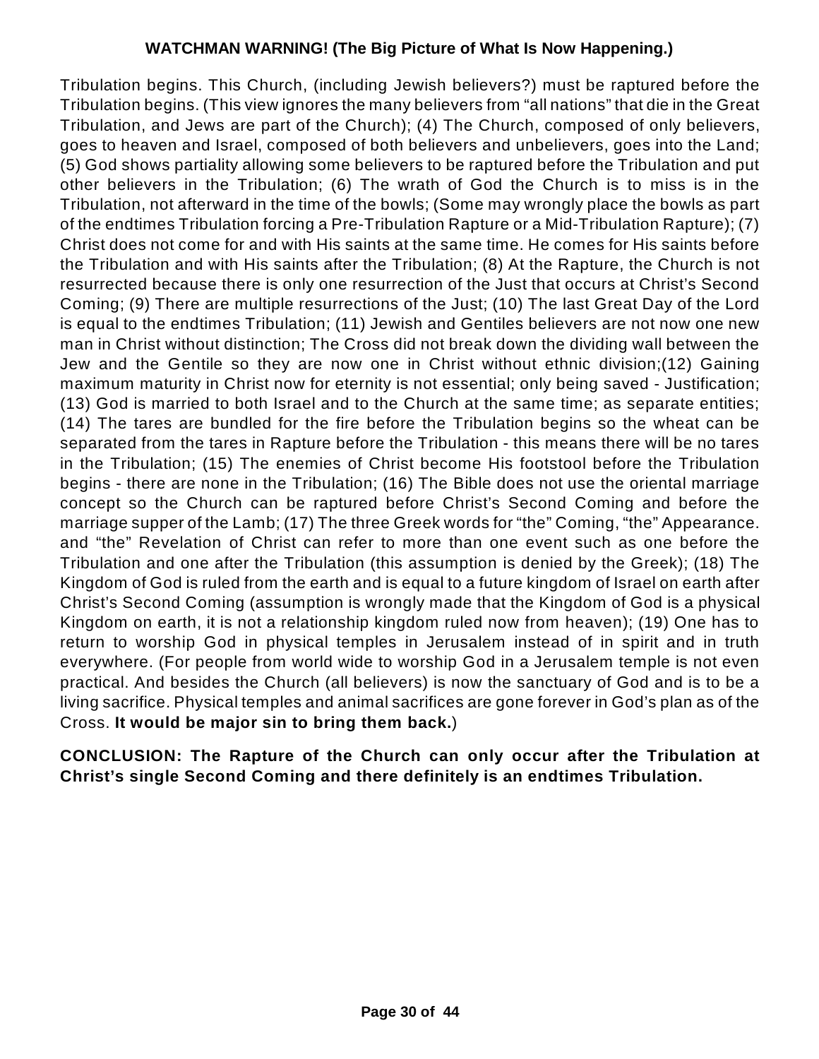Tribulation begins. This Church, (including Jewish believers?) must be raptured before the Tribulation begins. (This view ignores the many believers from “all nations” that die in the Great Tribulation, and Jews are part of the Church); (4) The Church, composed of only believers, goes to heaven and Israel, composed of both believers and unbelievers, goes into the Land; (5) God shows partiality allowing some believers to be raptured before the Tribulation and put other believers in the Tribulation; (6) The wrath of God the Church is to miss is in the Tribulation, not afterward in the time of the bowls; (Some may wrongly place the bowls as part of the endtimes Tribulation forcing a Pre-Tribulation Rapture or a Mid-Tribulation Rapture); (7) Christ does not come for and with His saints at the same time. He comes for His saints before the Tribulation and with His saints after the Tribulation; (8) At the Rapture, the Church is not resurrected because there is only one resurrection of the Just that occurs at Christ’s Second Coming; (9) There are multiple resurrections of the Just; (10) The last Great Day of the Lord is equal to the endtimes Tribulation; (11) Jewish and Gentiles believers are not now one new man in Christ without distinction; The Cross did not break down the dividing wall between the Jew and the Gentile so they are now one in Christ without ethnic division;(12) Gaining maximum maturity in Christ now for eternity is not essential; only being saved - Justification; (13) God is married to both Israel and to the Church at the same time; as separate entities; (14) The tares are bundled for the fire before the Tribulation begins so the wheat can be separated from the tares in Rapture before the Tribulation - this means there will be no tares in the Tribulation; (15) The enemies of Christ become His footstool before the Tribulation begins - there are none in the Tribulation; (16) The Bible does not use the oriental marriage concept so the Church can be raptured before Christ’s Second Coming and before the marriage supper of the Lamb; (17) The three Greek words for “the” Coming, “the” Appearance. and “the” Revelation of Christ can refer to more than one event such as one before the Tribulation and one after the Tribulation (this assumption is denied by the Greek); (18) The Kingdom of God is ruled from the earth and is equal to a future kingdom of Israel on earth after Christ’s Second Coming (assumption is wrongly made that the Kingdom of God is a physical Kingdom on earth, it is not a relationship kingdom ruled now from heaven); (19) One has to return to worship God in physical temples in Jerusalem instead of in spirit and in truth everywhere. (For people from world wide to worship God in a Jerusalem temple is not even practical. And besides the Church (all believers) is now the sanctuary of God and is to be a living sacrifice. Physical temples and animal sacrifices are gone forever in God’s plan as of the Cross. **It would be major sin to bring them back.**)

**CONCLUSION: The Rapture of the Church can only occur after the Tribulation at Christ’s single Second Coming and there definitely is an endtimes Tribulation.**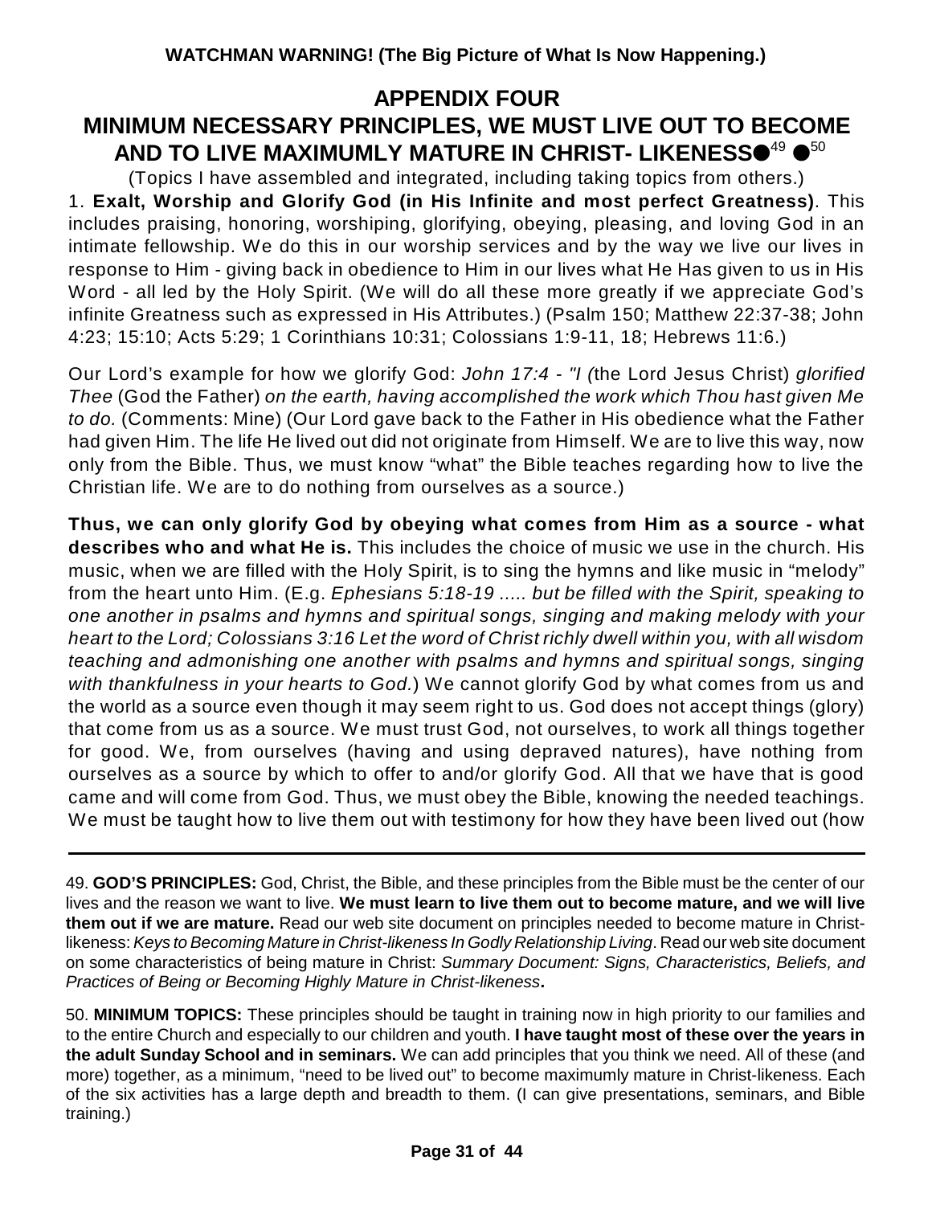# APPENDIX FOUR

# MINIMUM NECESSARY PRINCIPLES, WE MUST LIVE OUT TO BECOME AND TO LIVE MAXIMUMLY MATURE IN CHRIST- LIKENESS●[49] ●[50]

(Topics I have assembled and integrated, including taking topics from others.)

1. **Exalt, Worship and Glorify God (in His Infinite and most perfect Greatness)**. This includes praising, honoring, worshiping, glorifying, obeying, pleasing, and loving God in an intimate fellowship. We do this in our worship services and by the way we live our lives in response to Him - giving back in obedience to Him in our lives what He Has given to us in His Word - all led by the Holy Spirit. (We will do all these more greatly if we appreciate God's infinite Greatness such as expressed in His Attributes.) (Psalm 150; Matthew 22:37-38; John 4:23; 15:10; Acts 5:29; 1 Corinthians 10:31; Colossians 1:9-11, 18; Hebrews 11:6.)

Our Lord's example for how we glorify God: *John 17:4 - "I (*the Lord Jesus Christ) *glorified Thee* (God the Father) *on the earth, having accomplished the work which Thou hast given Me to do.* (Comments: Mine) (Our Lord gave back to the Father in His obedience what the Father had given Him. The life He lived out did not originate from Himself. We are to live this way, now only from the Bible. Thus, we must know "what" the Bible teaches regarding how to live the Christian life. We are to do nothing from ourselves as a source.)

**Thus, we can only glorify God by obeying what comes from Him as a source - what describes who and what He is.** This includes the choice of music we use in the church. His music, when we are filled with the Holy Spirit, is to sing the hymns and like music in "melody" from the heart unto Him. (E.g. *Ephesians 5:18-19 ..... but be filled with the Spirit, speaking to one another in psalms and hymns and spiritual songs, singing and making melody with your heart to the Lord; Colossians 3:16 Let the word of Christ richly dwell within you, with all wisdom teaching and admonishing one another with psalms and hymns and spiritual songs, singing with thankfulness in your hearts to God.*) We cannot glorify God by what comes from us and the world as a source even though it may seem right to us. God does not accept things (glory) that come from us as a source. We must trust God, not ourselves, to work all things together for good. We, from ourselves (having and using depraved natures), have nothing from ourselves as a source by which to offer to and/or glorify God. All that we have that is good came and will come from God. Thus, we must obey the Bible, knowing the needed teachings. We must be taught how to live them out with testimony for how they have been lived out (how

---

49. **GOD'S PRINCIPLES:** God, Christ, the Bible, and these principles from the Bible must be the center of our lives and the reason we want to live. **We must learn to live them out to become mature, and we will live them out if we are mature.** Read our web site document on principles needed to become mature in Christ-likeness: *Keys to Becoming Mature in Christ-likeness In Godly Relationship Living*. Read our web site document on some characteristics of being mature in Christ: *Summary Document: Signs, Characteristics, Beliefs, and Practices of Being or Becoming Highly Mature in Christ-likeness*.

50. **MINIMUM TOPICS:** These principles should be taught in training now in high priority to our families and to the entire Church and especially to our children and youth. **I have taught most of these over the years in the adult Sunday School and in seminars.** We can add principles that you think we need. All of these (and more) together, as a minimum, "need to be lived out" to become maximumly mature in Christ-likeness. Each of the six activities has a large depth and breadth to them. (I can give presentations, seminars, and Bible training.)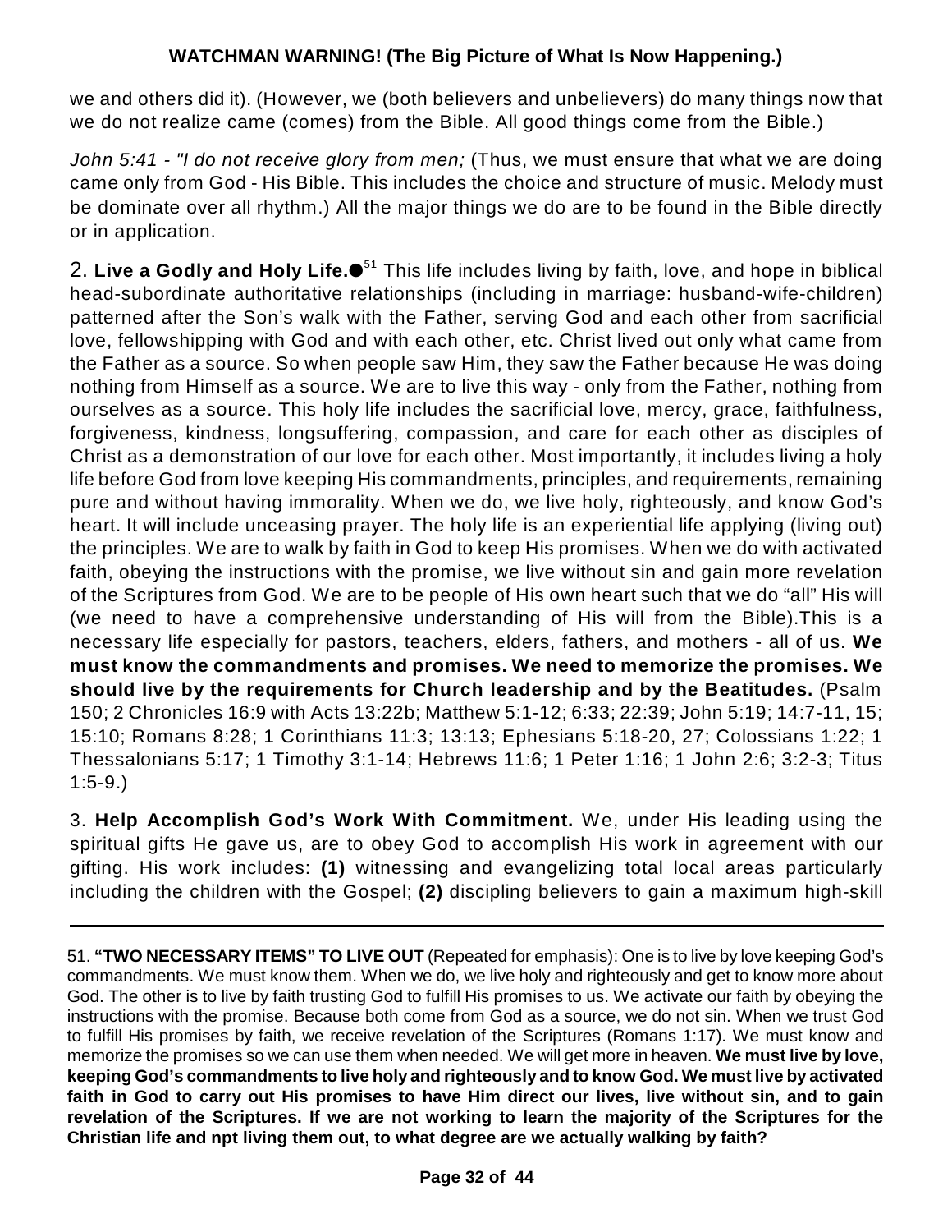we and others did it). (However, we (both believers and unbelievers) do many things now that we do not realize came (comes) from the Bible. All good things come from the Bible.)

*John 5:41 - "I do not receive glory from men;* (Thus, we must ensure that what we are doing came only from God - His Bible. This includes the choice and structure of music. Melody must be dominate over all rhythm.) All the major things we do are to be found in the Bible directly or in application.

2. **Live a Godly and Holy Life.**●[51] This life includes living by faith, love, and hope in biblical head-subordinate authoritative relationships (including in marriage: husband-wife-children) patterned after the Son's walk with the Father, serving God and each other from sacrificial love, fellowshipping with God and with each other, etc. Christ lived out only what came from the Father as a source. So when people saw Him, they saw the Father because He was doing nothing from Himself as a source. We are to live this way - only from the Father, nothing from ourselves as a source. This holy life includes the sacrificial love, mercy, grace, faithfulness, forgiveness, kindness, longsuffering, compassion, and care for each other as disciples of Christ as a demonstration of our love for each other. Most importantly, it includes living a holy life before God from love keeping His commandments, principles, and requirements, remaining pure and without having immorality. When we do, we live holy, righteously, and know God's heart. It will include unceasing prayer. The holy life is an experiential life applying (living out) the principles. We are to walk by faith in God to keep His promises. When we do with activated faith, obeying the instructions with the promise, we live without sin and gain more revelation of the Scriptures from God. We are to be people of His own heart such that we do "all" His will (we need to have a comprehensive understanding of His will from the Bible).This is a necessary life especially for pastors, teachers, elders, fathers, and mothers - all of us. **We must know the commandments and promises. We need to memorize the promises. We should live by the requirements for Church leadership and by the Beatitudes.** (Psalm 150; 2 Chronicles 16:9 with Acts 13:22b; Matthew 5:1-12; 6:33; 22:39; John 5:19; 14:7-11, 15; 15:10; Romans 8:28; 1 Corinthians 11:3; 13:13; Ephesians 5:18-20, 27; Colossians 1:22; 1 Thessalonians 5:17; 1 Timothy 3:1-14; Hebrews 11:6; 1 Peter 1:16; 1 John 2:6; 3:2-3; Titus 1:5-9.)

3. **Help Accomplish God's Work With Commitment.** We, under His leading using the spiritual gifts He gave us, are to obey God to accomplish His work in agreement with our gifting. His work includes: **(1)** witnessing and evangelizing total local areas particularly including the children with the Gospel; **(2)** discipling believers to gain a maximum high-skill

---

51. **"TWO NECESSARY ITEMS" TO LIVE OUT** (Repeated for emphasis): One is to live by love keeping God's commandments. We must know them. When we do, we live holy and righteously and get to know more about God. The other is to live by faith trusting God to fulfill His promises to us. We activate our faith by obeying the instructions with the promise. Because both come from God as a source, we do not sin. When we trust God to fulfill His promises by faith, we receive revelation of the Scriptures (Romans 1:17). We must know and memorize the promises so we can use them when needed. We will get more in heaven. **We must live by love, keeping God's commandments to live holy and righteously and to know God. We must live by activated faith in God to carry out His promises to have Him direct our lives, live without sin, and to gain revelation of the Scriptures. If we are not working to learn the majority of the Scriptures for the Christian life and npt living them out, to what degree are we actually walking by faith?**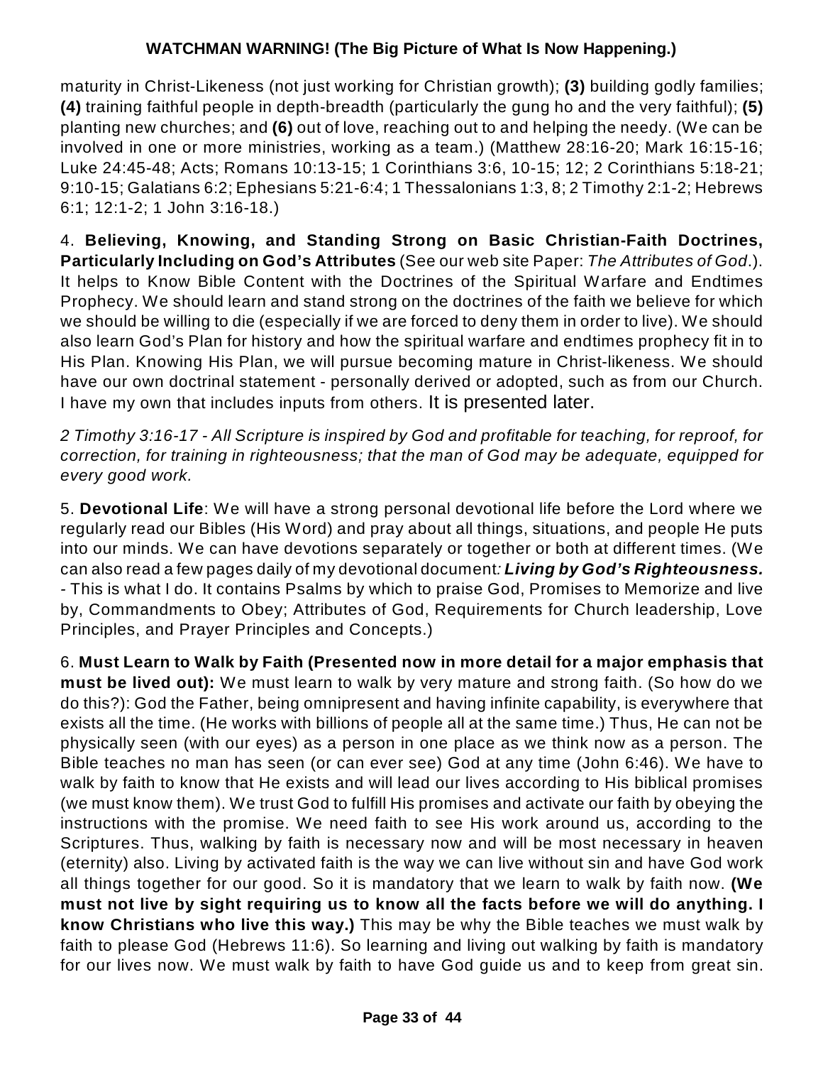maturity in Christ-Likeness (not just working for Christian growth); **(3)** building godly families; **(4)** training faithful people in depth-breadth (particularly the gung ho and the very faithful); **(5)** planting new churches; and **(6)** out of love, reaching out to and helping the needy. (We can be involved in one or more ministries, working as a team.) (Matthew 28:16-20; Mark 16:15-16; Luke 24:45-48; Acts; Romans 10:13-15; 1 Corinthians 3:6, 10-15; 12; 2 Corinthians 5:18-21; 9:10-15; Galatians 6:2; Ephesians 5:21-6:4; 1 Thessalonians 1:3, 8; 2 Timothy 2:1-2; Hebrews 6:1; 12:1-2; 1 John 3:16-18.)

4. **Believing, Knowing, and Standing Strong on Basic Christian-Faith Doctrines, Particularly Including on God's Attributes** (See our web site Paper: *The Attributes of God*.). It helps to Know Bible Content with the Doctrines of the Spiritual Warfare and Endtimes Prophecy. We should learn and stand strong on the doctrines of the faith we believe for which we should be willing to die (especially if we are forced to deny them in order to live). We should also learn God's Plan for history and how the spiritual warfare and endtimes prophecy fit in to His Plan. Knowing His Plan, we will pursue becoming mature in Christ-likeness. We should have our own doctrinal statement - personally derived or adopted, such as from our Church. I have my own that includes inputs from others. It is presented later.

*2 Timothy 3:16-17 - All Scripture is inspired by God and profitable for teaching, for reproof, for correction, for training in righteousness; that the man of God may be adequate, equipped for every good work.*

5. **Devotional Life**: We will have a strong personal devotional life before the Lord where we regularly read our Bibles (His Word) and pray about all things, situations, and people He puts into our minds. We can have devotions separately or together or both at different times. (We can also read a few pages daily of my devotional document*: **Living by God's Righteousness.*** - This is what I do. It contains Psalms by which to praise God, Promises to Memorize and live by, Commandments to Obey; Attributes of God, Requirements for Church leadership, Love Principles, and Prayer Principles and Concepts.)

6. **Must Learn to Walk by Faith (Presented now in more detail for a major emphasis that must be lived out):** We must learn to walk by very mature and strong faith. (So how do we do this?): God the Father, being omnipresent and having infinite capability, is everywhere that exists all the time. (He works with billions of people all at the same time.) Thus, He can not be physically seen (with our eyes) as a person in one place as we think now as a person. The Bible teaches no man has seen (or can ever see) God at any time (John 6:46). We have to walk by faith to know that He exists and will lead our lives according to His biblical promises (we must know them). We trust God to fulfill His promises and activate our faith by obeying the instructions with the promise. We need faith to see His work around us, according to the Scriptures. Thus, walking by faith is necessary now and will be most necessary in heaven (eternity) also. Living by activated faith is the way we can live without sin and have God work all things together for our good. So it is mandatory that we learn to walk by faith now. **(We must not live by sight requiring us to know all the facts before we will do anything. I know Christians who live this way.)** This may be why the Bible teaches we must walk by faith to please God (Hebrews 11:6). So learning and living out walking by faith is mandatory for our lives now. We must walk by faith to have God guide us and to keep from great sin.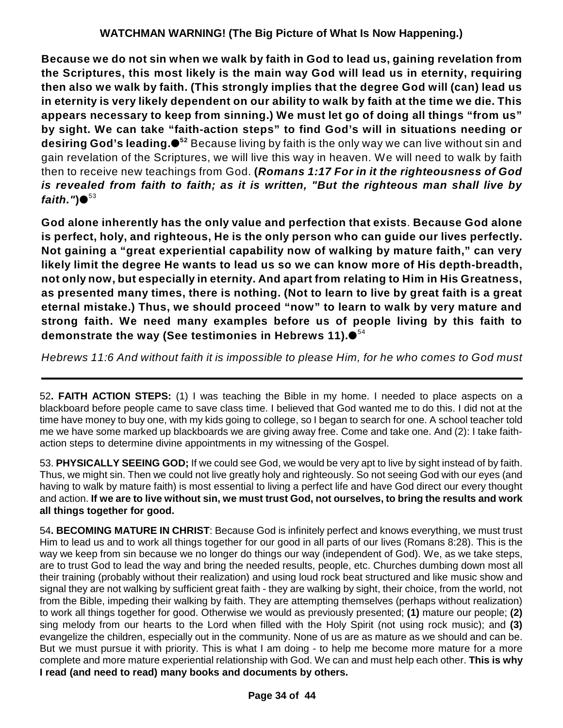**Because we do not sin when we walk by faith in God to lead us, gaining revelation from the Scriptures, this most likely is the main way God will lead us in eternity, requiring then also we walk by faith. (This strongly implies that the degree God will (can) lead us in eternity is very likely dependent on our ability to walk by faith at the time we die. This appears necessary to keep from sinning.) We must let go of doing all things "from us" by sight. We can take "faith-action steps" to find God's will in situations needing or desiring God's leading.●**[52] Because living by faith is the only way we can live without sin and gain revelation of the Scriptures, we will live this way in heaven. We will need to walk by faith then to receive new teachings from God. **(*Romans 1:17 For in it the righteousness of God is revealed from faith to faith; as it is written, "But the righteous man shall live by faith."*)●**[53]

**God alone inherently has the only value and perfection that exists**. **Because God alone is perfect, holy, and righteous, He is the only person who can guide our lives perfectly. Not gaining a "great experiential capability now of walking by mature faith," can very likely limit the degree He wants to lead us so we can know more of His depth-breadth, not only now, but especially in eternity. And apart from relating to Him in His Greatness, as presented many times, there is nothing. (Not to learn to live by great faith is a great eternal mistake.) Thus, we should proceed "now" to learn to walk by very mature and strong faith. We need many examples before us of people living by this faith to demonstrate the way (See testimonies in Hebrews 11).●**[54]

*Hebrews 11:6 And without faith it is impossible to please Him, for he who comes to God must*

---

52**. FAITH ACTION STEPS:** (1) I was teaching the Bible in my home. I needed to place aspects on a blackboard before people came to save class time. I believed that God wanted me to do this. I did not at the time have money to buy one, with my kids going to college, so I began to search for one. A school teacher told me we have some marked up blackboards we are giving away free. Come and take one. And (2): I take faith-action steps to determine divine appointments in my witnessing of the Gospel.

53. **PHYSICALLY SEEING GOD;** If we could see God, we would be very apt to live by sight instead of by faith. Thus, we might sin. Then we could not live greatly holy and righteously. So not seeing God with our eyes (and having to walk by mature faith) is most essential to living a perfect life and have God direct our every thought and action. **If we are to live without sin, we must trust God, not ourselves, to bring the results and work all things together for good.**

54**. BECOMING MATURE IN CHRIST**: Because God is infinitely perfect and knows everything, we must trust Him to lead us and to work all things together for our good in all parts of our lives (Romans 8:28). This is the way we keep from sin because we no longer do things our way (independent of God). We, as we take steps, are to trust God to lead the way and bring the needed results, people, etc. Churches dumbing down most all their training (probably without their realization) and using loud rock beat structured and like music show and signal they are not walking by sufficient great faith - they are walking by sight, their choice, from the world, not from the Bible, impeding their walking by faith. They are attempting themselves (perhaps without realization) to work all things together for good. Otherwise we would as previously presented; **(1)** mature our people; **(2)** sing melody from our hearts to the Lord when filled with the Holy Spirit (not using rock music); and **(3)** evangelize the children, especially out in the community. None of us are as mature as we should and can be. But we must pursue it with priority. This is what I am doing - to help me become more mature for a more complete and more mature experiential relationship with God. We can and must help each other. **This is why I read (and need to read) many books and documents by others.**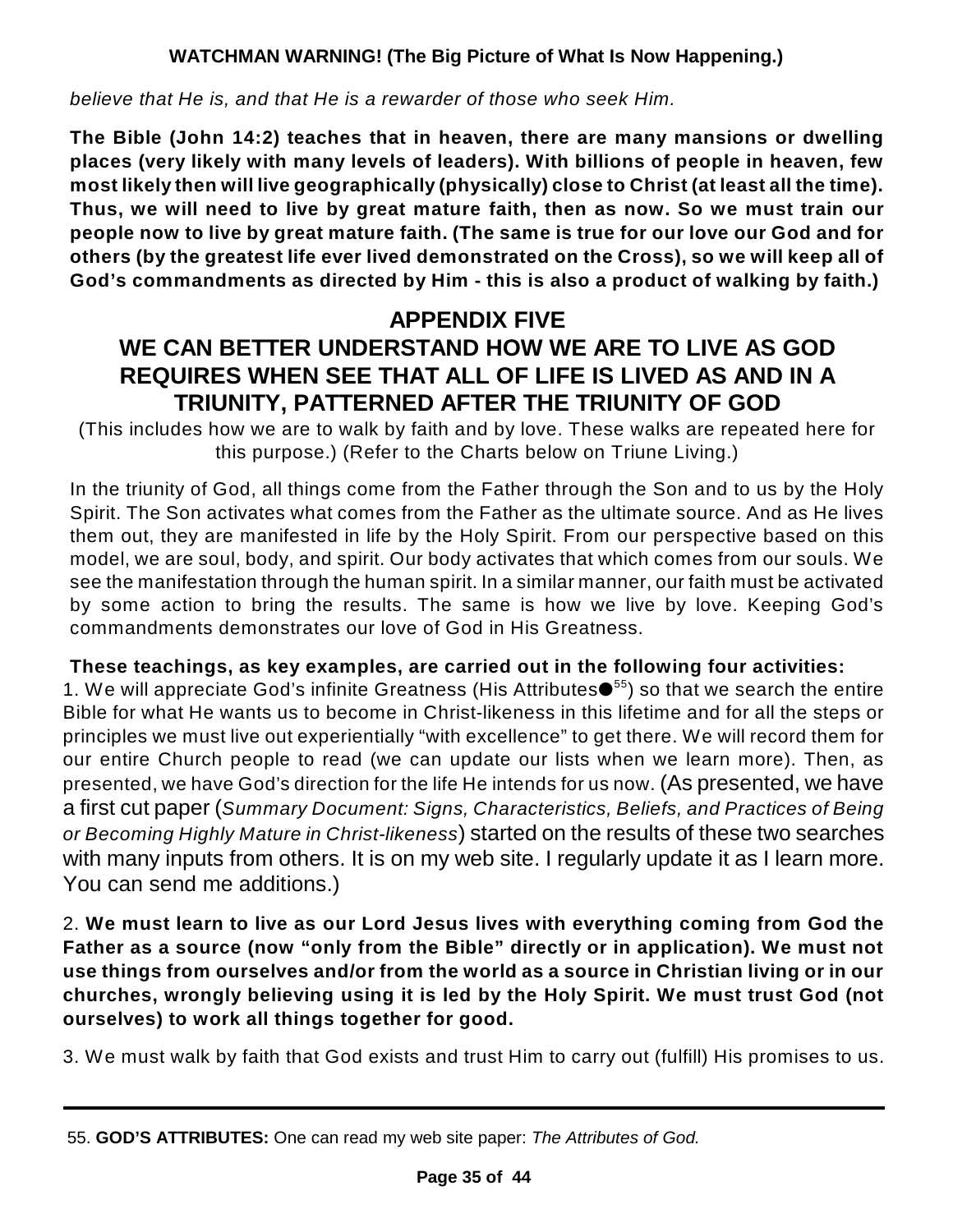*believe that He is, and that He is a rewarder of those who seek Him.*

**The Bible (John 14:2) teaches that in heaven, there are many mansions or dwelling places (very likely with many levels of leaders). With billions of people in heaven, few most likely then will live geographically (physically) close to Christ (at least all the time). Thus, we will need to live by great mature faith, then as now. So we must train our people now to live by great mature faith. (The same is true for our love our God and for others (by the greatest life ever lived demonstrated on the Cross), so we will keep all of God's commandments as directed by Him - this is also a product of walking by faith.)**

## APPENDIX FIVE
## WE CAN BETTER UNDERSTAND HOW WE ARE TO LIVE AS GOD REQUIRES WHEN SEE THAT ALL OF LIFE IS LIVED AS AND IN A TRIUNITY, PATTERNED AFTER THE TRIUNITY OF GOD

(This includes how we are to walk by faith and by love. These walks are repeated here for this purpose.) (Refer to the Charts below on Triune Living.)

In the triunity of God, all things come from the Father through the Son and to us by the Holy Spirit. The Son activates what comes from the Father as the ultimate source. And as He lives them out, they are manifested in life by the Holy Spirit. From our perspective based on this model, we are soul, body, and spirit. Our body activates that which comes from our souls. We see the manifestation through the human spirit. In a similar manner, our faith must be activated by some action to bring the results. The same is how we live by love. Keeping God's commandments demonstrates our love of God in His Greatness.

**These teachings, as key examples, are carried out in the following four activities:**

1. We will appreciate God's infinite Greatness (His Attributes●[55]) so that we search the entire Bible for what He wants us to become in Christ-likeness in this lifetime and for all the steps or principles we must live out experientially "with excellence" to get there. We will record them for our entire Church people to read (we can update our lists when we learn more). Then, as presented, we have God's direction for the life He intends for us now. (As presented, we have a first cut paper (*Summary Document: Signs, Characteristics, Beliefs, and Practices of Being or Becoming Highly Mature in Christ-likeness*) started on the results of these two searches with many inputs from others. It is on my web site. I regularly update it as I learn more. You can send me additions.)

2. **We must learn to live as our Lord Jesus lives with everything coming from God the Father as a source (now "only from the Bible" directly or in application). We must not use things from ourselves and/or from the world as a source in Christian living or in our churches, wrongly believing using it is led by the Holy Spirit. We must trust God (not ourselves) to work all things together for good.**

3. We must walk by faith that God exists and trust Him to carry out (fulfill) His promises to us.

---

55. **GOD'S ATTRIBUTES:** One can read my web site paper: *The Attributes of God.*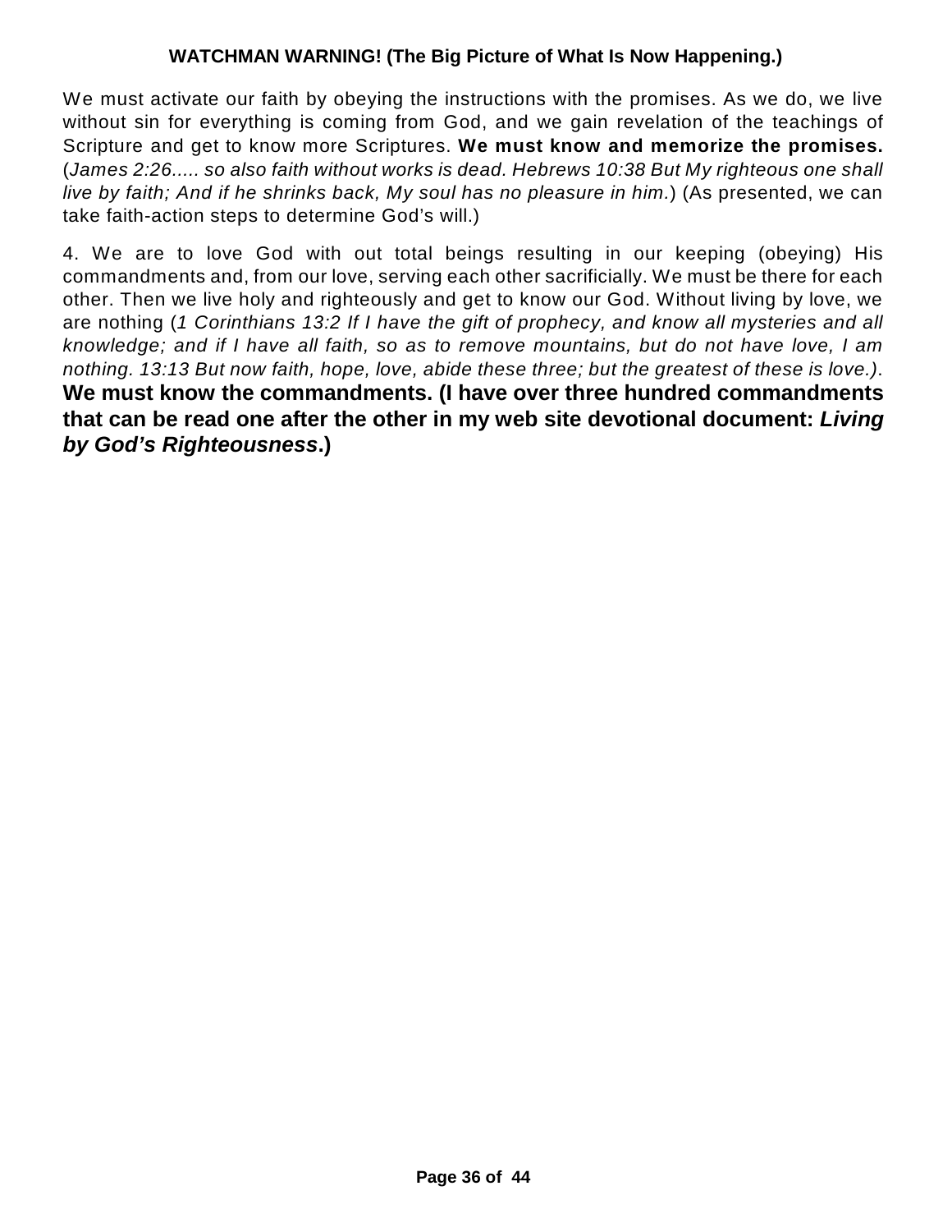We must activate our faith by obeying the instructions with the promises. As we do, we live without sin for everything is coming from God, and we gain revelation of the teachings of Scripture and get to know more Scriptures. **We must know and memorize the promises.** (*James 2:26..... so also faith without works is dead. Hebrews 10:38 But My righteous one shall live by faith; And if he shrinks back, My soul has no pleasure in him.*) (As presented, we can take faith-action steps to determine God's will.)

4. We are to love God with out total beings resulting in our keeping (obeying) His commandments and, from our love, serving each other sacrificially. We must be there for each other. Then we live holy and righteously and get to know our God. Without living by love, we are nothing (*1 Corinthians 13:2 If I have the gift of prophecy, and know all mysteries and all knowledge; and if I have all faith, so as to remove mountains, but do not have love, I am nothing. 13:13 But now faith, hope, love, abide these three; but the greatest of these is love.)*. **We must know the commandments. (I have over three hundred commandments that can be read one after the other in my web site devotional document: *Living by God's Righteousness*.)**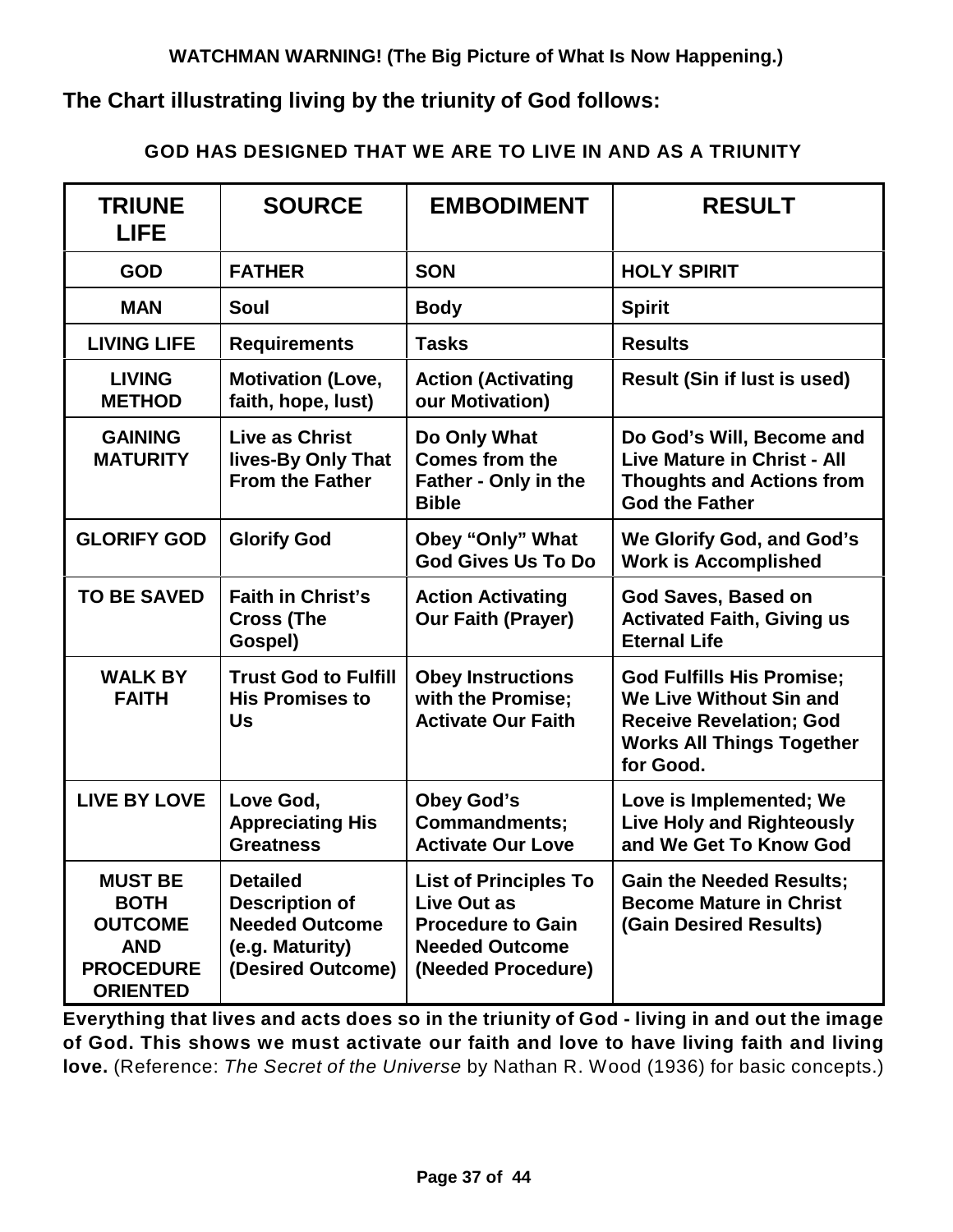**The Chart illustrating living by the triunity of God follows:**

**GOD HAS DESIGNED THAT WE ARE TO LIVE IN AND AS A TRIUNITY**

| TRIUNE LIFE | SOURCE | EMBODIMENT | RESULT |
|---|---|---|---|
| **GOD** | **FATHER** | **SON** | **HOLY SPIRIT** |
| **MAN** | **Soul** | **Body** | **Spirit** |
| **LIVING LIFE** | **Requirements** | **Tasks** | **Results** |
| **LIVING METHOD** | **Motivation (Love, faith, hope, lust)** | **Action (Activating our Motivation)** | **Result (Sin if lust is used)** |
| **GAINING MATURITY** | **Live as Christ lives-By Only That From the Father** | **Do Only What Comes from the Father - Only in the Bible** | **Do God's Will, Become and Live Mature in Christ - All Thoughts and Actions from God the Father** |
| **GLORIFY GOD** | **Glorify God** | **Obey "Only" What God Gives Us To Do** | **We Glorify God, and God's Work is Accomplished** |
| **TO BE SAVED** | **Faith in Christ's Cross (The Gospel)** | **Action Activating Our Faith (Prayer)** | **God Saves, Based on Activated Faith, Giving us Eternal Life** |
| **WALK BY FAITH** | **Trust God to Fulfill His Promises to Us** | **Obey Instructions with the Promise; Activate Our Faith** | **God Fulfills His Promise; We Live Without Sin and Receive Revelation; God Works All Things Together for Good.** |
| **LIVE BY LOVE** | **Love God, Appreciating His Greatness** | **Obey God's Commandments; Activate Our Love** | **Love is Implemented; We Live Holy and Righteously and We Get To Know God** |
| **MUST BE BOTH OUTCOME AND PROCEDURE ORIENTED** | **Detailed Description of Needed Outcome (e.g. Maturity) (Desired Outcome)** | **List of Principles To Live Out as Procedure to Gain Needed Outcome (Needed Procedure)** | **Gain the Needed Results; Become Mature in Christ (Gain Desired Results)** |

**Everything that lives and acts does so in the triunity of God - living in and out the image of God. This shows we must activate our faith and love to have living faith and living love.** (Reference: *The Secret of the Universe* by Nathan R. Wood (1936) for basic concepts.)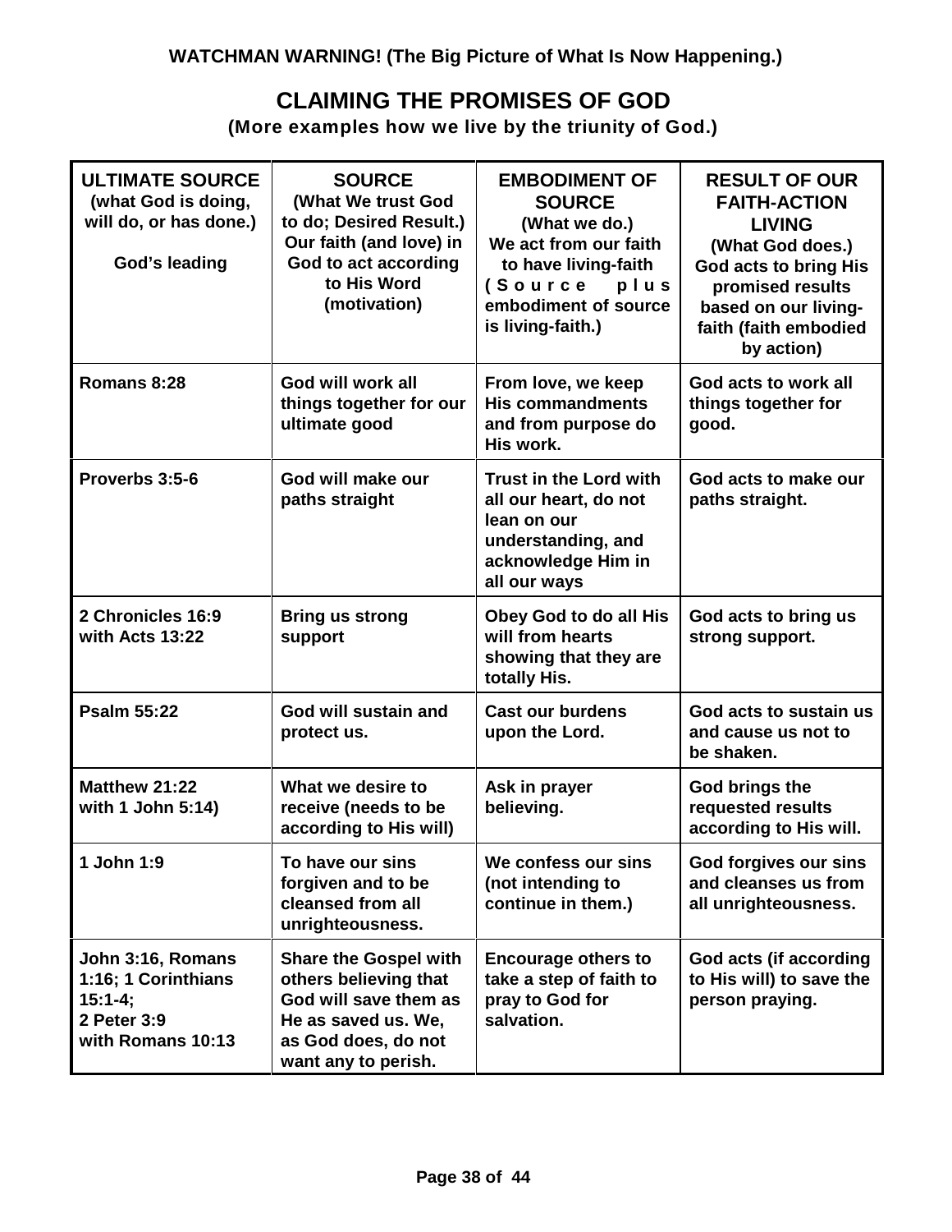**WATCHMAN WARNING! (The Big Picture of What Is Now Happening.)**

## CLAIMING THE PROMISES OF GOD

**(More examples how we live by the triunity of God.)**

| **ULTIMATE SOURCE** (what God is doing, will do, or has done.) God's leading | **SOURCE** (What We trust God to do; Desired Result.) Our faith (and love) in God to act according to His Word (motivation) | **EMBODIMENT OF SOURCE** (What we do.) We act from our faith to have living-faith (Source plus embodiment of source is living-faith.) | **RESULT OF OUR FAITH-ACTION LIVING** (What God does.) God acts to bring His promised results based on our living-faith (faith embodied by action) |
|---|---|---|---|
| **Romans 8:28** | **God will work all things together for our ultimate good** | **From love, we keep His commandments and from purpose do His work.** | **God acts to work all things together for good.** |
| **Proverbs 3:5-6** | **God will make our paths straight** | **Trust in the Lord with all our heart, do not lean on our understanding, and acknowledge Him in all our ways** | **God acts to make our paths straight.** |
| **2 Chronicles 16:9 with Acts 13:22** | **Bring us strong support** | **Obey God to do all His will from hearts showing that they are totally His.** | **God acts to bring us strong support.** |
| **Psalm 55:22** | **God will sustain and protect us.** | **Cast our burdens upon the Lord.** | **God acts to sustain us and cause us not to be shaken.** |
| **Matthew 21:22 with 1 John 5:14)** | **What we desire to receive (needs to be according to His will)** | **Ask in prayer believing.** | **God brings the requested results according to His will.** |
| **1 John 1:9** | **To have our sins forgiven and to be cleansed from all unrighteousness.** | **We confess our sins (not intending to continue in them.)** | **God forgives our sins and cleanses us from all unrighteousness.** |
| **John 3:16, Romans 1:16; 1 Corinthians 15:1-4; 2 Peter 3:9 with Romans 10:13** | **Share the Gospel with others believing that God will save them as He as saved us. We, as God does, do not want any to perish.** | **Encourage others to take a step of faith to pray to God for salvation.** | **God acts (if according to His will) to save the person praying.** |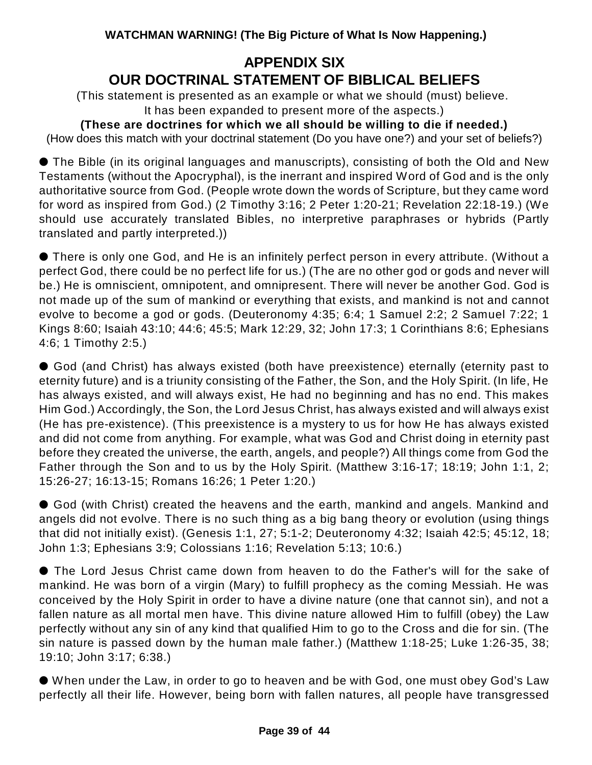# APPENDIX SIX
# OUR DOCTRINAL STATEMENT OF BIBLICAL BELIEFS

(This statement is presented as an example or what we should (must) believe.
It has been expanded to present more of the aspects.)

**(These are doctrines for which we all should be willing to die if needed.)**

(How does this match with your doctrinal statement (Do you have one?) and your set of beliefs?)

● The Bible (in its original languages and manuscripts), consisting of both the Old and New Testaments (without the Apocryphal), is the inerrant and inspired Word of God and is the only authoritative source from God. (People wrote down the words of Scripture, but they came word for word as inspired from God.) (2 Timothy 3:16; 2 Peter 1:20-21; Revelation 22:18-19.) (We should use accurately translated Bibles, no interpretive paraphrases or hybrids (Partly translated and partly interpreted.))

● There is only one God, and He is an infinitely perfect person in every attribute. (Without a perfect God, there could be no perfect life for us.) (The are no other god or gods and never will be.) He is omniscient, omnipotent, and omnipresent. There will never be another God. God is not made up of the sum of mankind or everything that exists, and mankind is not and cannot evolve to become a god or gods. (Deuteronomy 4:35; 6:4; 1 Samuel 2:2; 2 Samuel 7:22; 1 Kings 8:60; Isaiah 43:10; 44:6; 45:5; Mark 12:29, 32; John 17:3; 1 Corinthians 8:6; Ephesians 4:6; 1 Timothy 2:5.)

● God (and Christ) has always existed (both have preexistence) eternally (eternity past to eternity future) and is a triunity consisting of the Father, the Son, and the Holy Spirit. (In life, He has always existed, and will always exist, He had no beginning and has no end. This makes Him God.) Accordingly, the Son, the Lord Jesus Christ, has always existed and will always exist (He has pre-existence). (This preexistence is a mystery to us for how He has always existed and did not come from anything. For example, what was God and Christ doing in eternity past before they created the universe, the earth, angels, and people?) All things come from God the Father through the Son and to us by the Holy Spirit. (Matthew 3:16-17; 18:19; John 1:1, 2; 15:26-27; 16:13-15; Romans 16:26; 1 Peter 1:20.)

● God (with Christ) created the heavens and the earth, mankind and angels. Mankind and angels did not evolve. There is no such thing as a big bang theory or evolution (using things that did not initially exist). (Genesis 1:1, 27; 5:1-2; Deuteronomy 4:32; Isaiah 42:5; 45:12, 18; John 1:3; Ephesians 3:9; Colossians 1:16; Revelation 5:13; 10:6.)

● The Lord Jesus Christ came down from heaven to do the Father's will for the sake of mankind. He was born of a virgin (Mary) to fulfill prophecy as the coming Messiah. He was conceived by the Holy Spirit in order to have a divine nature (one that cannot sin), and not a fallen nature as all mortal men have. This divine nature allowed Him to fulfill (obey) the Law perfectly without any sin of any kind that qualified Him to go to the Cross and die for sin. (The sin nature is passed down by the human male father.) (Matthew 1:18-25; Luke 1:26-35, 38; 19:10; John 3:17; 6:38.)

● When under the Law, in order to go to heaven and be with God, one must obey God's Law perfectly all their life. However, being born with fallen natures, all people have transgressed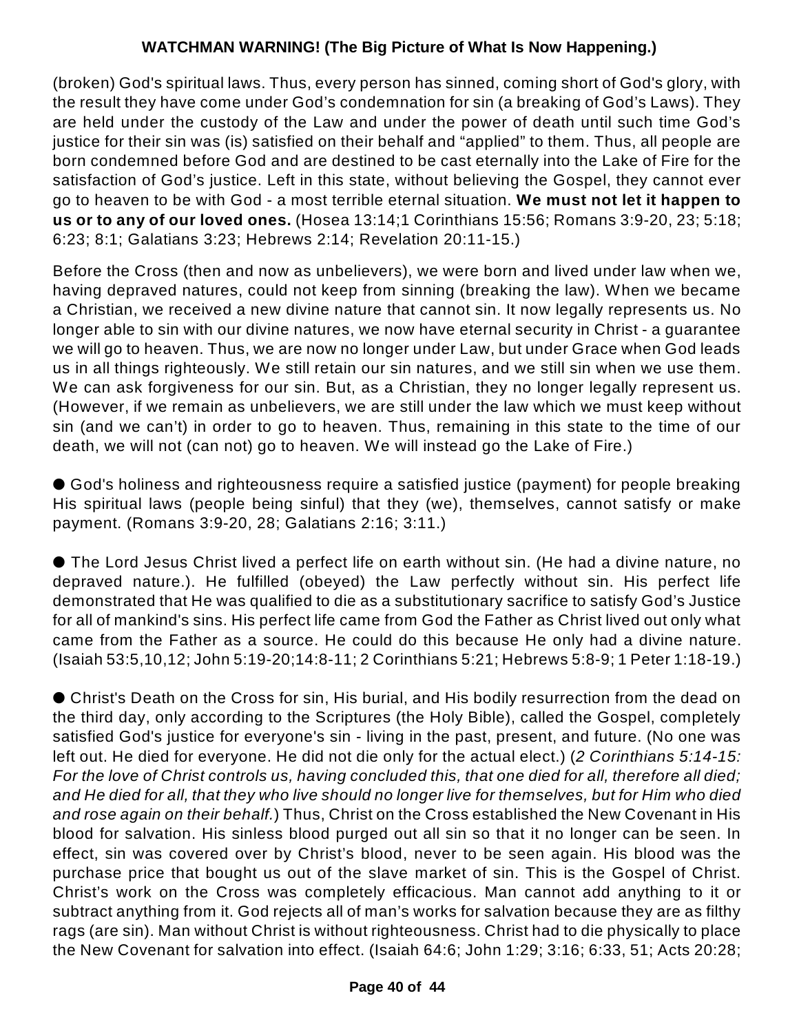(broken) God's spiritual laws. Thus, every person has sinned, coming short of God's glory, with the result they have come under God's condemnation for sin (a breaking of God's Laws). They are held under the custody of the Law and under the power of death until such time God's justice for their sin was (is) satisfied on their behalf and "applied" to them. Thus, all people are born condemned before God and are destined to be cast eternally into the Lake of Fire for the satisfaction of God's justice. Left in this state, without believing the Gospel, they cannot ever go to heaven to be with God - a most terrible eternal situation. **We must not let it happen to us or to any of our loved ones.** (Hosea 13:14;1 Corinthians 15:56; Romans 3:9-20, 23; 5:18; 6:23; 8:1; Galatians 3:23; Hebrews 2:14; Revelation 20:11-15.)

Before the Cross (then and now as unbelievers), we were born and lived under law when we, having depraved natures, could not keep from sinning (breaking the law). When we became a Christian, we received a new divine nature that cannot sin. It now legally represents us. No longer able to sin with our divine natures, we now have eternal security in Christ - a guarantee we will go to heaven. Thus, we are now no longer under Law, but under Grace when God leads us in all things righteously. We still retain our sin natures, and we still sin when we use them. We can ask forgiveness for our sin. But, as a Christian, they no longer legally represent us. (However, if we remain as unbelievers, we are still under the law which we must keep without sin (and we can't) in order to go to heaven. Thus, remaining in this state to the time of our death, we will not (can not) go to heaven. We will instead go the Lake of Fire.)

● God's holiness and righteousness require a satisfied justice (payment) for people breaking His spiritual laws (people being sinful) that they (we), themselves, cannot satisfy or make payment. (Romans 3:9-20, 28; Galatians 2:16; 3:11.)

● The Lord Jesus Christ lived a perfect life on earth without sin. (He had a divine nature, no depraved nature.). He fulfilled (obeyed) the Law perfectly without sin. His perfect life demonstrated that He was qualified to die as a substitutionary sacrifice to satisfy God's Justice for all of mankind's sins. His perfect life came from God the Father as Christ lived out only what came from the Father as a source. He could do this because He only had a divine nature. (Isaiah 53:5,10,12; John 5:19-20;14:8-11; 2 Corinthians 5:21; Hebrews 5:8-9; 1 Peter 1:18-19.)

● Christ's Death on the Cross for sin, His burial, and His bodily resurrection from the dead on the third day, only according to the Scriptures (the Holy Bible), called the Gospel, completely satisfied God's justice for everyone's sin - living in the past, present, and future. (No one was left out. He died for everyone. He did not die only for the actual elect.) (*2 Corinthians 5:14-15: For the love of Christ controls us, having concluded this, that one died for all, therefore all died; and He died for all, that they who live should no longer live for themselves, but for Him who died and rose again on their behalf.*) Thus, Christ on the Cross established the New Covenant in His blood for salvation. His sinless blood purged out all sin so that it no longer can be seen. In effect, sin was covered over by Christ's blood, never to be seen again. His blood was the purchase price that bought us out of the slave market of sin. This is the Gospel of Christ. Christ's work on the Cross was completely efficacious. Man cannot add anything to it or subtract anything from it. God rejects all of man's works for salvation because they are as filthy rags (are sin). Man without Christ is without righteousness. Christ had to die physically to place the New Covenant for salvation into effect. (Isaiah 64:6; John 1:29; 3:16; 6:33, 51; Acts 20:28;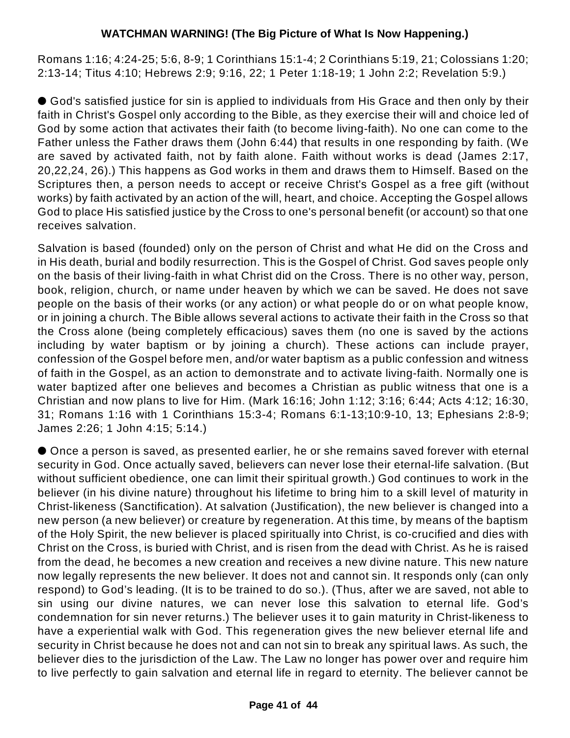Romans 1:16; 4:24-25; 5:6, 8-9; 1 Corinthians 15:1-4; 2 Corinthians 5:19, 21; Colossians 1:20; 2:13-14; Titus 4:10; Hebrews 2:9; 9:16, 22; 1 Peter 1:18-19; 1 John 2:2; Revelation 5:9.)

● God's satisfied justice for sin is applied to individuals from His Grace and then only by their faith in Christ's Gospel only according to the Bible, as they exercise their will and choice led of God by some action that activates their faith (to become living-faith). No one can come to the Father unless the Father draws them (John 6:44) that results in one responding by faith. (We are saved by activated faith, not by faith alone. Faith without works is dead (James 2:17, 20,22,24, 26).) This happens as God works in them and draws them to Himself. Based on the Scriptures then, a person needs to accept or receive Christ's Gospel as a free gift (without works) by faith activated by an action of the will, heart, and choice. Accepting the Gospel allows God to place His satisfied justice by the Cross to one's personal benefit (or account) so that one receives salvation.

Salvation is based (founded) only on the person of Christ and what He did on the Cross and in His death, burial and bodily resurrection. This is the Gospel of Christ. God saves people only on the basis of their living-faith in what Christ did on the Cross. There is no other way, person, book, religion, church, or name under heaven by which we can be saved. He does not save people on the basis of their works (or any action) or what people do or on what people know, or in joining a church. The Bible allows several actions to activate their faith in the Cross so that the Cross alone (being completely efficacious) saves them (no one is saved by the actions including by water baptism or by joining a church). These actions can include prayer, confession of the Gospel before men, and/or water baptism as a public confession and witness of faith in the Gospel, as an action to demonstrate and to activate living-faith. Normally one is water baptized after one believes and becomes a Christian as public witness that one is a Christian and now plans to live for Him. (Mark 16:16; John 1:12; 3:16; 6:44; Acts 4:12; 16:30, 31; Romans 1:16 with 1 Corinthians 15:3-4; Romans 6:1-13;10:9-10, 13; Ephesians 2:8-9; James 2:26; 1 John 4:15; 5:14.)

● Once a person is saved, as presented earlier, he or she remains saved forever with eternal security in God. Once actually saved, believers can never lose their eternal-life salvation. (But without sufficient obedience, one can limit their spiritual growth.) God continues to work in the believer (in his divine nature) throughout his lifetime to bring him to a skill level of maturity in Christ-likeness (Sanctification). At salvation (Justification), the new believer is changed into a new person (a new believer) or creature by regeneration. At this time, by means of the baptism of the Holy Spirit, the new believer is placed spiritually into Christ, is co-crucified and dies with Christ on the Cross, is buried with Christ, and is risen from the dead with Christ. As he is raised from the dead, he becomes a new creation and receives a new divine nature. This new nature now legally represents the new believer. It does not and cannot sin. It responds only (can only respond) to God's leading. (It is to be trained to do so.). (Thus, after we are saved, not able to sin using our divine natures, we can never lose this salvation to eternal life. God's condemnation for sin never returns.) The believer uses it to gain maturity in Christ-likeness to have a experiential walk with God. This regeneration gives the new believer eternal life and security in Christ because he does not and can not sin to break any spiritual laws. As such, the believer dies to the jurisdiction of the Law. The Law no longer has power over and require him to live perfectly to gain salvation and eternal life in regard to eternity. The believer cannot be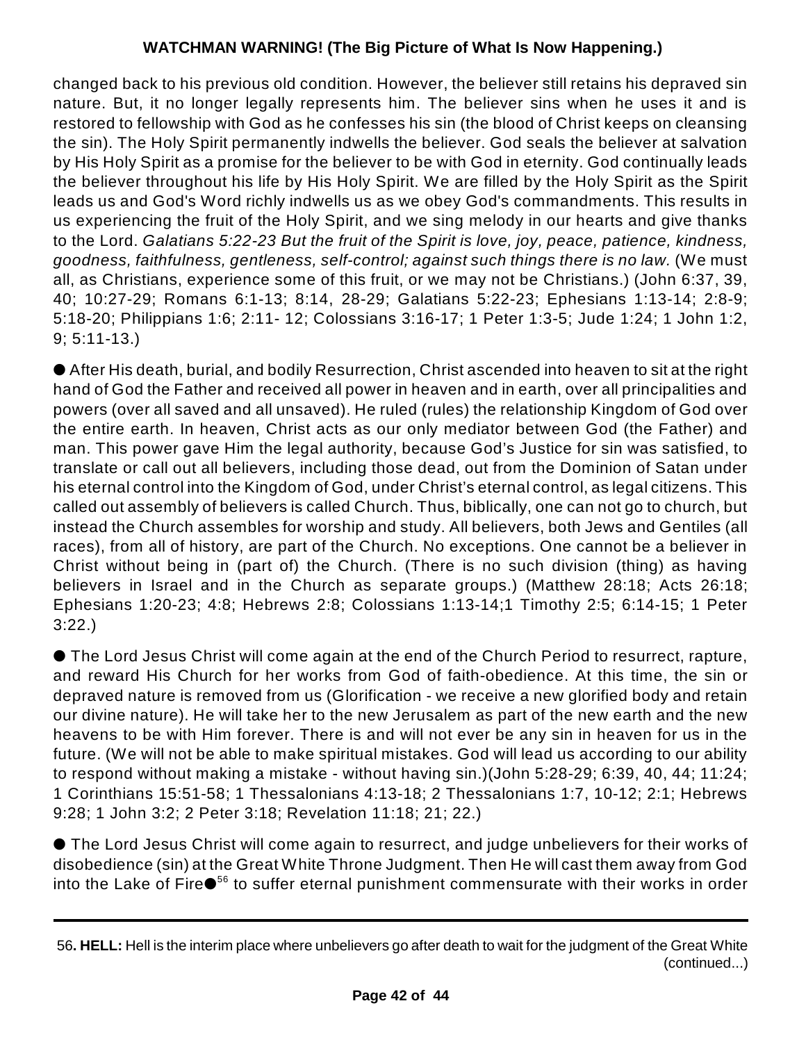changed back to his previous old condition. However, the believer still retains his depraved sin nature. But, it no longer legally represents him. The believer sins when he uses it and is restored to fellowship with God as he confesses his sin (the blood of Christ keeps on cleansing the sin). The Holy Spirit permanently indwells the believer. God seals the believer at salvation by His Holy Spirit as a promise for the believer to be with God in eternity. God continually leads the believer throughout his life by His Holy Spirit. We are filled by the Holy Spirit as the Spirit leads us and God's Word richly indwells us as we obey God's commandments. This results in us experiencing the fruit of the Holy Spirit, and we sing melody in our hearts and give thanks to the Lord. *Galatians 5:22-23 But the fruit of the Spirit is love, joy, peace, patience, kindness, goodness, faithfulness, gentleness, self-control; against such things there is no law.* (We must all, as Christians, experience some of this fruit, or we may not be Christians.) (John 6:37, 39, 40; 10:27-29; Romans 6:1-13; 8:14, 28-29; Galatians 5:22-23; Ephesians 1:13-14; 2:8-9; 5:18-20; Philippians 1:6; 2:11- 12; Colossians 3:16-17; 1 Peter 1:3-5; Jude 1:24; 1 John 1:2, 9; 5:11-13.)

● After His death, burial, and bodily Resurrection, Christ ascended into heaven to sit at the right hand of God the Father and received all power in heaven and in earth, over all principalities and powers (over all saved and all unsaved). He ruled (rules) the relationship Kingdom of God over the entire earth. In heaven, Christ acts as our only mediator between God (the Father) and man. This power gave Him the legal authority, because God's Justice for sin was satisfied, to translate or call out all believers, including those dead, out from the Dominion of Satan under his eternal control into the Kingdom of God, under Christ's eternal control, as legal citizens. This called out assembly of believers is called Church. Thus, biblically, one can not go to church, but instead the Church assembles for worship and study. All believers, both Jews and Gentiles (all races), from all of history, are part of the Church. No exceptions. One cannot be a believer in Christ without being in (part of) the Church. (There is no such division (thing) as having believers in Israel and in the Church as separate groups.) (Matthew 28:18; Acts 26:18; Ephesians 1:20-23; 4:8; Hebrews 2:8; Colossians 1:13-14;1 Timothy 2:5; 6:14-15; 1 Peter 3:22.)

● The Lord Jesus Christ will come again at the end of the Church Period to resurrect, rapture, and reward His Church for her works from God of faith-obedience. At this time, the sin or depraved nature is removed from us (Glorification - we receive a new glorified body and retain our divine nature). He will take her to the new Jerusalem as part of the new earth and the new heavens to be with Him forever. There is and will not ever be any sin in heaven for us in the future. (We will not be able to make spiritual mistakes. God will lead us according to our ability to respond without making a mistake - without having sin.)(John 5:28-29; 6:39, 40, 44; 11:24; 1 Corinthians 15:51-58; 1 Thessalonians 4:13-18; 2 Thessalonians 1:7, 10-12; 2:1; Hebrews 9:28; 1 John 3:2; 2 Peter 3:18; Revelation 11:18; 21; 22.)

● The Lord Jesus Christ will come again to resurrect, and judge unbelievers for their works of disobedience (sin) at the Great White Throne Judgment. Then He will cast them away from God into the Lake of Fire●[56] to suffer eternal punishment commensurate with their works in order

---

56**. HELL:** Hell is the interim place where unbelievers go after death to wait for the judgment of the Great White (continued...)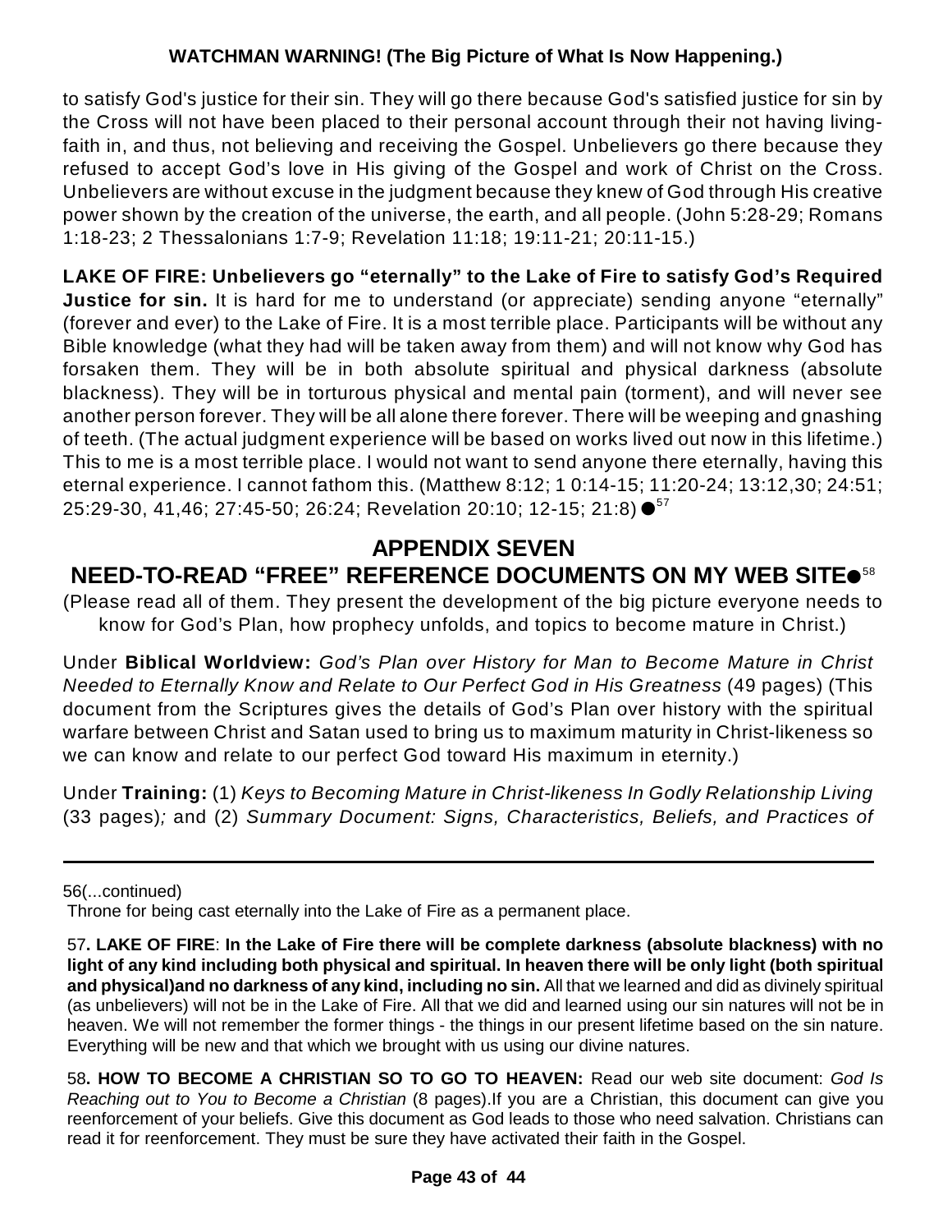to satisfy God's justice for their sin. They will go there because God's satisfied justice for sin by the Cross will not have been placed to their personal account through their not having living-faith in, and thus, not believing and receiving the Gospel. Unbelievers go there because they refused to accept God's love in His giving of the Gospel and work of Christ on the Cross. Unbelievers are without excuse in the judgment because they knew of God through His creative power shown by the creation of the universe, the earth, and all people. (John 5:28-29; Romans 1:18-23; 2 Thessalonians 1:7-9; Revelation 11:18; 19:11-21; 20:11-15.)

**LAKE OF FIRE: Unbelievers go "eternally" to the Lake of Fire to satisfy God's Required Justice for sin.** It is hard for me to understand (or appreciate) sending anyone "eternally" (forever and ever) to the Lake of Fire. It is a most terrible place. Participants will be without any Bible knowledge (what they had will be taken away from them) and will not know why God has forsaken them. They will be in both absolute spiritual and physical darkness (absolute blackness). They will be in torturous physical and mental pain (torment), and will never see another person forever. They will be all alone there forever. There will be weeping and gnashing of teeth. (The actual judgment experience will be based on works lived out now in this lifetime.) This to me is a most terrible place. I would not want to send anyone there eternally, having this eternal experience. I cannot fathom this. (Matthew 8:12; 1 0:14-15; 11:20-24; 13:12,30; 24:51; 25:29-30, 41,46; 27:45-50; 26:24; Revelation 20:10; 12-15; 21:8) ●[57]

## APPENDIX SEVEN
## NEED-TO-READ "FREE" REFERENCE DOCUMENTS ON MY WEB SITE●[58]

(Please read all of them. They present the development of the big picture everyone needs to know for God's Plan, how prophecy unfolds, and topics to become mature in Christ.)

Under **Biblical Worldview:** *God's Plan over History for Man to Become Mature in Christ Needed to Eternally Know and Relate to Our Perfect God in His Greatness* (49 pages) (This document from the Scriptures gives the details of God's Plan over history with the spiritual warfare between Christ and Satan used to bring us to maximum maturity in Christ-likeness so we can know and relate to our perfect God toward His maximum in eternity.)

Under **Training:** (1) *Keys to Becoming Mature in Christ-likeness In Godly Relationship Living* (33 pages)*;* and (2) *Summary Document: Signs, Characteristics, Beliefs, and Practices of*

---

56(...continued)
Throne for being cast eternally into the Lake of Fire as a permanent place.

57**. LAKE OF FIRE**: **In the Lake of Fire there will be complete darkness (absolute blackness) with no light of any kind including both physical and spiritual. In heaven there will be only light (both spiritual and physical)and no darkness of any kind, including no sin.** All that we learned and did as divinely spiritual (as unbelievers) will not be in the Lake of Fire. All that we did and learned using our sin natures will not be in heaven. We will not remember the former things - the things in our present lifetime based on the sin nature. Everything will be new and that which we brought with us using our divine natures.

58**. HOW TO BECOME A CHRISTIAN SO TO GO TO HEAVEN:** Read our web site document: *God Is Reaching out to You to Become a Christian* (8 pages).If you are a Christian, this document can give you reenforcement of your beliefs. Give this document as God leads to those who need salvation. Christians can read it for reenforcement. They must be sure they have activated their faith in the Gospel.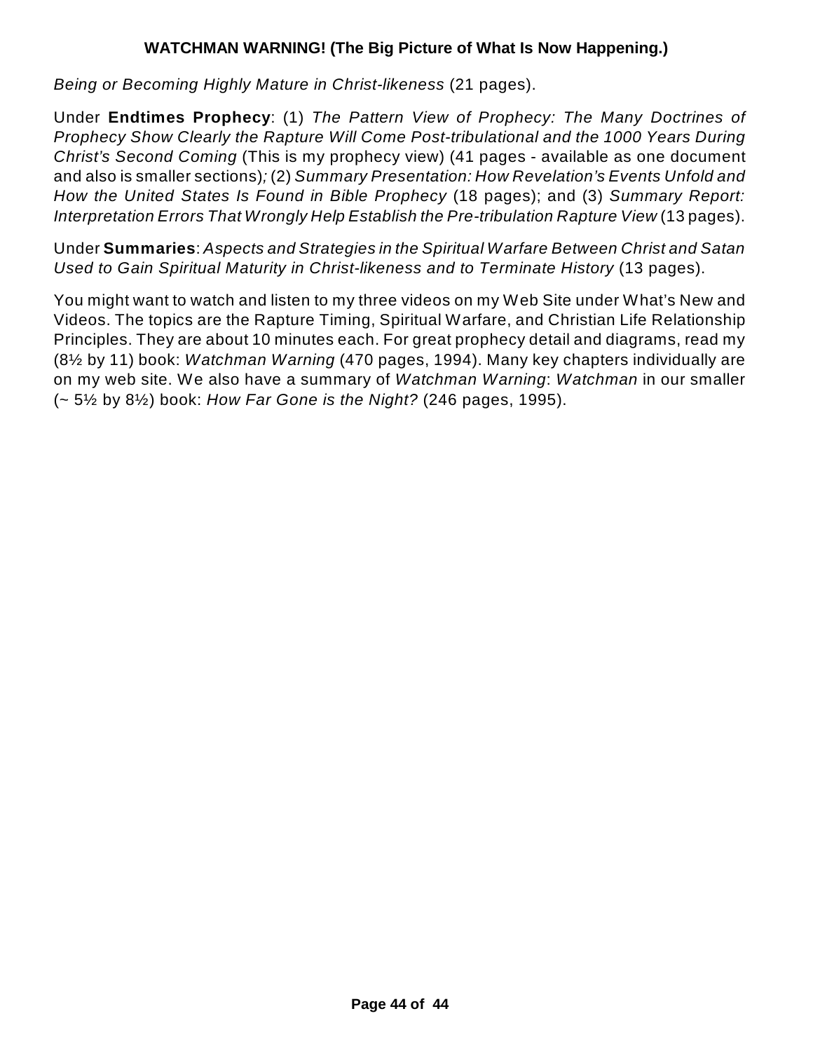*Being or Becoming Highly Mature in Christ-likeness* (21 pages).

Under **Endtimes Prophecy**: (1) *The Pattern View of Prophecy: The Many Doctrines of Prophecy Show Clearly the Rapture Will Come Post-tribulational and the 1000 Years During Christ's Second Coming* (This is my prophecy view) (41 pages - available as one document and also is smaller sections)*;* (2) *Summary Presentation: How Revelation's Events Unfold and How the United States Is Found in Bible Prophecy* (18 pages); and (3) *Summary Report: Interpretation Errors That Wrongly Help Establish the Pre-tribulation Rapture View* (13 pages).

Under **Summaries**: *Aspects and Strategies in the Spiritual Warfare Between Christ and Satan Used to Gain Spiritual Maturity in Christ-likeness and to Terminate History* (13 pages).

You might want to watch and listen to my three videos on my Web Site under What's New and Videos. The topics are the Rapture Timing, Spiritual Warfare, and Christian Life Relationship Principles. They are about 10 minutes each. For great prophecy detail and diagrams, read my (8½ by 11) book: *Watchman Warning* (470 pages, 1994). Many key chapters individually are on my web site. We also have a summary of *Watchman Warning*: *Watchman* in our smaller (~ 5½ by 8½) book: *How Far Gone is the Night?* (246 pages, 1995).